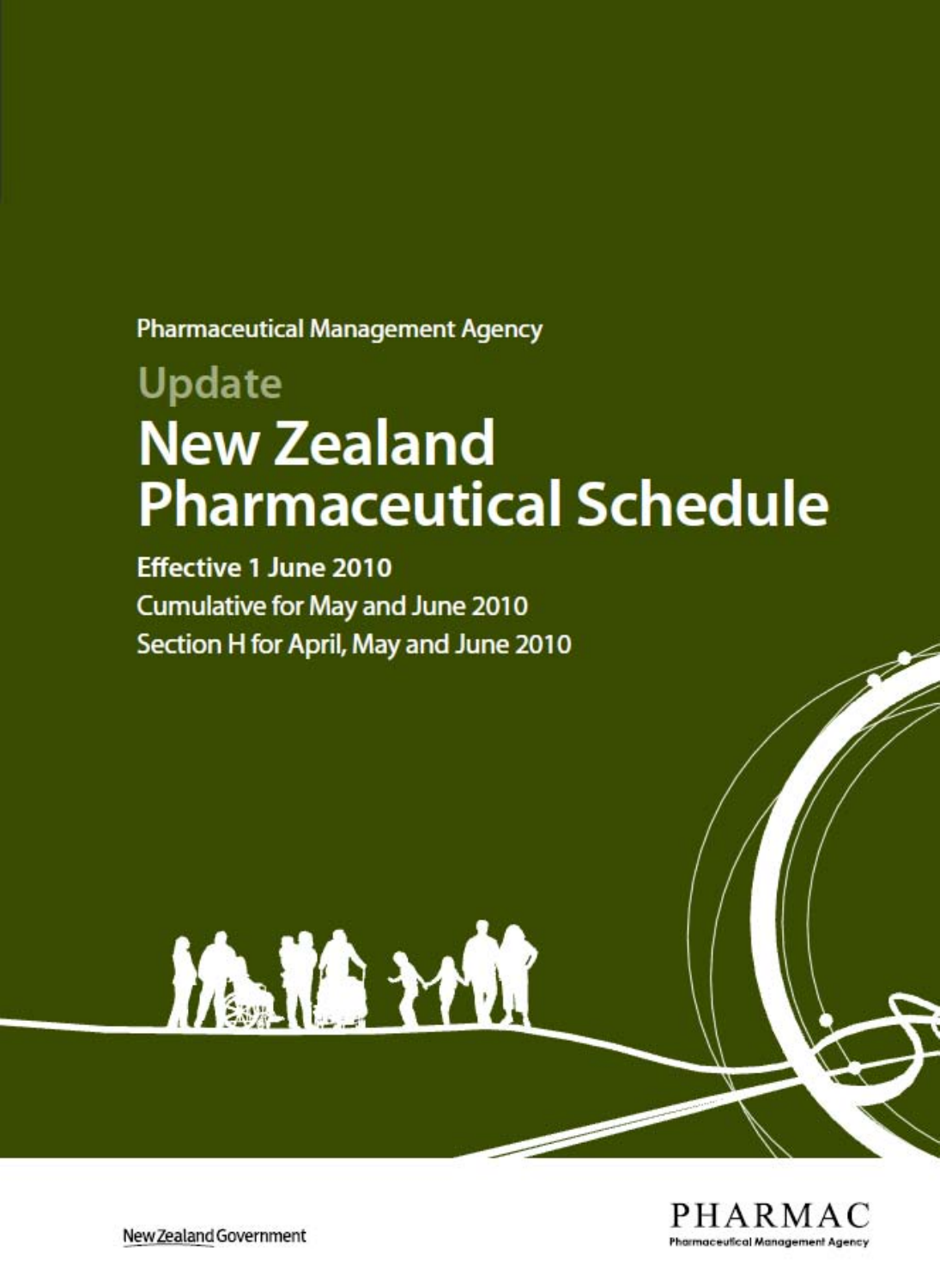Pharmaceutical Management Agency

## Update

# New Zealand Pharmaceutical Schedule

**Effective 1 June 2010**

Cumulative for May and June 2010

Section H for April, May and June 2010

New Zealand Government

PHARMAC
Pharmaceutical Management Agency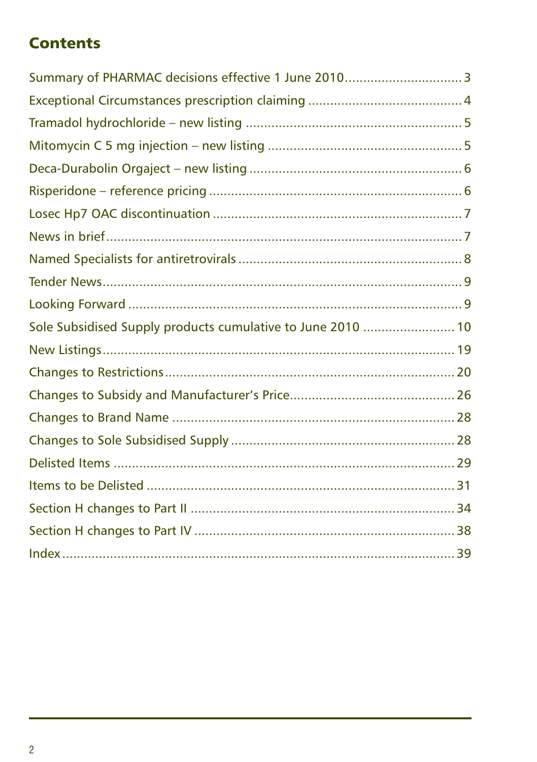## Contents

Summary of PHARMAC decisions effective 1 June 2010 ............................... 3

Exceptional Circumstances prescription claiming ......................................... 4

Tramadol hydrochloride – new listing ........................................................ 5

Mitomycin C 5 mg injection – new listing .................................................... 5

Deca-Durabolin Orgaject – new listing ......................................................... 6

Risperidone – reference pricing ................................................................... 6

Losec Hp7 OAC discontinuation .................................................................. 7

News in brief ............................................................................................... 7

Named Specialists for antiretrovirals ........................................................... 8

Tender News ................................................................................................ 9

Looking Forward ......................................................................................... 9

Sole Subsidised Supply products cumulative to June 2010 ......................... 10

New Listings .............................................................................................. 19

Changes to Restrictions .............................................................................. 20

Changes to Subsidy and Manufacturer's Price ............................................ 26

Changes to Brand Name ............................................................................. 28

Changes to Sole Subsidised Supply ............................................................ 28

Delisted Items ............................................................................................ 29

Items to be Delisted ................................................................................... 31

Section H changes to Part II ....................................................................... 34

Section H changes to Part IV ...................................................................... 38

Index .......................................................................................................... 39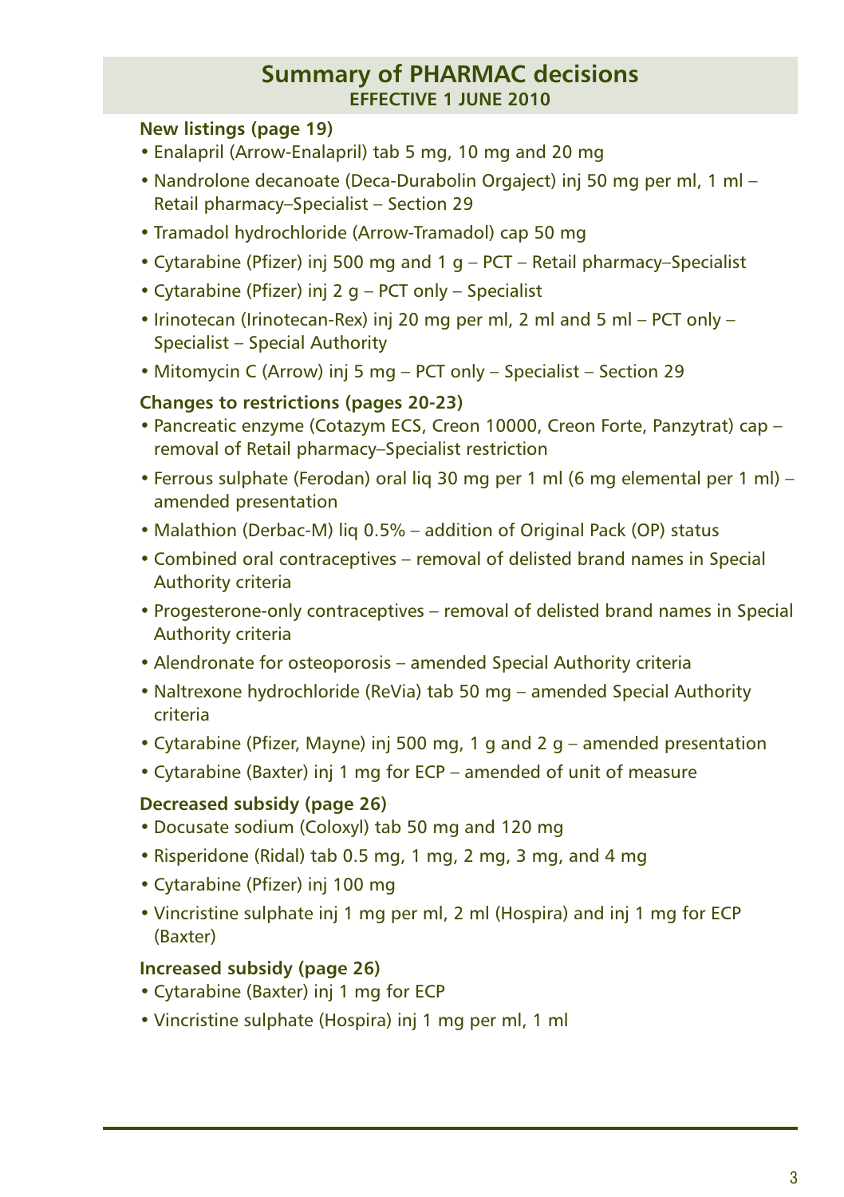# Summary of PHARMAC decisions

**EFFECTIVE 1 JUNE 2010**

**New listings (page 19)**

- Enalapril (Arrow-Enalapril) tab 5 mg, 10 mg and 20 mg
- Nandrolone decanoate (Deca-Durabolin Orgaject) inj 50 mg per ml, 1 ml – Retail pharmacy–Specialist – Section 29
- Tramadol hydrochloride (Arrow-Tramadol) cap 50 mg
- Cytarabine (Pfizer) inj 500 mg and 1 g – PCT – Retail pharmacy–Specialist
- Cytarabine (Pfizer) inj 2 g – PCT only – Specialist
- Irinotecan (Irinotecan-Rex) inj 20 mg per ml, 2 ml and 5 ml – PCT only – Specialist – Special Authority
- Mitomycin C (Arrow) inj 5 mg – PCT only – Specialist – Section 29

**Changes to restrictions (pages 20-23)**

- Pancreatic enzyme (Cotazym ECS, Creon 10000, Creon Forte, Panzytrat) cap – removal of Retail pharmacy–Specialist restriction
- Ferrous sulphate (Ferodan) oral liq 30 mg per 1 ml (6 mg elemental per 1 ml) – amended presentation
- Malathion (Derbac-M) liq 0.5% – addition of Original Pack (OP) status
- Combined oral contraceptives – removal of delisted brand names in Special Authority criteria
- Progesterone-only contraceptives – removal of delisted brand names in Special Authority criteria
- Alendronate for osteoporosis – amended Special Authority criteria
- Naltrexone hydrochloride (ReVia) tab 50 mg – amended Special Authority criteria
- Cytarabine (Pfizer, Mayne) inj 500 mg, 1 g and 2 g – amended presentation
- Cytarabine (Baxter) inj 1 mg for ECP – amended of unit of measure

**Decreased subsidy (page 26)**

- Docusate sodium (Coloxyl) tab 50 mg and 120 mg
- Risperidone (Ridal) tab 0.5 mg, 1 mg, 2 mg, 3 mg, and 4 mg
- Cytarabine (Pfizer) inj 100 mg
- Vincristine sulphate inj 1 mg per ml, 2 ml (Hospira) and inj 1 mg for ECP (Baxter)

**Increased subsidy (page 26)**

- Cytarabine (Baxter) inj 1 mg for ECP
- Vincristine sulphate (Hospira) inj 1 mg per ml, 1 ml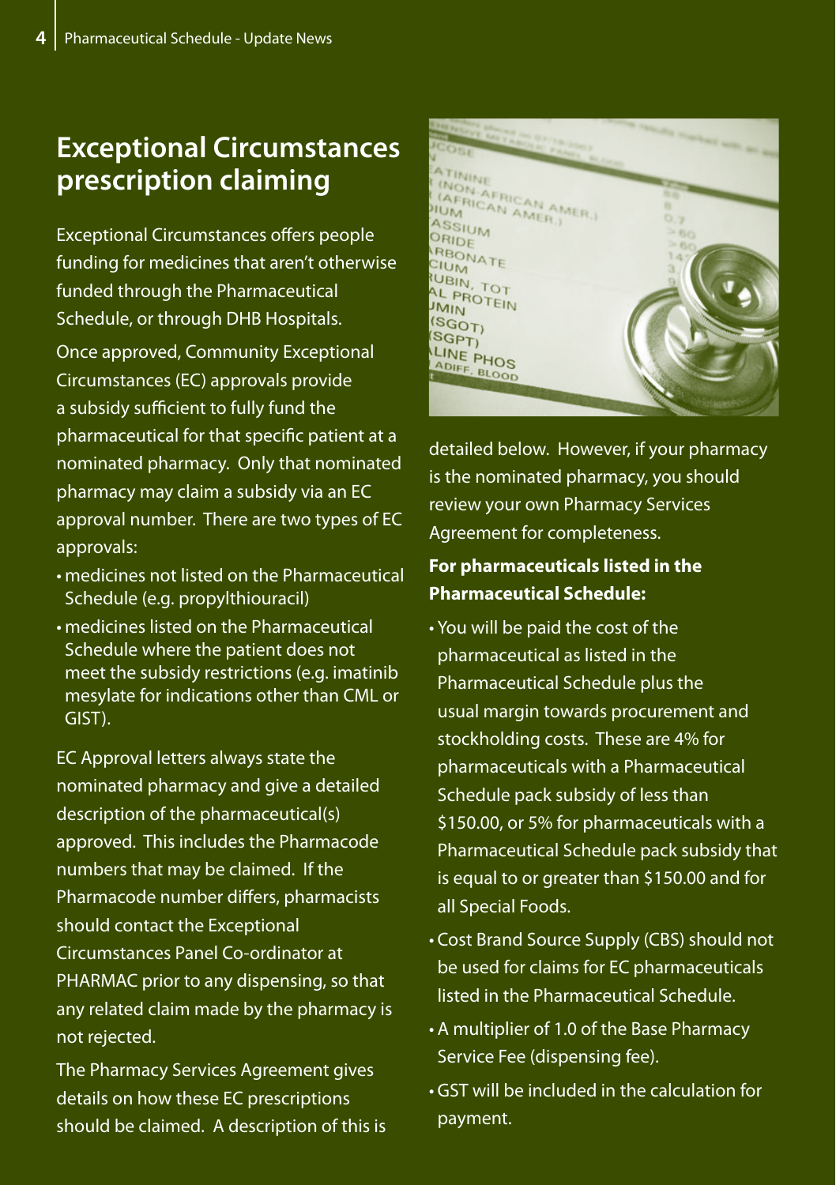## Exceptional Circumstances prescription claiming

Exceptional Circumstances offers people funding for medicines that aren't otherwise funded through the Pharmaceutical Schedule, or through DHB Hospitals.

Once approved, Community Exceptional Circumstances (EC) approvals provide a subsidy sufficient to fully fund the pharmaceutical for that specific patient at a nominated pharmacy. Only that nominated pharmacy may claim a subsidy via an EC approval number. There are two types of EC approvals:

- medicines not listed on the Pharmaceutical Schedule (e.g. propylthiouracil)
- medicines listed on the Pharmaceutical Schedule where the patient does not meet the subsidy restrictions (e.g. imatinib mesylate for indications other than CML or GIST).

EC Approval letters always state the nominated pharmacy and give a detailed description of the pharmaceutical(s) approved. This includes the Pharmacode numbers that may be claimed. If the Pharmacode number differs, pharmacists should contact the Exceptional Circumstances Panel Co-ordinator at PHARMAC prior to any dispensing, so that any related claim made by the pharmacy is not rejected.

The Pharmacy Services Agreement gives details on how these EC prescriptions should be claimed. A description of this is detailed below. However, if your pharmacy is the nominated pharmacy, you should review your own Pharmacy Services Agreement for completeness.

**For pharmaceuticals listed in the Pharmaceutical Schedule:**

- You will be paid the cost of the pharmaceutical as listed in the Pharmaceutical Schedule plus the usual margin towards procurement and stockholding costs. These are 4% for pharmaceuticals with a Pharmaceutical Schedule pack subsidy of less than $150.00, or 5% for pharmaceuticals with a Pharmaceutical Schedule pack subsidy that is equal to or greater than $150.00 and for all Special Foods.
- Cost Brand Source Supply (CBS) should not be used for claims for EC pharmaceuticals listed in the Pharmaceutical Schedule.
- A multiplier of 1.0 of the Base Pharmacy Service Fee (dispensing fee).
- GST will be included in the calculation for payment.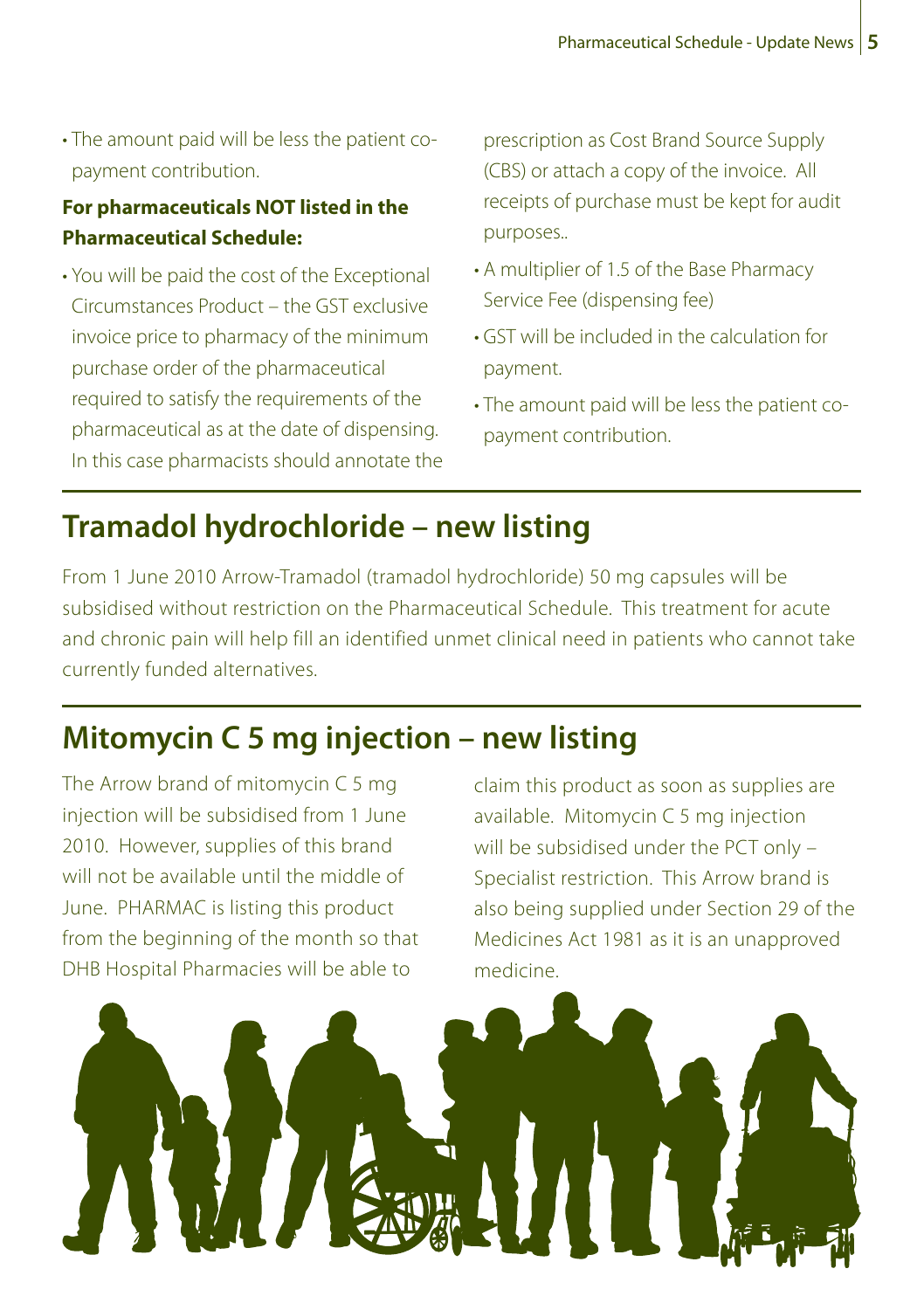- The amount paid will be less the patient co-payment contribution.

**For pharmaceuticals NOT listed in the Pharmaceutical Schedule:**

- You will be paid the cost of the Exceptional Circumstances Product – the GST exclusive invoice price to pharmacy of the minimum purchase order of the pharmaceutical required to satisfy the requirements of the pharmaceutical as at the date of dispensing. In this case pharmacists should annotate the prescription as Cost Brand Source Supply (CBS) or attach a copy of the invoice. All receipts of purchase must be kept for audit purposes..
- A multiplier of 1.5 of the Base Pharmacy Service Fee (dispensing fee)
- GST will be included in the calculation for payment.
- The amount paid will be less the patient co-payment contribution.

## Tramadol hydrochloride – new listing

From 1 June 2010 Arrow-Tramadol (tramadol hydrochloride) 50 mg capsules will be subsidised without restriction on the Pharmaceutical Schedule. This treatment for acute and chronic pain will help fill an identified unmet clinical need in patients who cannot take currently funded alternatives.

## Mitomycin C 5 mg injection – new listing

The Arrow brand of mitomycin C 5 mg injection will be subsidised from 1 June 2010. However, supplies of this brand will not be available until the middle of June. PHARMAC is listing this product from the beginning of the month so that DHB Hospital Pharmacies will be able to claim this product as soon as supplies are available. Mitomycin C 5 mg injection will be subsidised under the PCT only – Specialist restriction. This Arrow brand is also being supplied under Section 29 of the Medicines Act 1981 as it is an unapproved medicine.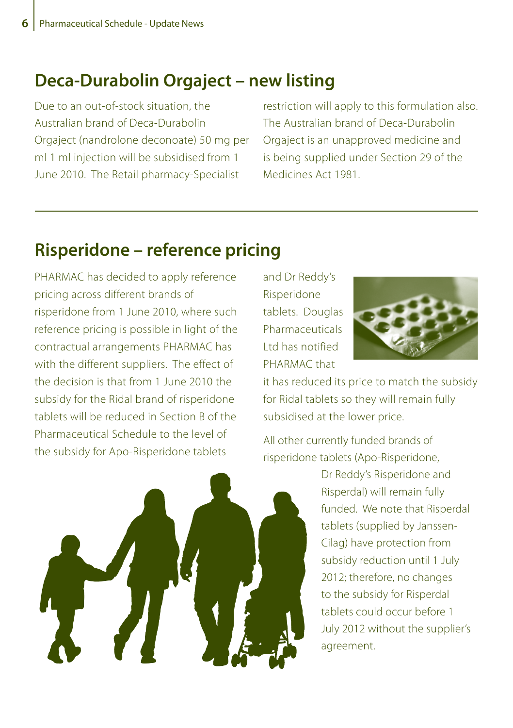## Deca-Durabolin Orgaject – new listing

Due to an out-of-stock situation, the Australian brand of Deca-Durabolin Orgaject (nandrolone deconoate) 50 mg per ml 1 ml injection will be subsidised from 1 June 2010. The Retail pharmacy-Specialist restriction will apply to this formulation also. The Australian brand of Deca-Durabolin Orgaject is an unapproved medicine and is being supplied under Section 29 of the Medicines Act 1981.

---

## Risperidone – reference pricing

PHARMAC has decided to apply reference pricing across different brands of risperidone from 1 June 2010, where such reference pricing is possible in light of the contractual arrangements PHARMAC has with the different suppliers. The effect of the decision is that from 1 June 2010 the subsidy for the Ridal brand of risperidone tablets will be reduced in Section B of the Pharmaceutical Schedule to the level of the subsidy for Apo-Risperidone tablets and Dr Reddy's Risperidone tablets. Douglas Pharmaceuticals Ltd has notified PHARMAC that it has reduced its price to match the subsidy for Ridal tablets so they will remain fully subsidised at the lower price.

All other currently funded brands of risperidone tablets (Apo-Risperidone, Dr Reddy's Risperidone and Risperdal) will remain fully funded. We note that Risperdal tablets (supplied by Janssen-Cilag) have protection from subsidy reduction until 1 July 2012; therefore, no changes to the subsidy for Risperdal tablets could occur before 1 July 2012 without the supplier's agreement.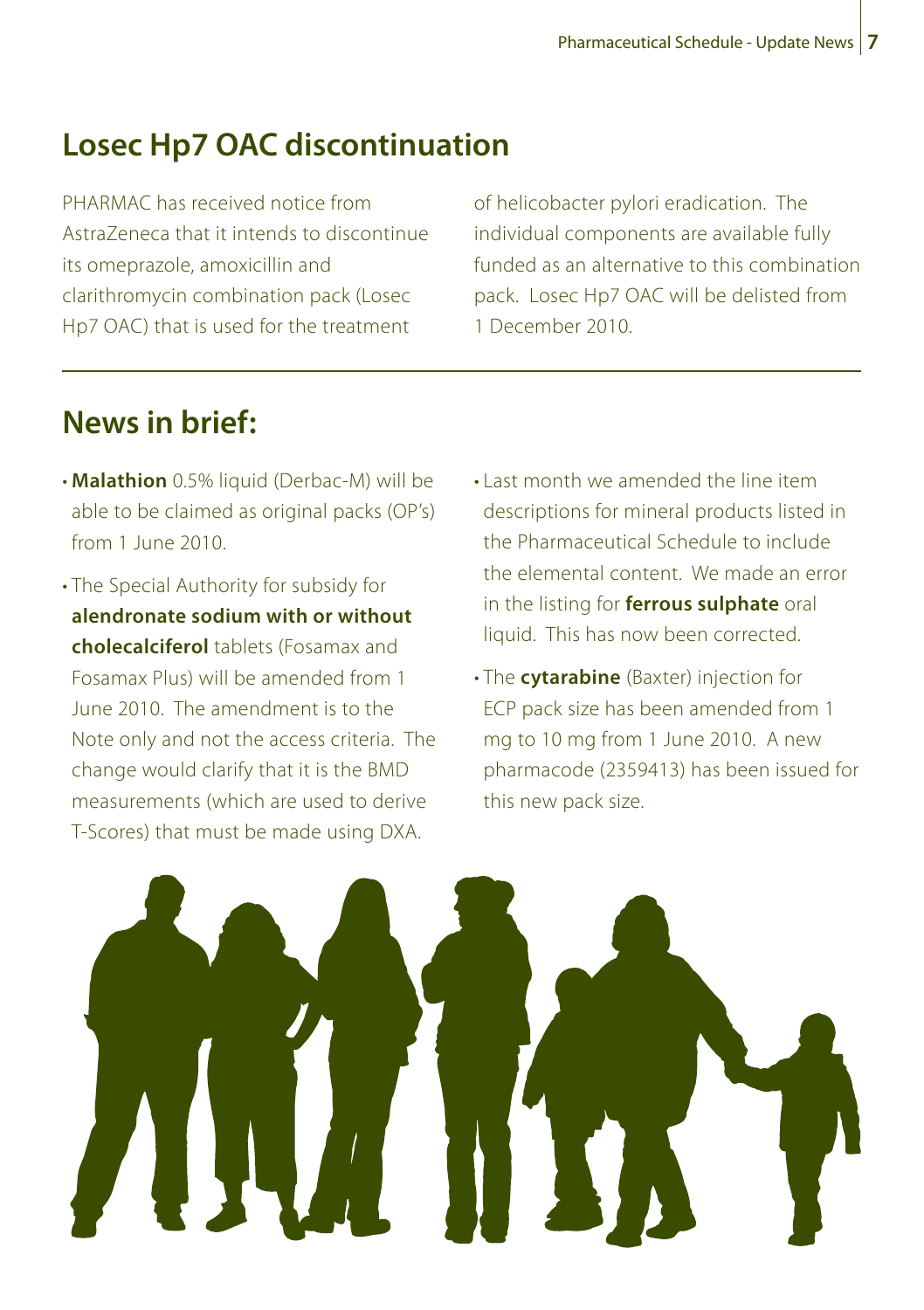## Losec Hp7 OAC discontinuation

PHARMAC has received notice from AstraZeneca that it intends to discontinue its omeprazole, amoxicillin and clarithromycin combination pack (Losec Hp7 OAC) that is used for the treatment of helicobacter pylori eradication. The individual components are available fully funded as an alternative to this combination pack. Losec Hp7 OAC will be delisted from 1 December 2010.

## News in brief:

- **Malathion** 0.5% liquid (Derbac-M) will be able to be claimed as original packs (OP's) from 1 June 2010.
- The Special Authority for subsidy for **alendronate sodium with or without cholecalciferol** tablets (Fosamax and Fosamax Plus) will be amended from 1 June 2010. The amendment is to the Note only and not the access criteria. The change would clarify that it is the BMD measurements (which are used to derive T-Scores) that must be made using DXA.
- Last month we amended the line item descriptions for mineral products listed in the Pharmaceutical Schedule to include the elemental content. We made an error in the listing for **ferrous sulphate** oral liquid. This has now been corrected.
- The **cytarabine** (Baxter) injection for ECP pack size has been amended from 1 mg to 10 mg from 1 June 2010. A new pharmacode (2359413) has been issued for this new pack size.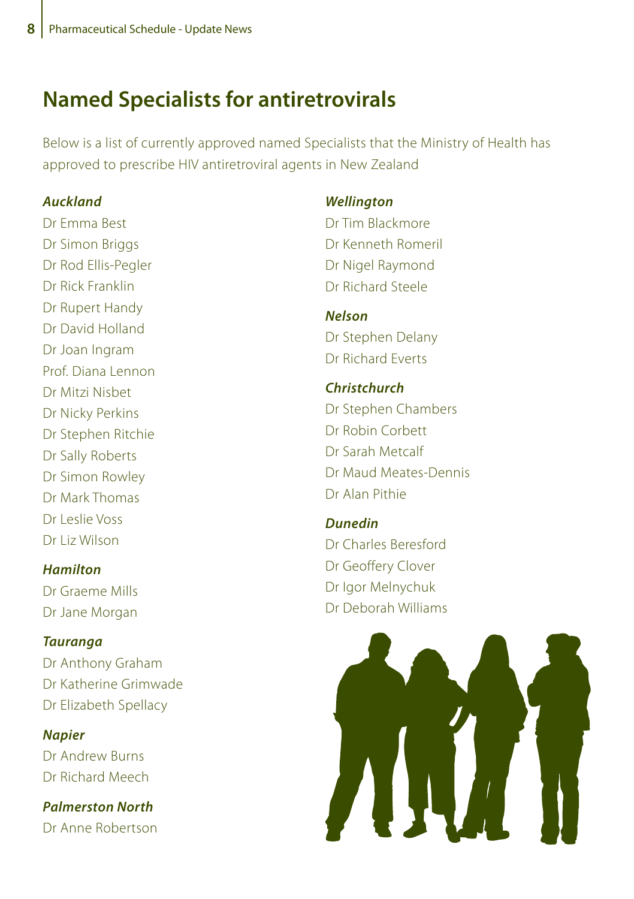# Named Specialists for antiretrovirals

Below is a list of currently approved named Specialists that the Ministry of Health has approved to prescribe HIV antiretroviral agents in New Zealand

***Auckland***

Dr Emma Best
Dr Simon Briggs
Dr Rod Ellis-Pegler
Dr Rick Franklin
Dr Rupert Handy
Dr David Holland
Dr Joan Ingram
Prof. Diana Lennon
Dr Mitzi Nisbet
Dr Nicky Perkins
Dr Stephen Ritchie
Dr Sally Roberts
Dr Simon Rowley
Dr Mark Thomas
Dr Leslie Voss
Dr Liz Wilson

***Hamilton***

Dr Graeme Mills
Dr Jane Morgan

***Tauranga***

Dr Anthony Graham
Dr Katherine Grimwade
Dr Elizabeth Spellacy

***Napier***

Dr Andrew Burns
Dr Richard Meech

***Palmerston North***

Dr Anne Robertson

***Wellington***

Dr Tim Blackmore
Dr Kenneth Romeril
Dr Nigel Raymond
Dr Richard Steele

***Nelson***

Dr Stephen Delany
Dr Richard Everts

***Christchurch***

Dr Stephen Chambers
Dr Robin Corbett
Dr Sarah Metcalf
Dr Maud Meates-Dennis
Dr Alan Pithie

***Dunedin***

Dr Charles Beresford
Dr Geoffery Clover
Dr Igor Melnychuk
Dr Deborah Williams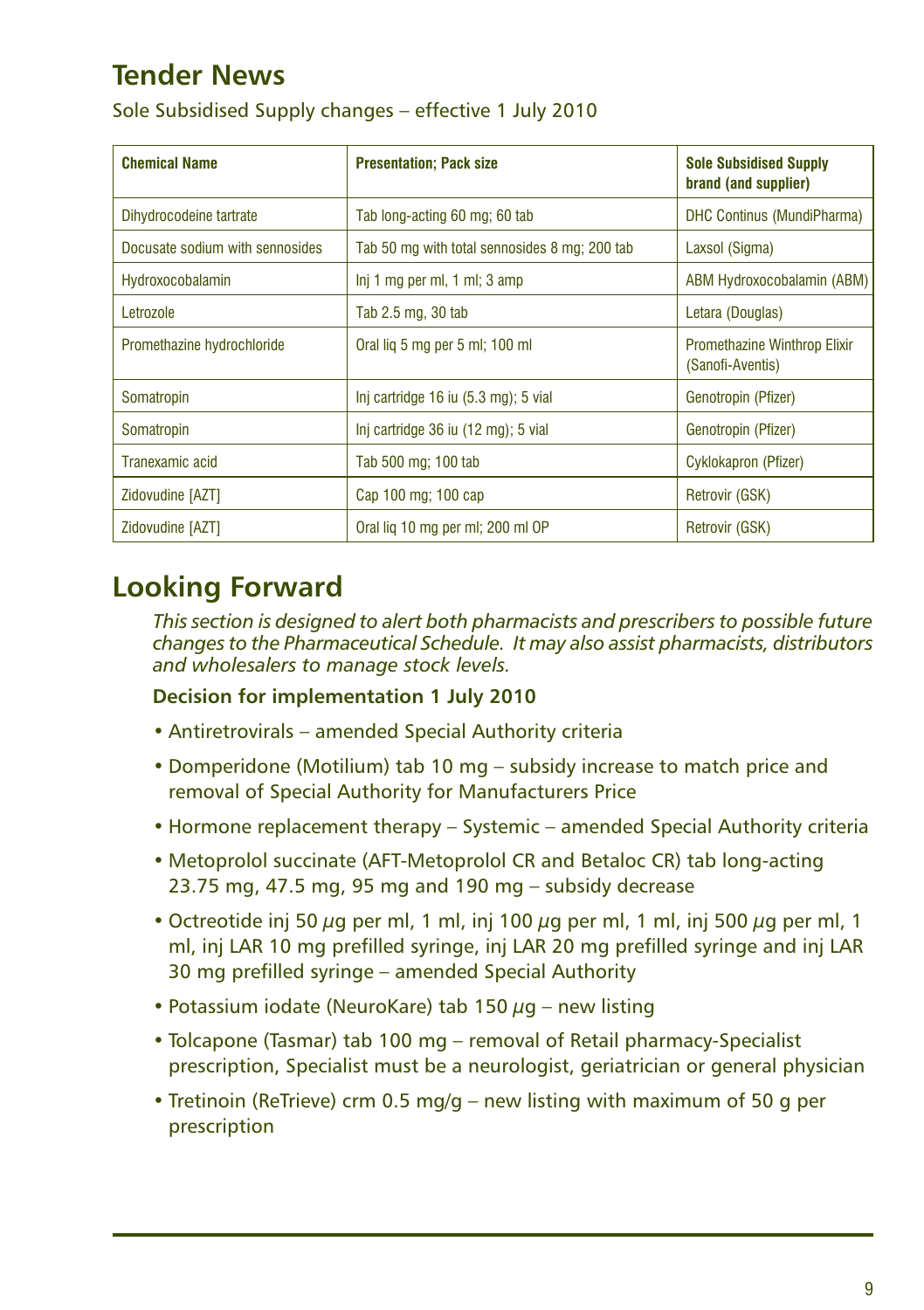## Tender News

Sole Subsidised Supply changes – effective 1 July 2010

| Chemical Name | Presentation; Pack size | Sole Subsidised Supply brand (and supplier) |
|---|---|---|
| Dihydrocodeine tartrate | Tab long-acting 60 mg; 60 tab | DHC Continus (MundiPharma) |
| Docusate sodium with sennosides | Tab 50 mg with total sennosides 8 mg; 200 tab | Laxsol (Sigma) |
| Hydroxocobalamin | Inj 1 mg per ml, 1 ml; 3 amp | ABM Hydroxocobalamin (ABM) |
| Letrozole | Tab 2.5 mg, 30 tab | Letara (Douglas) |
| Promethazine hydrochloride | Oral liq 5 mg per 5 ml; 100 ml | Promethazine Winthrop Elixir (Sanofi-Aventis) |
| Somatropin | Inj cartridge 16 iu (5.3 mg); 5 vial | Genotropin (Pfizer) |
| Somatropin | Inj cartridge 36 iu (12 mg); 5 vial | Genotropin (Pfizer) |
| Tranexamic acid | Tab 500 mg; 100 tab | Cyklokapron (Pfizer) |
| Zidovudine [AZT] | Cap 100 mg; 100 cap | Retrovir (GSK) |
| Zidovudine [AZT] | Oral liq 10 mg per ml; 200 ml OP | Retrovir (GSK) |

## Looking Forward

*This section is designed to alert both pharmacists and prescribers to possible future changes to the Pharmaceutical Schedule. It may also assist pharmacists, distributors and wholesalers to manage stock levels.*

**Decision for implementation 1 July 2010**

- Antiretrovirals – amended Special Authority criteria
- Domperidone (Motilium) tab 10 mg – subsidy increase to match price and removal of Special Authority for Manufacturers Price
- Hormone replacement therapy – Systemic – amended Special Authority criteria
- Metoprolol succinate (AFT-Metoprolol CR and Betaloc CR) tab long-acting 23.75 mg, 47.5 mg, 95 mg and 190 mg – subsidy decrease
- Octreotide inj 50 µg per ml, 1 ml, inj 100 µg per ml, 1 ml, inj 500 µg per ml, 1 ml, inj LAR 10 mg prefilled syringe, inj LAR 20 mg prefilled syringe and inj LAR 30 mg prefilled syringe – amended Special Authority
- Potassium iodate (NeuroKare) tab 150 µg – new listing
- Tolcapone (Tasmar) tab 100 mg – removal of Retail pharmacy-Specialist prescription, Specialist must be a neurologist, geriatrician or general physician
- Tretinoin (ReTrieve) crm 0.5 mg/g – new listing with maximum of 50 g per prescription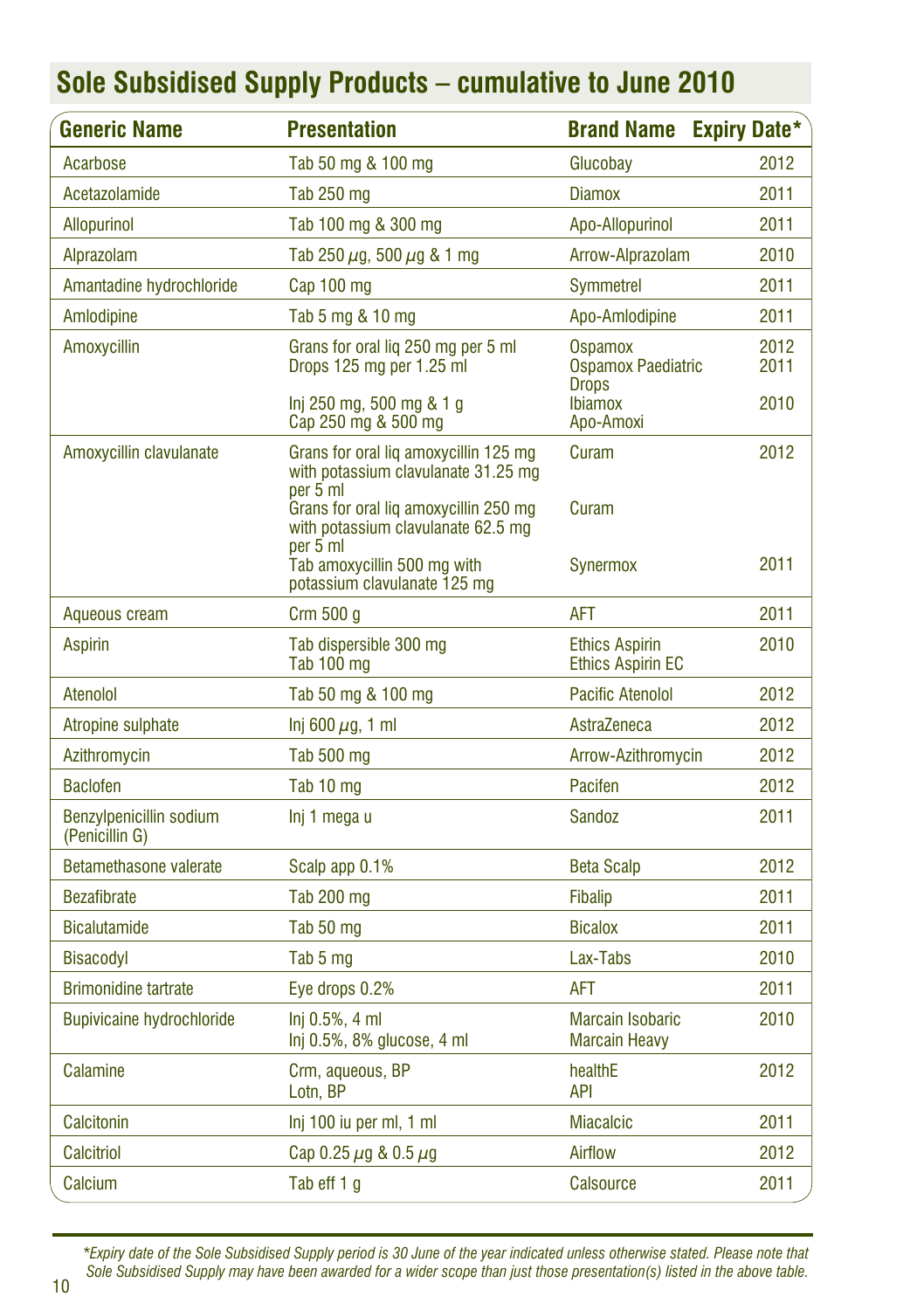# Sole Subsidised Supply Products – cumulative to June 2010

| Generic Name | Presentation | Brand Name | Expiry Date* |
|---|---|---|---|
| Acarbose | Tab 50 mg & 100 mg | Glucobay | 2012 |
| Acetazolamide | Tab 250 mg | Diamox | 2011 |
| Allopurinol | Tab 100 mg & 300 mg | Apo-Allopurinol | 2011 |
| Alprazolam | Tab 250 $\mu$g, 500 $\mu$g & 1 mg | Arrow-Alprazolam | 2010 |
| Amantadine hydrochloride | Cap 100 mg | Symmetrel | 2011 |
| Amlodipine | Tab 5 mg & 10 mg | Apo-Amlodipine | 2011 |
| Amoxycillin | Grans for oral liq 250 mg per 5 ml | Ospamox | 2012 |
| | Drops 125 mg per 1.25 ml | Ospamox Paediatric Drops | 2011 |
| | Inj 250 mg, 500 mg & 1 g | Ibiamox | 2010 |
| | Cap 250 mg & 500 mg | Apo-Amoxi | |
| Amoxycillin clavulanate | Grans for oral liq amoxycillin 125 mg with potassium clavulanate 31.25 mg per 5 ml | Curam | 2012 |
| | Grans for oral liq amoxycillin 250 mg with potassium clavulanate 62.5 mg per 5 ml | Curam | |
| | Tab amoxycillin 500 mg with potassium clavulanate 125 mg | Synermox | 2011 |
| Aqueous cream | Crm 500 g | AFT | 2011 |
| Aspirin | Tab dispersible 300 mg | Ethics Aspirin | 2010 |
| | Tab 100 mg | Ethics Aspirin EC | |
| Atenolol | Tab 50 mg & 100 mg | Pacific Atenolol | 2012 |
| Atropine sulphate | Inj 600 $\mu$g, 1 ml | AstraZeneca | 2012 |
| Azithromycin | Tab 500 mg | Arrow-Azithromycin | 2012 |
| Baclofen | Tab 10 mg | Pacifen | 2012 |
| Benzylpenicillin sodium (Penicillin G) | Inj 1 mega u | Sandoz | 2011 |
| Betamethasone valerate | Scalp app 0.1% | Beta Scalp | 2012 |
| Bezafibrate | Tab 200 mg | Fibalip | 2011 |
| Bicalutamide | Tab 50 mg | Bicalox | 2011 |
| Bisacodyl | Tab 5 mg | Lax-Tabs | 2010 |
| Brimonidine tartrate | Eye drops 0.2% | AFT | 2011 |
| Bupivicaine hydrochloride | Inj 0.5%, 4 ml | Marcain Isobaric | 2010 |
| | Inj 0.5%, 8% glucose, 4 ml | Marcain Heavy | |
| Calamine | Crm, aqueous, BP | healthE | 2012 |
| | Lotn, BP | API | |
| Calcitonin | Inj 100 iu per ml, 1 ml | Miacalcic | 2011 |
| Calcitriol | Cap 0.25 $\mu$g & 0.5 $\mu$g | Airflow | 2012 |
| Calcium | Tab eff 1 g | Calsource | 2011 |

*\*Expiry date of the Sole Subsidised Supply period is 30 June of the year indicated unless otherwise stated. Please note that Sole Subsidised Supply may have been awarded for a wider scope than just those presentation(s) listed in the above table.*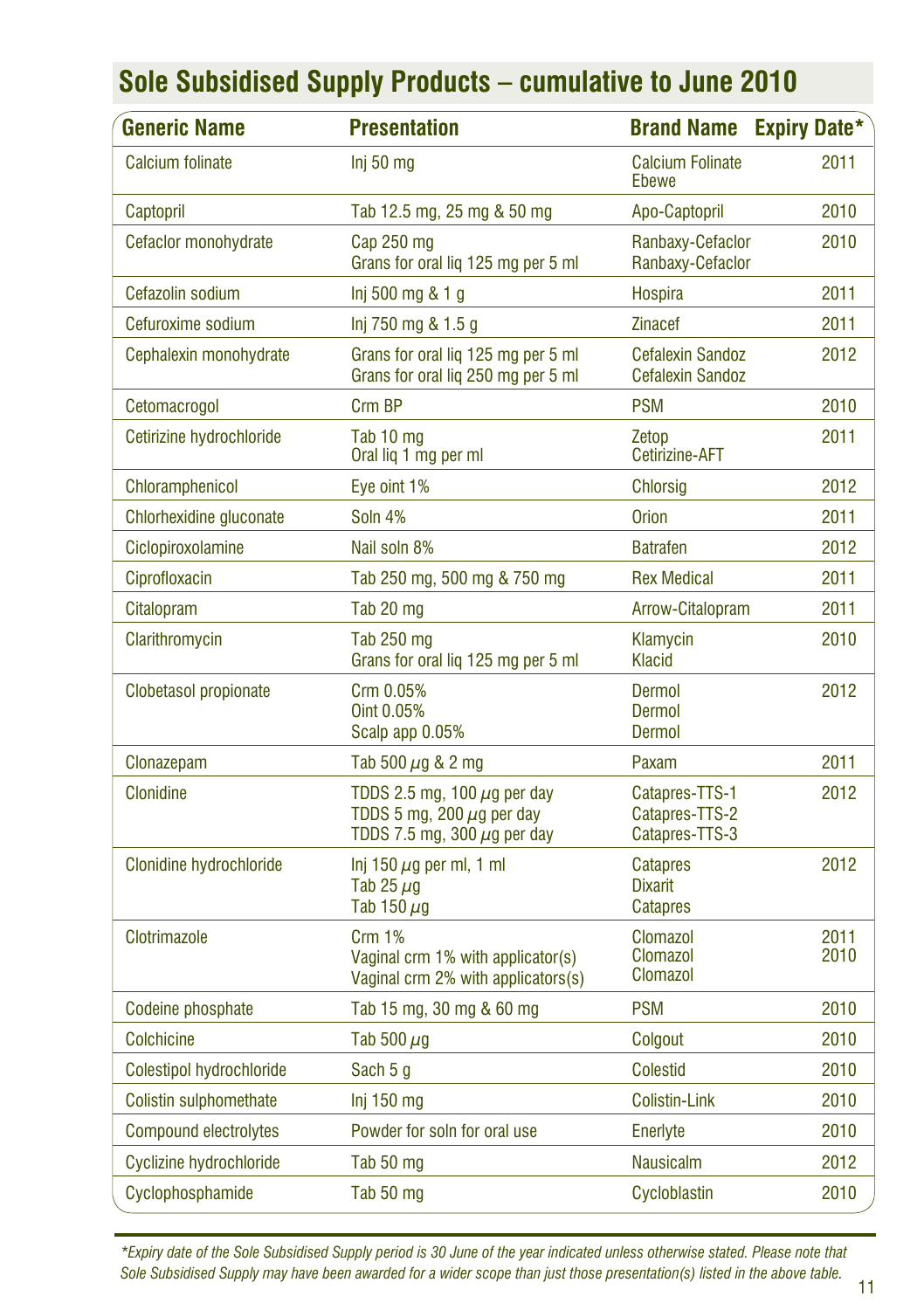## Sole Subsidised Supply Products – cumulative to June 2010

| Generic Name | Presentation | Brand Name | Expiry Date* |
|---|---|---|---|
| Calcium folinate | Inj 50 mg | Calcium Folinate Ebewe | 2011 |
| Captopril | Tab 12.5 mg, 25 mg & 50 mg | Apo-Captopril | 2010 |
| Cefaclor monohydrate | Cap 250 mg<br>Grans for oral liq 125 mg per 5 ml | Ranbaxy-Cefaclor<br>Ranbaxy-Cefaclor | 2010 |
| Cefazolin sodium | Inj 500 mg & 1 g | Hospira | 2011 |
| Cefuroxime sodium | Inj 750 mg & 1.5 g | Zinacef | 2011 |
| Cephalexin monohydrate | Grans for oral liq 125 mg per 5 ml<br>Grans for oral liq 250 mg per 5 ml | Cefalexin Sandoz<br>Cefalexin Sandoz | 2012 |
| Cetomacrogol | Crm BP | PSM | 2010 |
| Cetirizine hydrochloride | Tab 10 mg<br>Oral liq 1 mg per ml | Zetop<br>Cetirizine-AFT | 2011 |
| Chloramphenicol | Eye oint 1% | Chlorsig | 2012 |
| Chlorhexidine gluconate | Soln 4% | Orion | 2011 |
| Ciclopiroxolamine | Nail soln 8% | Batrafen | 2012 |
| Ciprofloxacin | Tab 250 mg, 500 mg & 750 mg | Rex Medical | 2011 |
| Citalopram | Tab 20 mg | Arrow-Citalopram | 2011 |
| Clarithromycin | Tab 250 mg<br>Grans for oral liq 125 mg per 5 ml | Klamycin<br>Klacid | 2010 |
| Clobetasol propionate | Crm 0.05%<br>Oint 0.05%<br>Scalp app 0.05% | Dermol<br>Dermol<br>Dermol | 2012 |
| Clonazepam | Tab 500 $\mu$g & 2 mg | Paxam | 2011 |
| Clonidine | TDDS 2.5 mg, 100 $\mu$g per day<br>TDDS 5 mg, 200 $\mu$g per day<br>TDDS 7.5 mg, 300 $\mu$g per day | Catapres-TTS-1<br>Catapres-TTS-2<br>Catapres-TTS-3 | 2012 |
| Clonidine hydrochloride | Inj 150 $\mu$g per ml, 1 ml<br>Tab 25 $\mu$g<br>Tab 150 $\mu$g | Catapres<br>Dixarit<br>Catapres | 2012 |
| Clotrimazole | Crm 1%<br>Vaginal crm 1% with applicator(s)<br>Vaginal crm 2% with applicators(s) | Clomazol<br>Clomazol<br>Clomazol | 2011<br>2010 |
| Codeine phosphate | Tab 15 mg, 30 mg & 60 mg | PSM | 2010 |
| Colchicine | Tab 500 $\mu$g | Colgout | 2010 |
| Colestipol hydrochloride | Sach 5 g | Colestid | 2010 |
| Colistin sulphomethate | Inj 150 mg | Colistin-Link | 2010 |
| Compound electrolytes | Powder for soln for oral use | Enerlyte | 2010 |
| Cyclizine hydrochloride | Tab 50 mg | Nausicalm | 2012 |
| Cyclophosphamide | Tab 50 mg | Cycloblastin | 2010 |

*\*Expiry date of the Sole Subsidised Supply period is 30 June of the year indicated unless otherwise stated. Please note that Sole Subsidised Supply may have been awarded for a wider scope than just those presentation(s) listed in the above table.*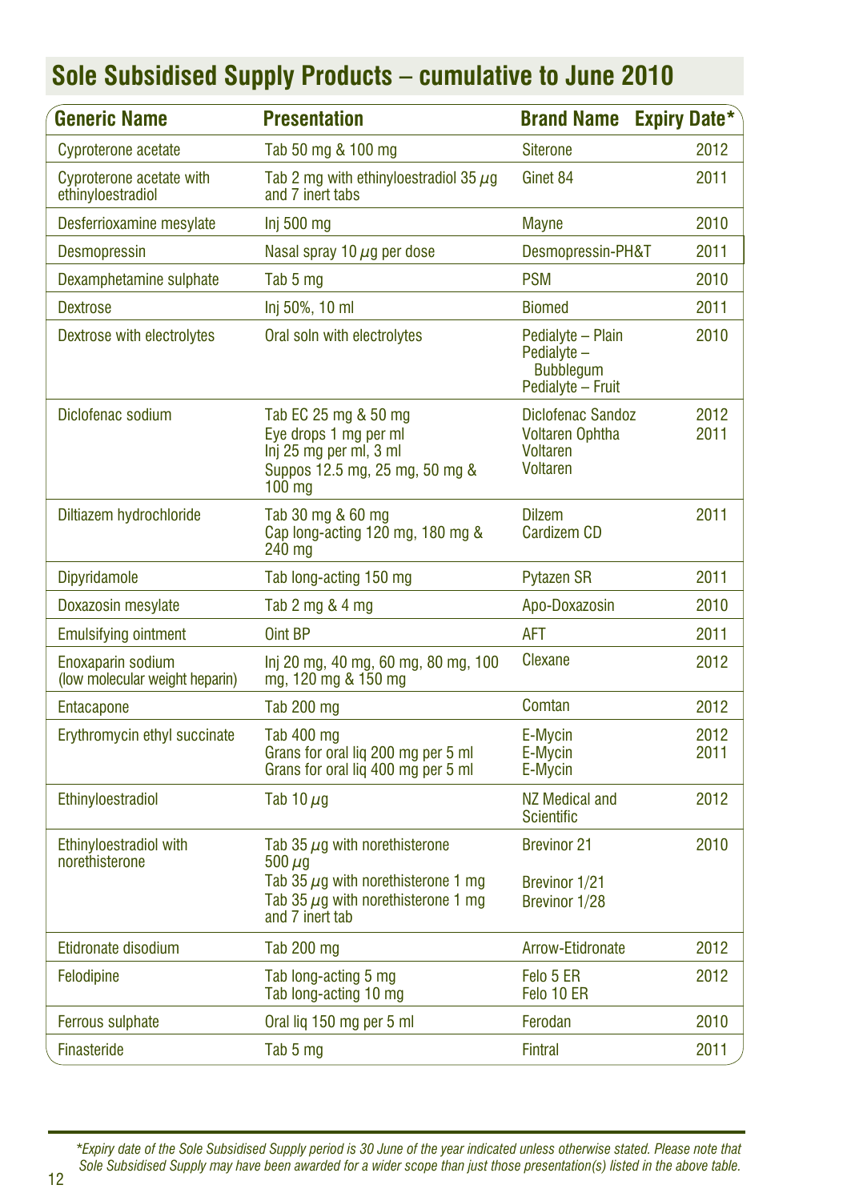## Sole Subsidised Supply Products – cumulative to June 2010

| Generic Name | Presentation | Brand Name | Expiry Date* |
|---|---|---|---|
| Cyproterone acetate | Tab 50 mg & 100 mg | Siterone | 2012 |
| Cyproterone acetate with ethinyloestradiol | Tab 2 mg with ethinyloestradiol 35 $\mu$g and 7 inert tabs | Ginet 84 | 2011 |
| Desferrioxamine mesylate | Inj 500 mg | Mayne | 2010 |
| Desmopressin | Nasal spray 10 $\mu$g per dose | Desmopressin-PH&T | 2011 |
| Dexamphetamine sulphate | Tab 5 mg | PSM | 2010 |
| Dextrose | Inj 50%, 10 ml | Biomed | 2011 |
| Dextrose with electrolytes | Oral soln with electrolytes | Pedialyte – Plain<br>Pedialyte – Bubblegum<br>Pedialyte – Fruit | 2010 |
| Diclofenac sodium | Tab EC 25 mg & 50 mg<br>Eye drops 1 mg per ml<br>Inj 25 mg per ml, 3 ml<br>Suppos 12.5 mg, 25 mg, 50 mg & 100 mg | Diclofenac Sandoz<br>Voltaren Ophtha<br>Voltaren<br>Voltaren | 2012<br>2011 |
| Diltiazem hydrochloride | Tab 30 mg & 60 mg<br>Cap long-acting 120 mg, 180 mg & 240 mg | Dilzem<br>Cardizem CD | 2011 |
| Dipyridamole | Tab long-acting 150 mg | Pytazen SR | 2011 |
| Doxazosin mesylate | Tab 2 mg & 4 mg | Apo-Doxazosin | 2010 |
| Emulsifying ointment | Oint BP | AFT | 2011 |
| Enoxaparin sodium (low molecular weight heparin) | Inj 20 mg, 40 mg, 60 mg, 80 mg, 100 mg, 120 mg & 150 mg | Clexane | 2012 |
| Entacapone | Tab 200 mg | Comtan | 2012 |
| Erythromycin ethyl succinate | Tab 400 mg<br>Grans for oral liq 200 mg per 5 ml<br>Grans for oral liq 400 mg per 5 ml | E-Mycin<br>E-Mycin<br>E-Mycin | 2012<br>2011 |
| Ethinyloestradiol | Tab 10 $\mu$g | NZ Medical and Scientific | 2012 |
| Ethinyloestradiol with norethisterone | Tab 35 $\mu$g with norethisterone 500 $\mu$g<br>Tab 35 $\mu$g with norethisterone 1 mg<br>Tab 35 $\mu$g with norethisterone 1 mg and 7 inert tab | Brevinor 21<br>Brevinor 1/21<br>Brevinor 1/28 | 2010 |
| Etidronate disodium | Tab 200 mg | Arrow-Etidronate | 2012 |
| Felodipine | Tab long-acting 5 mg<br>Tab long-acting 10 mg | Felo 5 ER<br>Felo 10 ER | 2012 |
| Ferrous sulphate | Oral liq 150 mg per 5 ml | Ferodan | 2010 |
| Finasteride | Tab 5 mg | Fintral | 2011 |

*\*Expiry date of the Sole Subsidised Supply period is 30 June of the year indicated unless otherwise stated. Please note that Sole Subsidised Supply may have been awarded for a wider scope than just those presentation(s) listed in the above table.*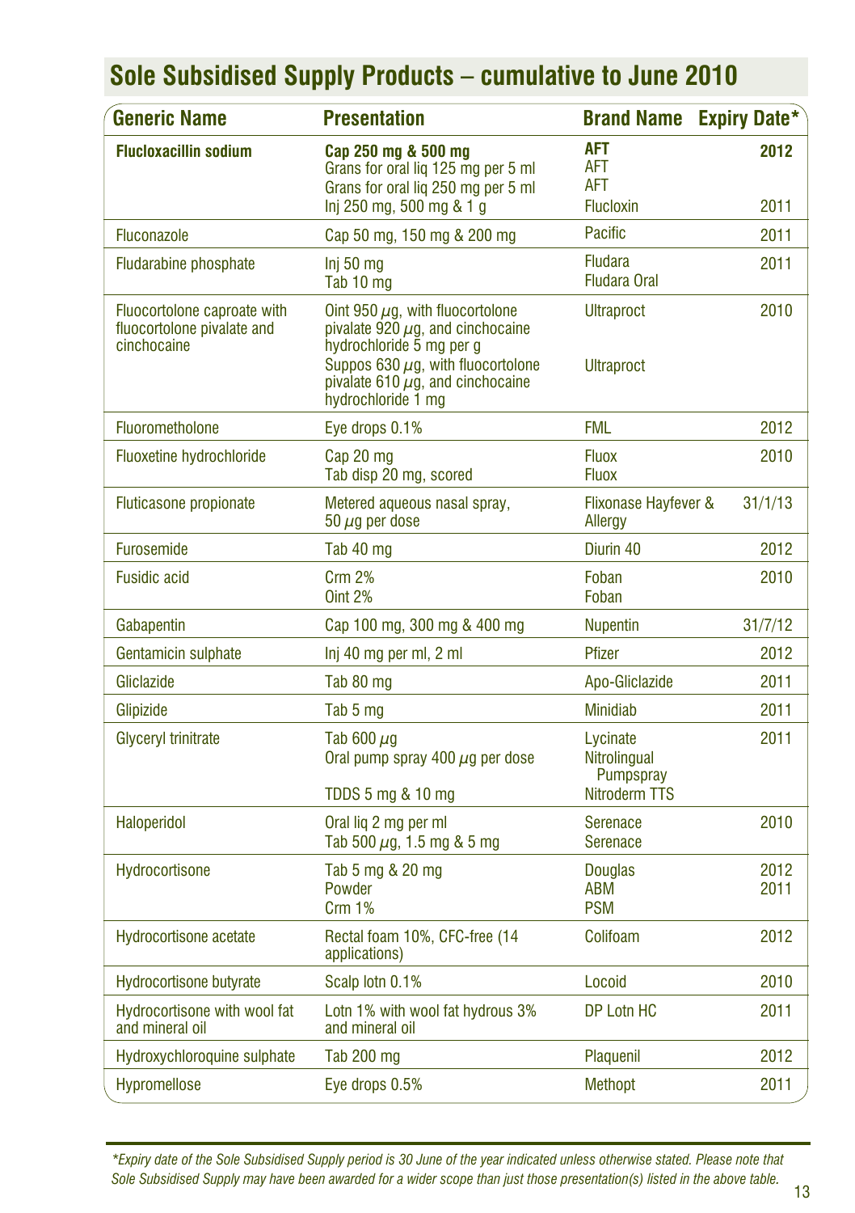## Sole Subsidised Supply Products – cumulative to June 2010

| Generic Name | Presentation | Brand Name | Expiry Date* |
|---|---|---|---|
| **Flucloxacillin sodium** | **Cap 250 mg & 500 mg**<br>Grans for oral liq 125 mg per 5 ml<br>Grans for oral liq 250 mg per 5 ml<br>Inj 250 mg, 500 mg & 1 g | **AFT**<br>AFT<br>AFT<br>Flucloxin | **2012**<br><br><br>2011 |
| Fluconazole | Cap 50 mg, 150 mg & 200 mg | Pacific | 2011 |
| Fludarabine phosphate | Inj 50 mg<br>Tab 10 mg | Fludara<br>Fludara Oral | 2011 |
| Fluocortolone caproate with fluocortolone pivalate and cinchocaine | Oint 950 µg, with fluocortolone pivalate 920 µg, and cinchocaine hydrochloride 5 mg per g<br>Suppos 630 µg, with fluocortolone pivalate 610 µg, and cinchocaine hydrochloride 1 mg | Ultraproct<br><br>Ultraproct | 2010 |
| Fluorometholone | Eye drops 0.1% | FML | 2012 |
| Fluoxetine hydrochloride | Cap 20 mg<br>Tab disp 20 mg, scored | Fluox<br>Fluox | 2010 |
| Fluticasone propionate | Metered aqueous nasal spray, 50 µg per dose | Flixonase Hayfever & Allergy | 31/1/13 |
| Furosemide | Tab 40 mg | Diurin 40 | 2012 |
| Fusidic acid | Crm 2%<br>Oint 2% | Foban<br>Foban | 2010 |
| Gabapentin | Cap 100 mg, 300 mg & 400 mg | Nupentin | 31/7/12 |
| Gentamicin sulphate | Inj 40 mg per ml, 2 ml | Pfizer | 2012 |
| Gliclazide | Tab 80 mg | Apo-Gliclazide | 2011 |
| Glipizide | Tab 5 mg | Minidiab | 2011 |
| Glyceryl trinitrate | Tab 600 µg<br>Oral pump spray 400 µg per dose<br>TDDS 5 mg & 10 mg | Lycinate<br>Nitrolingual Pumpspray<br>Nitroderm TTS | 2011 |
| Haloperidol | Oral liq 2 mg per ml<br>Tab 500 µg, 1.5 mg & 5 mg | Serenace<br>Serenace | 2010 |
| Hydrocortisone | Tab 5 mg & 20 mg<br>Powder<br>Crm 1% | Douglas<br>ABM<br>PSM | 2012<br>2011 |
| Hydrocortisone acetate | Rectal foam 10%, CFC-free (14 applications) | Colifoam | 2012 |
| Hydrocortisone butyrate | Scalp lotn 0.1% | Locoid | 2010 |
| Hydrocortisone with wool fat and mineral oil | Lotn 1% with wool fat hydrous 3% and mineral oil | DP Lotn HC | 2011 |
| Hydroxychloroquine sulphate | Tab 200 mg | Plaquenil | 2012 |
| Hypromellose | Eye drops 0.5% | Methopt | 2011 |

*\*Expiry date of the Sole Subsidised Supply period is 30 June of the year indicated unless otherwise stated. Please note that Sole Subsidised Supply may have been awarded for a wider scope than just those presentation(s) listed in the above table.*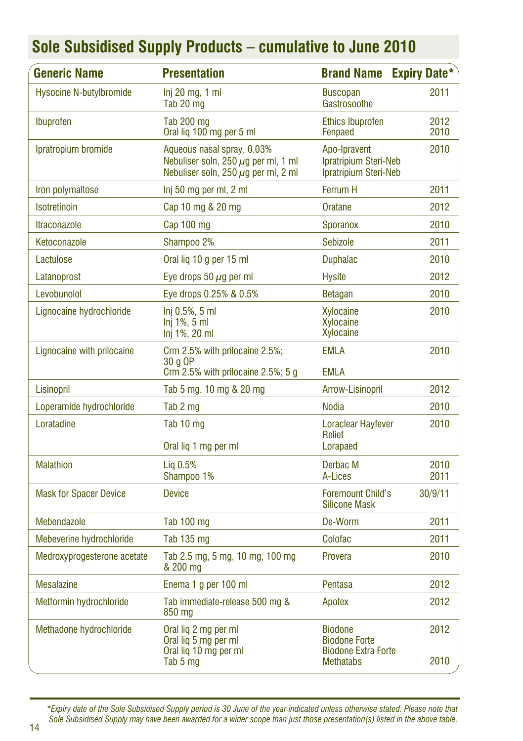## Sole Subsidised Supply Products – cumulative to June 2010

| Generic Name | Presentation | Brand Name | Expiry Date* |
|---|---|---|---|
| Hysocine N-butylbromide | Inj 20 mg, 1 ml<br>Tab 20 mg | Buscopan<br>Gastrosoothe | 2011 |
| Ibuprofen | Tab 200 mg<br>Oral liq 100 mg per 5 ml | Ethics Ibuprofen<br>Fenpaed | 2012<br>2010 |
| Ipratropium bromide | Aqueous nasal spray, 0.03%<br>Nebuliser soln, 250 μg per ml, 1 ml<br>Nebuliser soln, 250 μg per ml, 2 ml | Apo-Ipravent<br>Ipratripium Steri-Neb<br>Ipratripium Steri-Neb | 2010 |
| Iron polymaltose | Inj 50 mg per ml, 2 ml | Ferrum H | 2011 |
| Isotretinoin | Cap 10 mg & 20 mg | Oratane | 2012 |
| Itraconazole | Cap 100 mg | Sporanox | 2010 |
| Ketoconazole | Shampoo 2% | Sebizole | 2011 |
| Lactulose | Oral liq 10 g per 15 ml | Duphalac | 2010 |
| Latanoprost | Eye drops 50 μg per ml | Hysite | 2012 |
| Levobunolol | Eye drops 0.25% & 0.5% | Betagan | 2010 |
| Lignocaine hydrochloride | Inj 0.5%, 5 ml<br>Inj 1%, 5 ml<br>Inj 1%, 20 ml | Xylocaine<br>Xylocaine<br>Xylocaine | 2010 |
| Lignocaine with prilocaine | Crm 2.5% with prilocaine 2.5%; 30 g OP<br>Crm 2.5% with prilocaine 2.5%; 5 g | EMLA<br>EMLA | 2010 |
| Lisinopril | Tab 5 mg, 10 mg & 20 mg | Arrow-Lisinopril | 2012 |
| Loperamide hydrochloride | Tab 2 mg | Nodia | 2010 |
| Loratadine | Tab 10 mg<br>Oral liq 1 mg per ml | Loraclear Hayfever Relief<br>Lorapaed | 2010 |
| Malathion | Liq 0.5%<br>Shampoo 1% | Derbac M<br>A-Lices | 2010<br>2011 |
| Mask for Spacer Device | Device | Foremount Child's Silicone Mask | 30/9/11 |
| Mebendazole | Tab 100 mg | De-Worm | 2011 |
| Mebeverine hydrochloride | Tab 135 mg | Colofac | 2011 |
| Medroxyprogesterone acetate | Tab 2.5 mg, 5 mg, 10 mg, 100 mg & 200 mg | Provera | 2010 |
| Mesalazine | Enema 1 g per 100 ml | Pentasa | 2012 |
| Metformin hydrochloride | Tab immediate-release 500 mg & 850 mg | Apotex | 2012 |
| Methadone hydrochloride | Oral liq 2 mg per ml<br>Oral liq 5 mg per ml<br>Oral liq 10 mg per ml<br>Tab 5 mg | Biodone<br>Biodone Forte<br>Biodone Extra Forte<br>Methatabs | 2012<br><br><br>2010 |

*\*Expiry date of the Sole Subsidised Supply period is 30 June of the year indicated unless otherwise stated. Please note that Sole Subsidised Supply may have been awarded for a wider scope than just those presentation(s) listed in the above table.*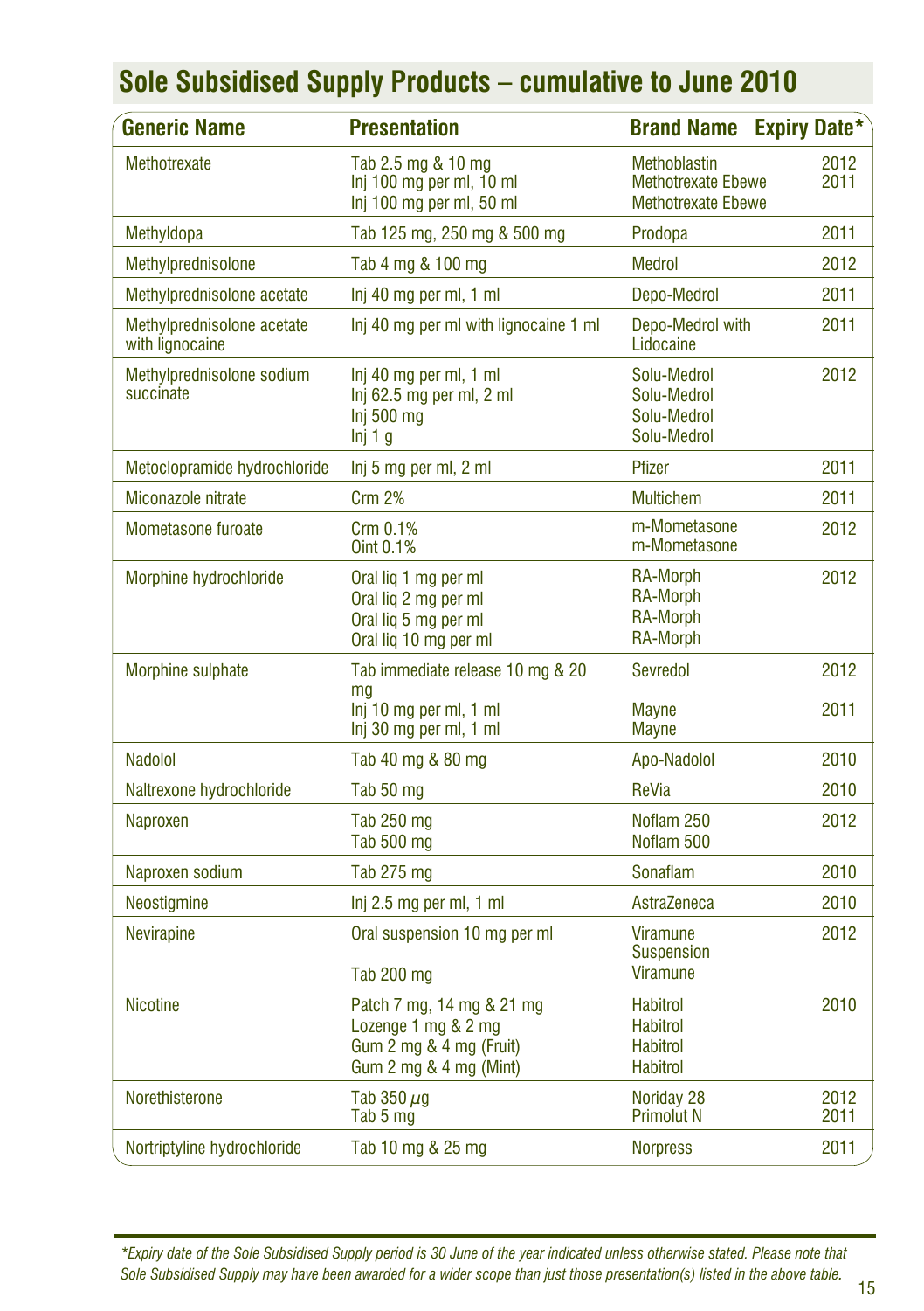## Sole Subsidised Supply Products – cumulative to June 2010

| Generic Name | Presentation | Brand Name | Expiry Date* |
|---|---|---|---|
| Methotrexate | Tab 2.5 mg & 10 mg<br>Inj 100 mg per ml, 10 ml<br>Inj 100 mg per ml, 50 ml | Methoblastin<br>Methotrexate Ebewe<br>Methotrexate Ebewe | 2012<br>2011 |
| Methyldopa | Tab 125 mg, 250 mg & 500 mg | Prodopa | 2011 |
| Methylprednisolone | Tab 4 mg & 100 mg | Medrol | 2012 |
| Methylprednisolone acetate | Inj 40 mg per ml, 1 ml | Depo-Medrol | 2011 |
| Methylprednisolone acetate with lignocaine | Inj 40 mg per ml with lignocaine 1 ml | Depo-Medrol with Lidocaine | 2011 |
| Methylprednisolone sodium succinate | Inj 40 mg per ml, 1 ml<br>Inj 62.5 mg per ml, 2 ml<br>Inj 500 mg<br>Inj 1 g | Solu-Medrol<br>Solu-Medrol<br>Solu-Medrol<br>Solu-Medrol | 2012 |
| Metoclopramide hydrochloride | Inj 5 mg per ml, 2 ml | Pfizer | 2011 |
| Miconazole nitrate | Crm 2% | Multichem | 2011 |
| Mometasone furoate | Crm 0.1%<br>Oint 0.1% | m-Mometasone<br>m-Mometasone | 2012 |
| Morphine hydrochloride | Oral liq 1 mg per ml<br>Oral liq 2 mg per ml<br>Oral liq 5 mg per ml<br>Oral liq 10 mg per ml | RA-Morph<br>RA-Morph<br>RA-Morph<br>RA-Morph | 2012 |
| Morphine sulphate | Tab immediate release 10 mg & 20 mg<br>Inj 10 mg per ml, 1 ml<br>Inj 30 mg per ml, 1 ml | Sevredol<br>Mayne<br>Mayne | 2012<br>2011 |
| Nadolol | Tab 40 mg & 80 mg | Apo-Nadolol | 2010 |
| Naltrexone hydrochloride | Tab 50 mg | ReVia | 2010 |
| Naproxen | Tab 250 mg<br>Tab 500 mg | Noflam 250<br>Noflam 500 | 2012 |
| Naproxen sodium | Tab 275 mg | Sonaflam | 2010 |
| Neostigmine | Inj 2.5 mg per ml, 1 ml | AstraZeneca | 2010 |
| Nevirapine | Oral suspension 10 mg per ml<br>Tab 200 mg | Viramune Suspension<br>Viramune | 2012 |
| Nicotine | Patch 7 mg, 14 mg & 21 mg<br>Lozenge 1 mg & 2 mg<br>Gum 2 mg & 4 mg (Fruit)<br>Gum 2 mg & 4 mg (Mint) | Habitrol<br>Habitrol<br>Habitrol<br>Habitrol | 2010 |
| Norethisterone | Tab 350 µg<br>Tab 5 mg | Noriday 28<br>Primolut N | 2012<br>2011 |
| Nortriptyline hydrochloride | Tab 10 mg & 25 mg | Norpress | 2011 |

*\*Expiry date of the Sole Subsidised Supply period is 30 June of the year indicated unless otherwise stated. Please note that Sole Subsidised Supply may have been awarded for a wider scope than just those presentation(s) listed in the above table.*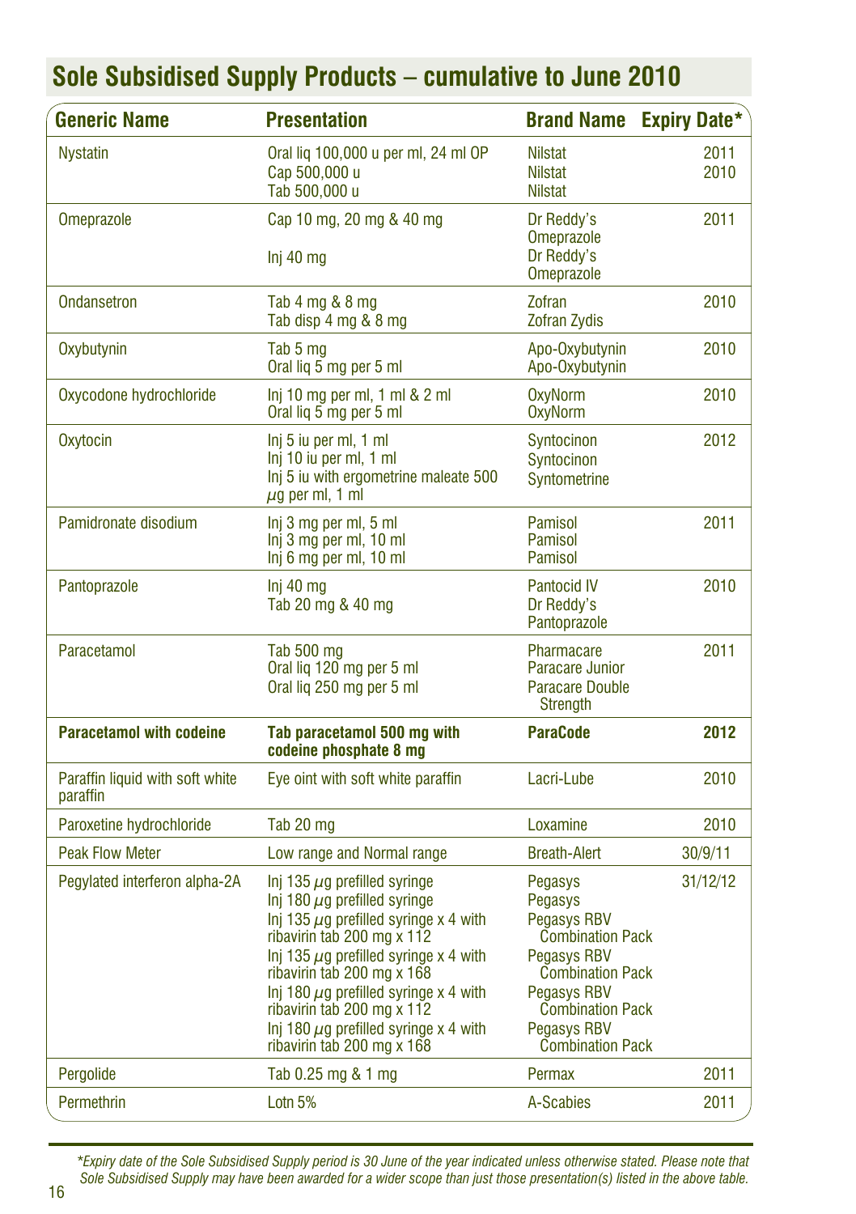## Sole Subsidised Supply Products – cumulative to June 2010

| Generic Name | Presentation | Brand Name | Expiry Date* |
|---|---|---|---|
| Nystatin | Oral liq 100,000 u per ml, 24 ml OP<br>Cap 500,000 u<br>Tab 500,000 u | Nilstat<br>Nilstat<br>Nilstat | 2011<br>2010 |
| Omeprazole | Cap 10 mg, 20 mg & 40 mg<br>Inj 40 mg | Dr Reddy's Omeprazole<br>Dr Reddy's Omeprazole | 2011 |
| Ondansetron | Tab 4 mg & 8 mg<br>Tab disp 4 mg & 8 mg | Zofran<br>Zofran Zydis | 2010 |
| Oxybutynin | Tab 5 mg<br>Oral liq 5 mg per 5 ml | Apo-Oxybutynin<br>Apo-Oxybutynin | 2010 |
| Oxycodone hydrochloride | Inj 10 mg per ml, 1 ml & 2 ml<br>Oral liq 5 mg per 5 ml | OxyNorm<br>OxyNorm | 2010 |
| Oxytocin | Inj 5 iu per ml, 1 ml<br>Inj 10 iu per ml, 1 ml<br>Inj 5 iu with ergometrine maleate 500 μg per ml, 1 ml | Syntocinon<br>Syntocinon<br>Syntometrine | 2012 |
| Pamidronate disodium | Inj 3 mg per ml, 5 ml<br>Inj 3 mg per ml, 10 ml<br>Inj 6 mg per ml, 10 ml | Pamisol<br>Pamisol<br>Pamisol | 2011 |
| Pantoprazole | Inj 40 mg<br>Tab 20 mg & 40 mg | Pantocid IV<br>Dr Reddy's Pantoprazole | 2010 |
| Paracetamol | Tab 500 mg<br>Oral liq 120 mg per 5 ml<br>Oral liq 250 mg per 5 ml | Pharmacare<br>Paracare Junior<br>Paracare Double Strength | 2011 |
| **Paracetamol with codeine** | **Tab paracetamol 500 mg with codeine phosphate 8 mg** | **ParaCode** | **2012** |
| Paraffin liquid with soft white paraffin | Eye oint with soft white paraffin | Lacri-Lube | 2010 |
| Paroxetine hydrochloride | Tab 20 mg | Loxamine | 2010 |
| Peak Flow Meter | Low range and Normal range | Breath-Alert | 30/9/11 |
| Pegylated interferon alpha-2A | Inj 135 μg prefilled syringe<br>Inj 180 μg prefilled syringe<br>Inj 135 μg prefilled syringe x 4 with ribavirin tab 200 mg x 112<br>Inj 135 μg prefilled syringe x 4 with ribavirin tab 200 mg x 168<br>Inj 180 μg prefilled syringe x 4 with ribavirin tab 200 mg x 112<br>Inj 180 μg prefilled syringe x 4 with ribavirin tab 200 mg x 168 | Pegasys<br>Pegasys<br>Pegasys RBV Combination Pack<br>Pegasys RBV Combination Pack<br>Pegasys RBV Combination Pack<br>Pegasys RBV Combination Pack | 31/12/12 |
| Pergolide | Tab 0.25 mg & 1 mg | Permax | 2011 |
| Permethrin | Lotn 5% | A-Scabies | 2011 |

*\*Expiry date of the Sole Subsidised Supply period is 30 June of the year indicated unless otherwise stated. Please note that Sole Subsidised Supply may have been awarded for a wider scope than just those presentation(s) listed in the above table.*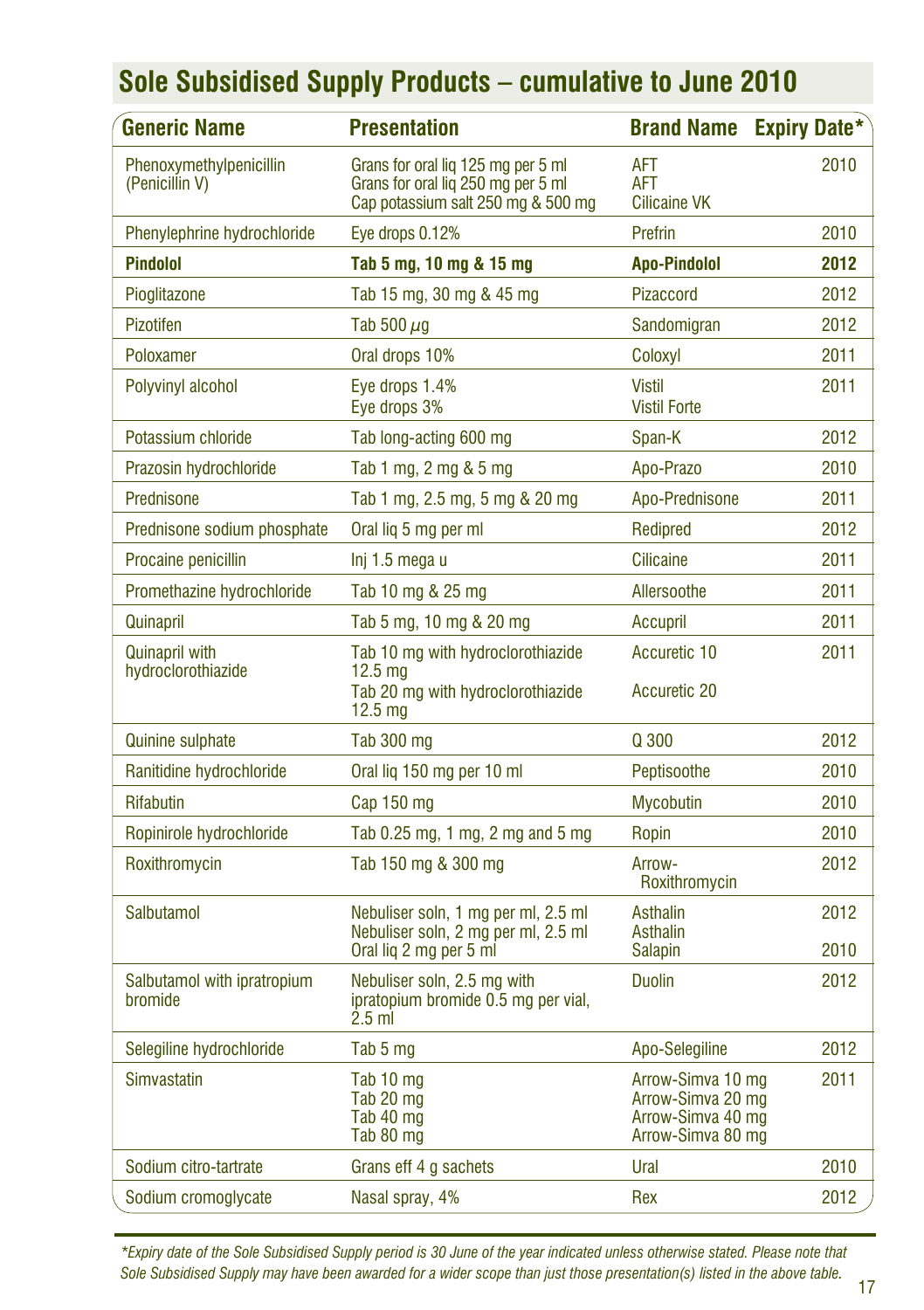# Sole Subsidised Supply Products – cumulative to June 2010

| Generic Name | Presentation | Brand Name | Expiry Date* |
|---|---|---|---|
| Phenoxymethylpenicillin (Penicillin V) | Grans for oral liq 125 mg per 5 ml<br>Grans for oral liq 250 mg per 5 ml<br>Cap potassium salt 250 mg & 500 mg | AFT<br>AFT<br>Cilicaine VK | 2010 |
| Phenylephrine hydrochloride | Eye drops 0.12% | Prefrin | 2010 |
| **Pindolol** | **Tab 5 mg, 10 mg & 15 mg** | **Apo-Pindolol** | **2012** |
| Pioglitazone | Tab 15 mg, 30 mg & 45 mg | Pizaccord | 2012 |
| Pizotifen | Tab 500 $\mu$g | Sandomigran | 2012 |
| Poloxamer | Oral drops 10% | Coloxyl | 2011 |
| Polyvinyl alcohol | Eye drops 1.4%<br>Eye drops 3% | Vistil<br>Vistil Forte | 2011 |
| Potassium chloride | Tab long-acting 600 mg | Span-K | 2012 |
| Prazosin hydrochloride | Tab 1 mg, 2 mg & 5 mg | Apo-Prazo | 2010 |
| Prednisone | Tab 1 mg, 2.5 mg, 5 mg & 20 mg | Apo-Prednisone | 2011 |
| Prednisone sodium phosphate | Oral liq 5 mg per ml | Redipred | 2012 |
| Procaine penicillin | Inj 1.5 mega u | Cilicaine | 2011 |
| Promethazine hydrochloride | Tab 10 mg & 25 mg | Allersoothe | 2011 |
| Quinapril | Tab 5 mg, 10 mg & 20 mg | Accupril | 2011 |
| Quinapril with hydroclorothiazide | Tab 10 mg with hydroclorothiazide 12.5 mg<br>Tab 20 mg with hydroclorothiazide 12.5 mg | Accuretic 10<br>Accuretic 20 | 2011 |
| Quinine sulphate | Tab 300 mg | Q 300 | 2012 |
| Ranitidine hydrochloride | Oral liq 150 mg per 10 ml | Peptisoothe | 2010 |
| Rifabutin | Cap 150 mg | Mycobutin | 2010 |
| Ropinirole hydrochloride | Tab 0.25 mg, 1 mg, 2 mg and 5 mg | Ropin | 2010 |
| Roxithromycin | Tab 150 mg & 300 mg | Arrow-Roxithromycin | 2012 |
| Salbutamol | Nebuliser soln, 1 mg per ml, 2.5 ml<br>Nebuliser soln, 2 mg per ml, 2.5 ml<br>Oral liq 2 mg per 5 ml | Asthalin<br>Asthalin<br>Salapin | 2012<br><br>2010 |
| Salbutamol with ipratropium bromide | Nebuliser soln, 2.5 mg with ipratopium bromide 0.5 mg per vial, 2.5 ml | Duolin | 2012 |
| Selegiline hydrochloride | Tab 5 mg | Apo-Selegiline | 2012 |
| Simvastatin | Tab 10 mg<br>Tab 20 mg<br>Tab 40 mg<br>Tab 80 mg | Arrow-Simva 10 mg<br>Arrow-Simva 20 mg<br>Arrow-Simva 40 mg<br>Arrow-Simva 80 mg | 2011 |
| Sodium citro-tartrate | Grans eff 4 g sachets | Ural | 2010 |
| Sodium cromoglycate | Nasal spray, 4% | Rex | 2012 |

*\*Expiry date of the Sole Subsidised Supply period is 30 June of the year indicated unless otherwise stated. Please note that Sole Subsidised Supply may have been awarded for a wider scope than just those presentation(s) listed in the above table.*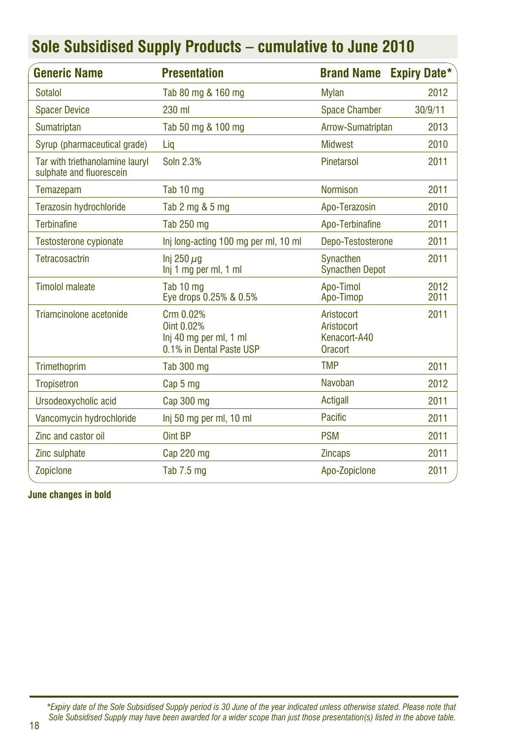## Sole Subsidised Supply Products – cumulative to June 2010

| Generic Name | Presentation | Brand Name | Expiry Date* |
|---|---|---|---|
| Sotalol | Tab 80 mg & 160 mg | Mylan | 2012 |
| Spacer Device | 230 ml | Space Chamber | 30/9/11 |
| Sumatriptan | Tab 50 mg & 100 mg | Arrow-Sumatriptan | 2013 |
| Syrup (pharmaceutical grade) | Liq | Midwest | 2010 |
| Tar with triethanolamine lauryl sulphate and fluorescein | Soln 2.3% | Pinetarsol | 2011 |
| Temazepam | Tab 10 mg | Normison | 2011 |
| Terazosin hydrochloride | Tab 2 mg & 5 mg | Apo-Terazosin | 2010 |
| Terbinafine | Tab 250 mg | Apo-Terbinafine | 2011 |
| Testosterone cypionate | Inj long-acting 100 mg per ml, 10 ml | Depo-Testosterone | 2011 |
| Tetracosactrin | Inj 250 µg<br>Inj 1 mg per ml, 1 ml | Synacthen<br>Synacthen Depot | 2011 |
| Timolol maleate | Tab 10 mg<br>Eye drops 0.25% & 0.5% | Apo-Timol<br>Apo-Timop | 2012<br>2011 |
| Triamcinolone acetonide | Crm 0.02%<br>Oint 0.02%<br>Inj 40 mg per ml, 1 ml<br>0.1% in Dental Paste USP | Aristocort<br>Aristocort<br>Kenacort-A40<br>Oracort | 2011 |
| Trimethoprim | Tab 300 mg | TMP | 2011 |
| Tropisetron | Cap 5 mg | Navoban | 2012 |
| Ursodeoxycholic acid | Cap 300 mg | Actigall | 2011 |
| Vancomycin hydrochloride | Inj 50 mg per ml, 10 ml | Pacific | 2011 |
| Zinc and castor oil | Oint BP | PSM | 2011 |
| Zinc sulphate | Cap 220 mg | Zincaps | 2011 |
| Zopiclone | Tab 7.5 mg | Apo-Zopiclone | 2011 |

**June changes in bold**

*\*Expiry date of the Sole Subsidised Supply period is 30 June of the year indicated unless otherwise stated. Please note that Sole Subsidised Supply may have been awarded for a wider scope than just those presentation(s) listed in the above table.*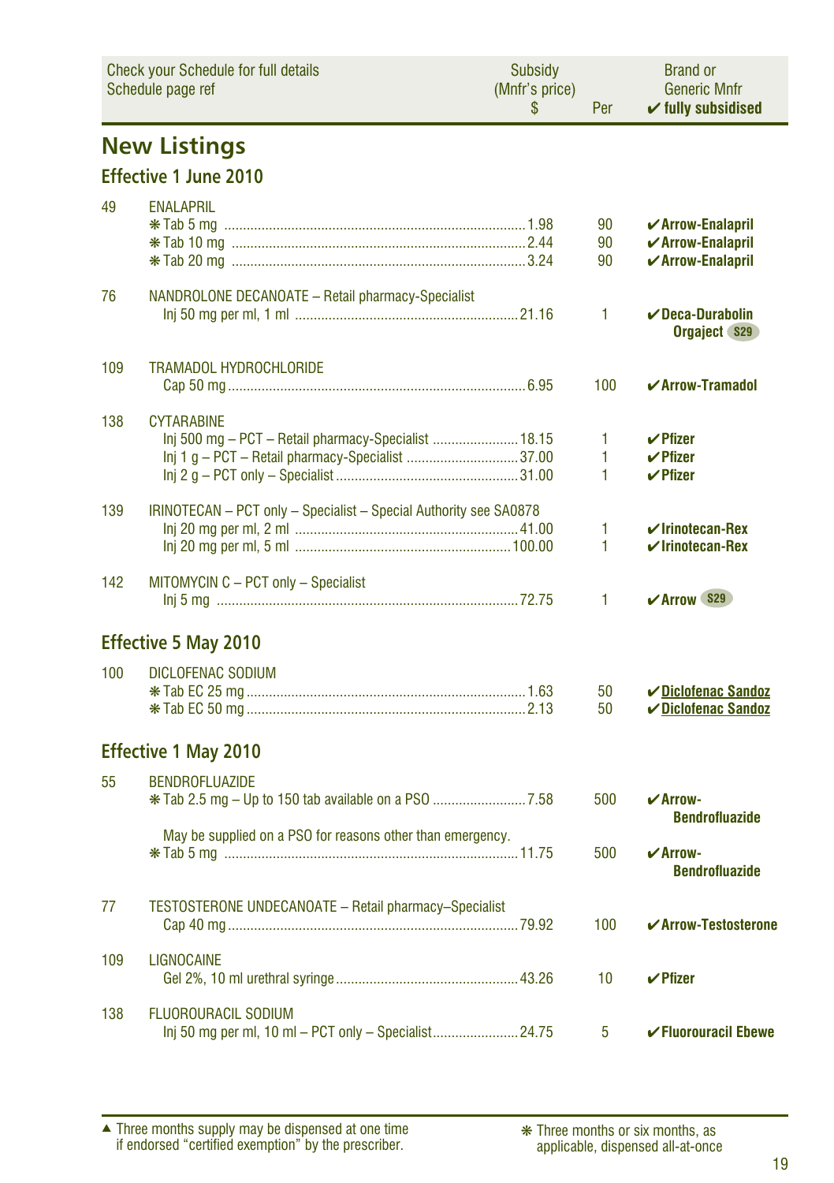| Check your Schedule for full details Schedule page ref | | Subsidy (Mnfr's price) $ | Per | Brand or Generic Mnfr ✔ fully subsidised |
|---|---|---|---|---|

## New Listings

### Effective 1 June 2010

| | | | | |
|---|---|---|---|---|
| 49 | ENALAPRIL | | | |
| | ❋ Tab 5 mg | 1.98 | 90 | ✔ Arrow-Enalapril |
| | ❋ Tab 10 mg | 2.44 | 90 | ✔ Arrow-Enalapril |
| | ❋ Tab 20 mg | 3.24 | 90 | ✔ Arrow-Enalapril |
| 76 | NANDROLONE DECANOATE – Retail pharmacy-Specialist | | | |
| | Inj 50 mg per ml, 1 ml | 21.16 | 1 | ✔ Deca-Durabolin Orgaject S29 |
| 109 | TRAMADOL HYDROCHLORIDE | | | |
| | Cap 50 mg | 6.95 | 100 | ✔ Arrow-Tramadol |
| 138 | CYTARABINE | | | |
| | Inj 500 mg – PCT – Retail pharmacy-Specialist | 18.15 | 1 | ✔ Pfizer |
| | Inj 1 g – PCT – Retail pharmacy-Specialist | 37.00 | 1 | ✔ Pfizer |
| | Inj 2 g – PCT only – Specialist | 31.00 | 1 | ✔ Pfizer |
| 139 | IRINOTECAN – PCT only – Specialist – Special Authority see SA0878 | | | |
| | Inj 20 mg per ml, 2 ml | 41.00 | 1 | ✔ Irinotecan-Rex |
| | Inj 20 mg per ml, 5 ml | 100.00 | 1 | ✔ Irinotecan-Rex |
| 142 | MITOMYCIN C – PCT only – Specialist | | | |
| | Inj 5 mg | 72.75 | 1 | ✔ Arrow S29 |

### Effective 5 May 2010

| | | | | |
|---|---|---|---|---|
| 100 | DICLOFENAC SODIUM | | | |
| | ❋ Tab EC 25 mg | 1.63 | 50 | ✔ Diclofenac Sandoz |
| | ❋ Tab EC 50 mg | 2.13 | 50 | ✔ Diclofenac Sandoz |

### Effective 1 May 2010

| | | | | |
|---|---|---|---|---|
| 55 | BENDROFLUAZIDE | | | |
| | ❋ Tab 2.5 mg – Up to 150 tab available on a PSO | 7.58 | 500 | ✔ Arrow-Bendrofluazide |
| | May be supplied on a PSO for reasons other than emergency. | | | |
| | ❋ Tab 5 mg | 11.75 | 500 | ✔ Arrow-Bendrofluazide |
| 77 | TESTOSTERONE UNDECANOATE – Retail pharmacy–Specialist | | | |
| | Cap 40 mg | 79.92 | 100 | ✔ Arrow-Testosterone |
| 109 | LIGNOCAINE | | | |
| | Gel 2%, 10 ml urethral syringe | 43.26 | 10 | ✔ Pfizer |
| 138 | FLUOROURACIL SODIUM | | | |
| | Inj 50 mg per ml, 10 ml – PCT only – Specialist | 24.75 | 5 | ✔ Fluorouracil Ebewe |

▲ Three months supply may be dispensed at one time if endorsed "certified exemption" by the prescriber.

❋ Three months or six months, as applicable, dispensed all-at-once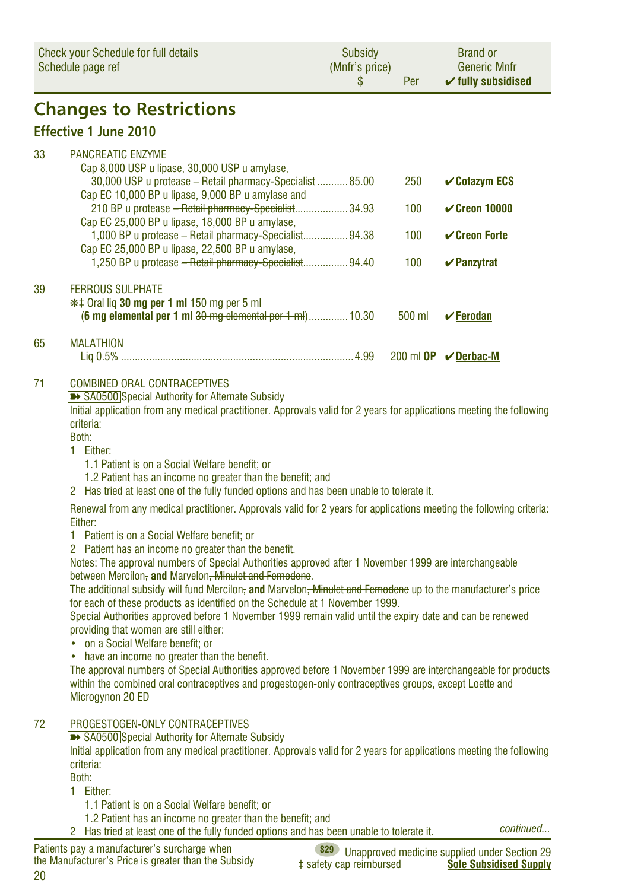| Check your Schedule for full details Schedule page ref | | Subsidy (Mnfr's price) $ | Per | Brand or Generic Mnfr ✔ fully subsidised |
|---|---|---|---|---|

## Changes to Restrictions

### Effective 1 June 2010

| | | | | |
|---|---|---|---|---|
| 33 | PANCREATIC ENZYME | | | |
| | Cap 8,000 USP u lipase, 30,000 USP u amylase, 30,000 USP u protease ~~– Retail pharmacy-Specialist~~ | 85.00 | 250 | ✔ **Cotazym ECS** |
| | Cap EC 10,000 BP u lipase, 9,000 BP u amylase and 210 BP u protease ~~– Retail pharmacy-Specialist~~ | 34.93 | 100 | ✔ **Creon 10000** |
| | Cap EC 25,000 BP u lipase, 18,000 BP u amylase, 1,000 BP u protease ~~– Retail pharmacy-Specialist~~ | 94.38 | 100 | ✔ **Creon Forte** |
| | Cap EC 25,000 BP u lipase, 22,500 BP u amylase, 1,250 BP u protease ~~– Retail pharmacy-Specialist~~ | 94.40 | 100 | ✔ **Panzytrat** |
| 39 | FERROUS SULPHATE | | | |
| | ❋‡ Oral liq **30 mg per 1 ml** ~~150 mg per 5 ml~~ (**6 mg elemental per 1 ml** ~~30 mg elemental per 1 ml~~) | 10.30 | 500 ml | ✔ **Ferodan** |
| 65 | MALATHION | | | |
| | Liq 0.5% | 4.99 | 200 ml **OP** | ✔ **Derbac-M** |

71 COMBINED ORAL CONTRACEPTIVES

➽ SA0500 Special Authority for Alternate Subsidy

Initial application from any medical practitioner. Approvals valid for 2 years for applications meeting the following criteria:

Both:

1 Either:
   1.1 Patient is on a Social Welfare benefit; or
   1.2 Patient has an income no greater than the benefit; and
2 Has tried at least one of the fully funded options and has been unable to tolerate it.

Renewal from any medical practitioner. Approvals valid for 2 years for applications meeting the following criteria:

Either:

1 Patient is on a Social Welfare benefit; or
2 Patient has an income no greater than the benefit.

Notes: The approval numbers of Special Authorities approved after 1 November 1999 are interchangeable between Mercilon~~,~~ **and** Marvelon~~, Minulet and Femodene~~.

The additional subsidy will fund Mercilon~~,~~ **and** Marvelon~~, Minulet and Femodene~~ up to the manufacturer's price for each of these products as identified on the Schedule at 1 November 1999.

Special Authorities approved before 1 November 1999 remain valid until the expiry date and can be renewed providing that women are still either:

- on a Social Welfare benefit; or
- have an income no greater than the benefit.

The approval numbers of Special Authorities approved before 1 November 1999 are interchangeable for products within the combined oral contraceptives and progestogen-only contraceptives groups, except Loette and Microgynon 20 ED

72 PROGESTOGEN-ONLY CONTRACEPTIVES

➽ SA0500 Special Authority for Alternate Subsidy

Initial application from any medical practitioner. Approvals valid for 2 years for applications meeting the following criteria:

Both:

1 Either:
   1.1 Patient is on a Social Welfare benefit; or
   1.2 Patient has an income no greater than the benefit; and
2 Has tried at least one of the fully funded options and has been unable to tolerate it.

*continued...*

Patients pay a manufacturer's surcharge when the Manufacturer's Price is greater than the Subsidy

S29 Unapproved medicine supplied under Section 29

‡ safety cap reimbursed

Sole Subsidised Supply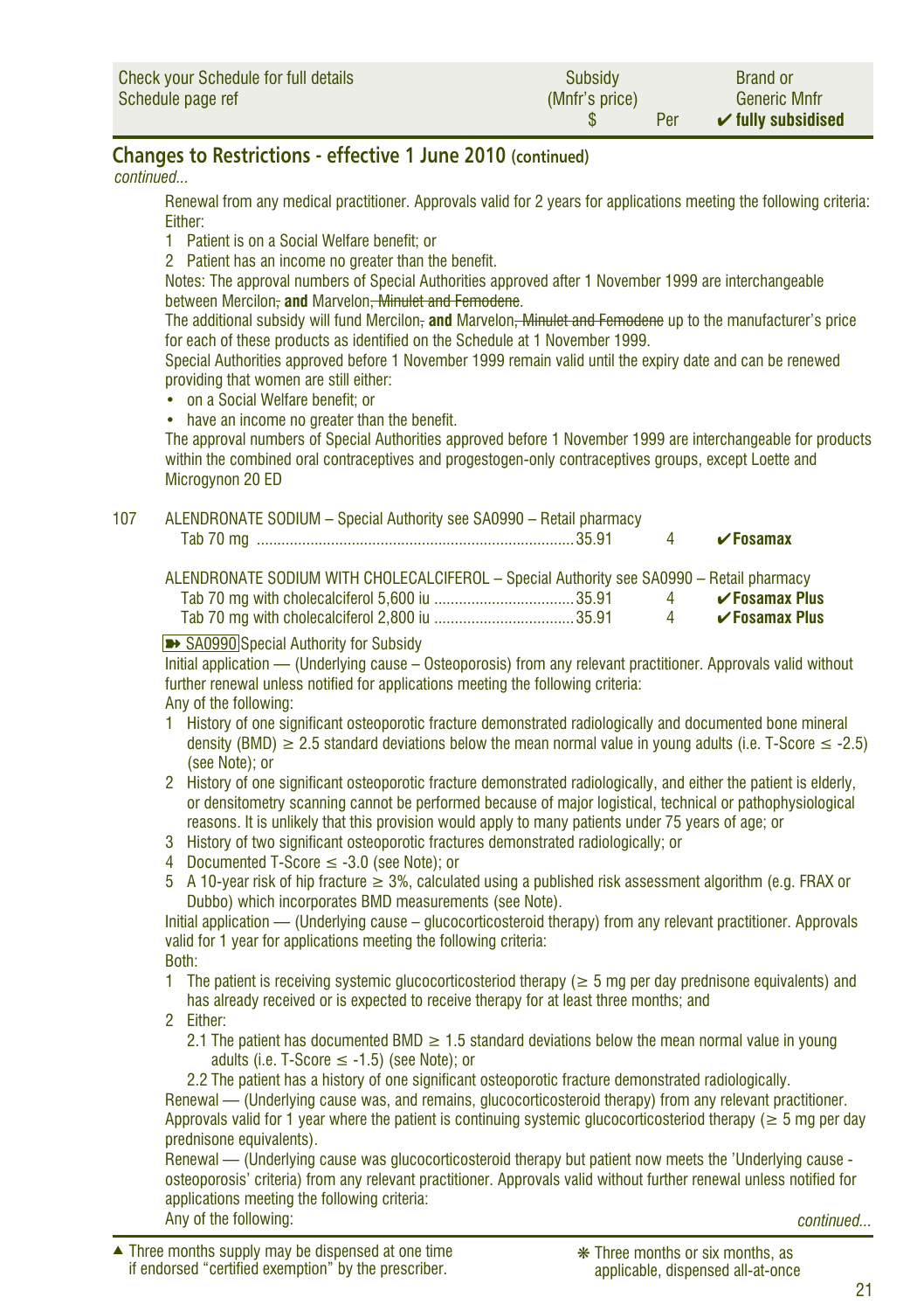| Check your Schedule for full details Schedule page ref | Subsidy (Mnfr's price) $ | Per | Brand or Generic Mnfr ✔ fully subsidised |
|---|---|---|---|

## Changes to Restrictions - effective 1 June 2010 (continued)

*continued...*

Renewal from any medical practitioner. Approvals valid for 2 years for applications meeting the following criteria:
Either:

1. Patient is on a Social Welfare benefit; or
2. Patient has an income no greater than the benefit.

Notes: The approval numbers of Special Authorities approved after 1 November 1999 are interchangeable between Mercilon~~,~~ **and** Marvelon~~, Minulet and Femodene~~.

The additional subsidy will fund Mercilon~~,~~ **and** Marvelon~~, Minulet and Femodene~~ up to the manufacturer's price for each of these products as identified on the Schedule at 1 November 1999.

Special Authorities approved before 1 November 1999 remain valid until the expiry date and can be renewed providing that women are still either:

- on a Social Welfare benefit; or
- have an income no greater than the benefit.

The approval numbers of Special Authorities approved before 1 November 1999 are interchangeable for products within the combined oral contraceptives and progestogen-only contraceptives groups, except Loette and Microgynon 20 ED

| | | | | |
|---|---|---|---|---|
| 107 | ALENDRONATE SODIUM – Special Authority see SA0990 – Retail pharmacy | | | |
| | Tab 70 mg | 35.91 | 4 | ✔Fosamax |
| | ALENDRONATE SODIUM WITH CHOLECALCIFEROL – Special Authority see SA0990 – Retail pharmacy | | | |
| | Tab 70 mg with cholecalciferol 5,600 iu | 35.91 | 4 | ✔Fosamax Plus |
| | Tab 70 mg with cholecalciferol 2,800 iu | 35.91 | 4 | ✔Fosamax Plus |

➠ SA0990 Special Authority for Subsidy

Initial application — (Underlying cause – Osteoporosis) from any relevant practitioner. Approvals valid without further renewal unless notified for applications meeting the following criteria:
Any of the following:

1. History of one significant osteoporotic fracture demonstrated radiologically and documented bone mineral density (BMD) ≥ 2.5 standard deviations below the mean normal value in young adults (i.e. T-Score ≤ -2.5) (see Note); or
2. History of one significant osteoporotic fracture demonstrated radiologically, and either the patient is elderly, or densitometry scanning cannot be performed because of major logistical, technical or pathophysiological reasons. It is unlikely that this provision would apply to many patients under 75 years of age; or
3. History of two significant osteoporotic fractures demonstrated radiologically; or
4. Documented T-Score ≤ -3.0 (see Note); or
5. A 10-year risk of hip fracture ≥ 3%, calculated using a published risk assessment algorithm (e.g. FRAX or Dubbo) which incorporates BMD measurements (see Note).

Initial application — (Underlying cause – glucocorticosteroid therapy) from any relevant practitioner. Approvals valid for 1 year for applications meeting the following criteria:
Both:

1. The patient is receiving systemic glucocorticosteriod therapy (≥ 5 mg per day prednisone equivalents) and has already received or is expected to receive therapy for at least three months; and
2. Either:
   - 2.1 The patient has documented BMD ≥ 1.5 standard deviations below the mean normal value in young adults (i.e. T-Score ≤ -1.5) (see Note); or
   - 2.2 The patient has a history of one significant osteoporotic fracture demonstrated radiologically.

Renewal — (Underlying cause was, and remains, glucocorticosteroid therapy) from any relevant practitioner. Approvals valid for 1 year where the patient is continuing systemic glucocorticosteriod therapy (≥ 5 mg per day prednisone equivalents).

Renewal — (Underlying cause was glucocorticosteroid therapy but patient now meets the 'Underlying cause - osteoporosis' criteria) from any relevant practitioner. Approvals valid without further renewal unless notified for applications meeting the following criteria:
Any of the following:

*continued...*

▲ Three months supply may be dispensed at one time if endorsed "certified exemption" by the prescriber.

❋ Three months or six months, as applicable, dispensed all-at-once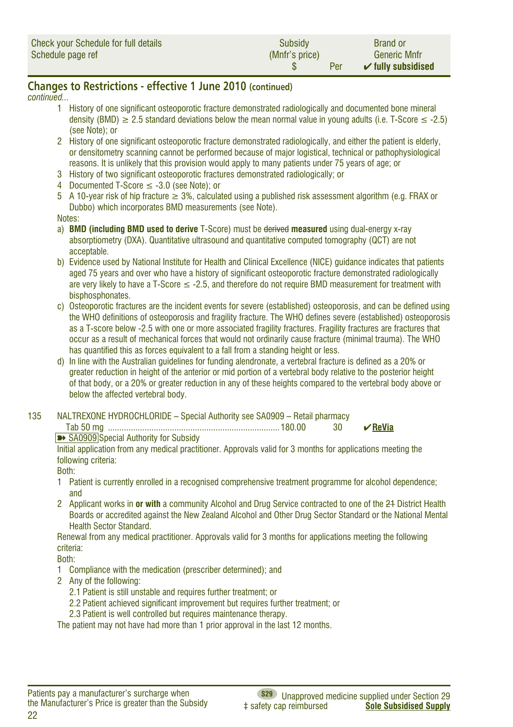| Check your Schedule for full details<br>Schedule page ref | Subsidy<br>(Mnfr's price)<br>$ | Per | Brand or<br>Generic Mnfr<br>✔ fully subsidised |
|---|---|---|---|

## Changes to Restrictions - effective 1 June 2010 (continued)

*continued...*

1. History of one significant osteoporotic fracture demonstrated radiologically and documented bone mineral density (BMD) ≥ 2.5 standard deviations below the mean normal value in young adults (i.e. T-Score ≤ -2.5) (see Note); or
2. History of one significant osteoporotic fracture demonstrated radiologically, and either the patient is elderly, or densitometry scanning cannot be performed because of major logistical, technical or pathophysiological reasons. It is unlikely that this provision would apply to many patients under 75 years of age; or
3. History of two significant osteoporotic fractures demonstrated radiologically; or
4. Documented T-Score ≤ -3.0 (see Note); or
5. A 10-year risk of hip fracture ≥ 3%, calculated using a published risk assessment algorithm (e.g. FRAX or Dubbo) which incorporates BMD measurements (see Note).

Notes:

a) **BMD (including BMD used to derive** T-Score) must be ~~derived~~ **measured** using dual-energy x-ray absorptiometry (DXA). Quantitative ultrasound and quantitative computed tomography (QCT) are not acceptable.

b) Evidence used by National Institute for Health and Clinical Excellence (NICE) guidance indicates that patients aged 75 years and over who have a history of significant osteoporotic fracture demonstrated radiologically are very likely to have a T-Score ≤ -2.5, and therefore do not require BMD measurement for treatment with bisphosphonates.

c) Osteoporotic fractures are the incident events for severe (established) osteoporosis, and can be defined using the WHO definitions of osteoporosis and fragility fracture. The WHO defines severe (established) osteoporosis as a T-score below -2.5 with one or more associated fragility fractures. Fragility fractures are fractures that occur as a result of mechanical forces that would not ordinarily cause fracture (minimal trauma). The WHO has quantified this as forces equivalent to a fall from a standing height or less.

d) In line with the Australian guidelines for funding alendronate, a vertebral fracture is defined as a 20% or greater reduction in height of the anterior or mid portion of a vertebral body relative to the posterior height of that body, or a 20% or greater reduction in any of these heights compared to the vertebral body above or below the affected vertebral body.

135 NALTREXONE HYDROCHLORIDE – Special Authority see SA0909 – Retail pharmacy

| | | | |
|---|---|---|---|
| Tab 50 mg | 180.00 | 30 | ✔ **ReVia** |

➽ SA0909 Special Authority for Subsidy

Initial application from any medical practitioner. Approvals valid for 3 months for applications meeting the following criteria:

Both:

1. Patient is currently enrolled in a recognised comprehensive treatment programme for alcohol dependence; and
2. Applicant works in **or with** a community Alcohol and Drug Service contracted to one of the ~~21~~ District Health Boards or accredited against the New Zealand Alcohol and Other Drug Sector Standard or the National Mental Health Sector Standard.

Renewal from any medical practitioner. Approvals valid for 3 months for applications meeting the following criteria:

Both:

1. Compliance with the medication (prescriber determined); and
2. Any of the following:
   - 2.1 Patient is still unstable and requires further treatment; or
   - 2.2 Patient achieved significant improvement but requires further treatment; or
   - 2.3 Patient is well controlled but requires maintenance therapy.

The patient may not have had more than 1 prior approval in the last 12 months.

Patients pay a manufacturer's surcharge when the Manufacturer's Price is greater than the Subsidy

S29 Unapproved medicine supplied under Section 29 ‡ safety cap reimbursed **Sole Subsidised Supply**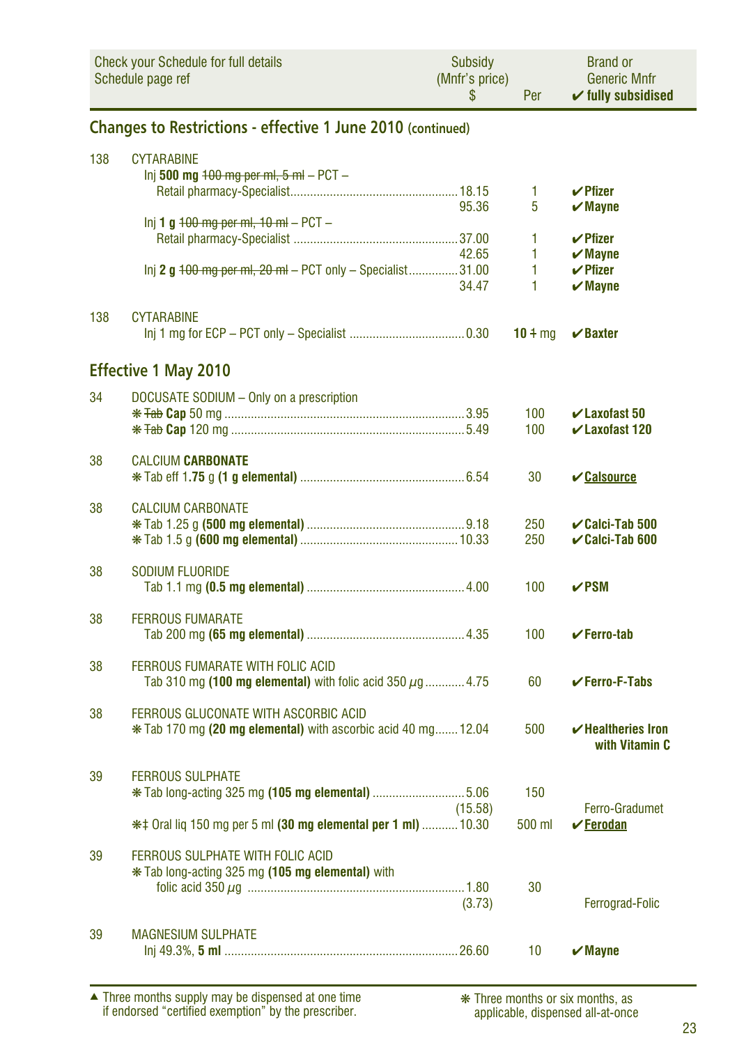| Check your Schedule for full details Schedule page ref | | Subsidy (Mnfr's price) $ | Per | Brand or Generic Mnfr ✔ fully subsidised |
|---|---|---|---|---|

## Changes to Restrictions - effective 1 June 2010 (continued)

| | | | | |
|---|---|---|---|---|
| 138 | CYTARABINE | | | |
| | Inj **500 mg** ~~100 mg per ml, 5 ml~~ – PCT – Retail pharmacy-Specialist | 18.15 | 1 | ✔**Pfizer** |
| | | 95.36 | 5 | ✔**Mayne** |
| | Inj **1 g** ~~100 mg per ml, 10 ml~~ – PCT – Retail pharmacy-Specialist | 37.00 | 1 | ✔**Pfizer** |
| | | 42.65 | 1 | ✔**Mayne** |
| | Inj **2 g** ~~100 mg per ml, 20 ml~~ – PCT only – Specialist | 31.00 | 1 | ✔**Pfizer** |
| | | 34.47 | 1 | ✔**Mayne** |
| 138 | CYTARABINE | | | |
| | Inj 1 mg for ECP – PCT only – Specialist | 0.30 | **10** ~~1~~ mg | ✔**Baxter** |

## Effective 1 May 2010

| | | | | |
|---|---|---|---|---|
| 34 | DOCUSATE SODIUM – Only on a prescription | | | |
| | ❋ ~~Tab~~ **Cap** 50 mg | 3.95 | 100 | ✔**Laxofast 50** |
| | ❋ ~~Tab~~ **Cap** 120 mg | 5.49 | 100 | ✔**Laxofast 120** |
| 38 | CALCIUM **CARBONATE** | | | |
| | ❋ Tab eff 1**.75** g **(1 g elemental)** | 6.54 | 30 | ✔**<u>Calsource</u>** |
| 38 | CALCIUM CARBONATE | | | |
| | ❋ Tab 1.25 g **(500 mg elemental)** | 9.18 | 250 | ✔**Calci-Tab 500** |
| | ❋ Tab 1.5 g **(600 mg elemental)** | 10.33 | 250 | ✔**Calci-Tab 600** |
| 38 | SODIUM FLUORIDE | | | |
| | Tab 1.1 mg **(0.5 mg elemental)** | 4.00 | 100 | ✔**PSM** |
| 38 | FERROUS FUMARATE | | | |
| | Tab 200 mg **(65 mg elemental)** | 4.35 | 100 | ✔**Ferro-tab** |
| 38 | FERROUS FUMARATE WITH FOLIC ACID | | | |
| | Tab 310 mg **(100 mg elemental)** with folic acid 350 $\mu g$ | 4.75 | 60 | ✔**Ferro-F-Tabs** |
| 38 | FERROUS GLUCONATE WITH ASCORBIC ACID | | | |
| | ❋ Tab 170 mg **(20 mg elemental)** with ascorbic acid 40 mg | 12.04 | 500 | ✔**Healtheries Iron with Vitamin C** |
| 39 | FERROUS SULPHATE | | | |
| | ❋ Tab long-acting 325 mg **(105 mg elemental)** | 5.06 (15.58) | 150 | Ferro-Gradumet |
| | ❋‡ Oral liq 150 mg per 5 ml **(30 mg elemental per 1 ml)** | 10.30 | 500 ml | ✔**<u>Ferodan</u>** |
| 39 | FERROUS SULPHATE WITH FOLIC ACID | | | |
| | ❋ Tab long-acting 325 mg **(105 mg elemental)** with folic acid 350 $\mu g$ | 1.80 (3.73) | 30 | Ferrograd-Folic |
| 39 | MAGNESIUM SULPHATE | | | |
| | Inj 49.3%, **5 ml** | 26.60 | 10 | ✔**Mayne** |

▲ Three months supply may be dispensed at one time if endorsed "certified exemption" by the prescriber.

❋ Three months or six months, as applicable, dispensed all-at-once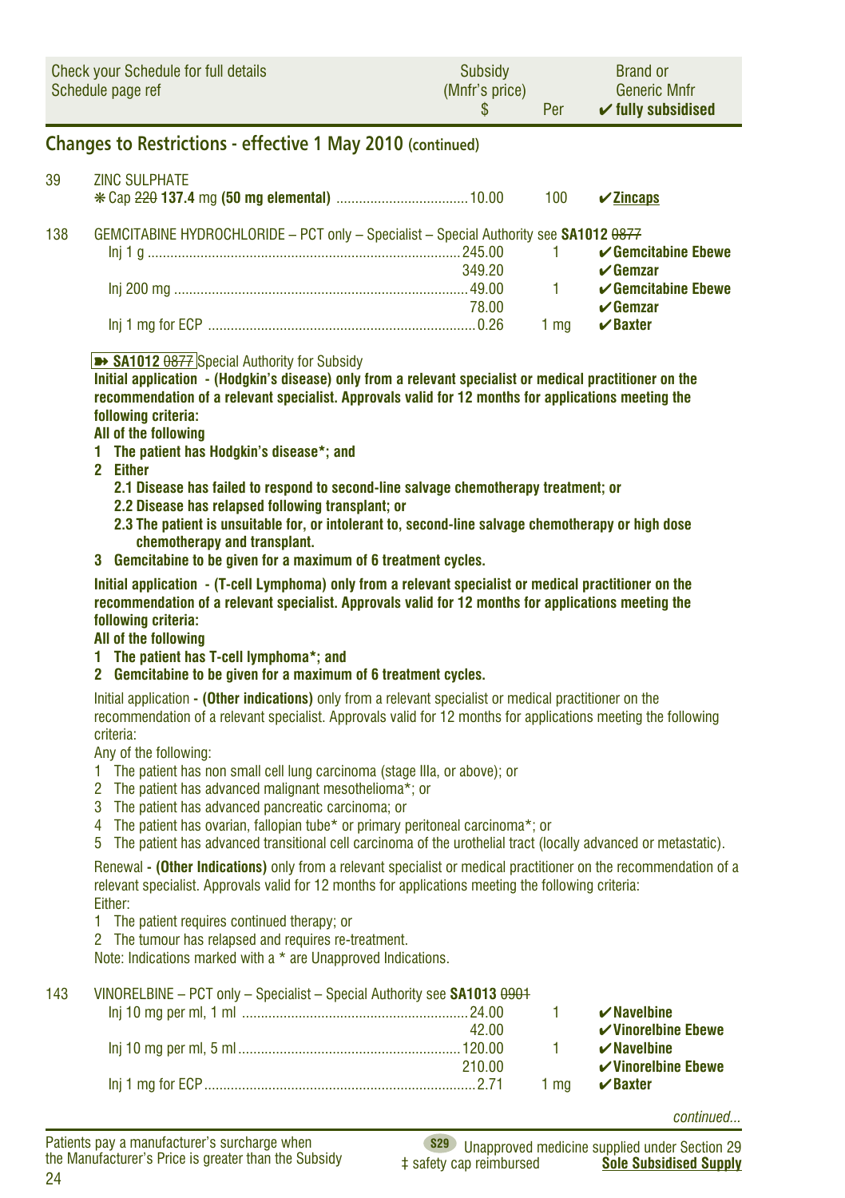| Check your Schedule for full details Schedule page ref | | Subsidy (Mnfr's price) $ | Per | Brand or Generic Mnfr ✔ fully subsidised |
|---|---|---|---|---|

## Changes to Restrictions - effective 1 May 2010 (continued)

| | | | | |
|---|---|---|---|---|
| 39 | ZINC SULPHATE | | | |
| | ✻ Cap ~~220~~ **137.4** mg **(50 mg elemental)** | 10.00 | 100 | ✔ **Zincaps** |
| 138 | GEMCITABINE HYDROCHLORIDE – PCT only – Specialist – Special Authority see **SA1012** ~~0877~~ | | | |
| | Inj 1 g | 245.00 | 1 | ✔ **Gemcitabine Ebewe** |
| | | 349.20 | | ✔ **Gemzar** |
| | Inj 200 mg | 49.00 | 1 | ✔ **Gemcitabine Ebewe** |
| | | 78.00 | | ✔ **Gemzar** |
| | Inj 1 mg for ECP | 0.26 | 1 mg | ✔ **Baxter** |

➽ **SA1012** ~~0877~~ Special Authority for Subsidy

**Initial application - (Hodgkin's disease) only from a relevant specialist or medical practitioner on the recommendation of a relevant specialist. Approvals valid for 12 months for applications meeting the following criteria:**

**All of the following**

1. **The patient has Hodgkin's disease*; and**
2. **Either**
   - **2.1 Disease has failed to respond to second-line salvage chemotherapy treatment; or**
   - **2.2 Disease has relapsed following transplant; or**
   - **2.3 The patient is unsuitable for, or intolerant to, second-line salvage chemotherapy or high dose chemotherapy and transplant.**
3. **Gemcitabine to be given for a maximum of 6 treatment cycles.**

**Initial application - (T-cell Lymphoma) only from a relevant specialist or medical practitioner on the recommendation of a relevant specialist. Approvals valid for 12 months for applications meeting the following criteria:**

**All of the following**

1. **The patient has T-cell lymphoma*; and**
2. **Gemcitabine to be given for a maximum of 6 treatment cycles.**

Initial application **- (Other indications)** only from a relevant specialist or medical practitioner on the recommendation of a relevant specialist. Approvals valid for 12 months for applications meeting the following criteria:

Any of the following:

1. The patient has non small cell lung carcinoma (stage IIIa, or above); or
2. The patient has advanced malignant mesothelioma*; or
3. The patient has advanced pancreatic carcinoma; or
4. The patient has ovarian, fallopian tube* or primary peritoneal carcinoma*; or
5. The patient has advanced transitional cell carcinoma of the urothelial tract (locally advanced or metastatic).

Renewal **- (Other Indications)** only from a relevant specialist or medical practitioner on the recommendation of a relevant specialist. Approvals valid for 12 months for applications meeting the following criteria:

Either:

1. The patient requires continued therapy; or
2. The tumour has relapsed and requires re-treatment.

Note: Indications marked with a * are Unapproved Indications.

| | | | | |
|---|---|---|---|---|
| 143 | VINORELBINE – PCT only – Specialist – Special Authority see **SA1013** ~~0901~~ | | | |
| | Inj 10 mg per ml, 1 ml | 24.00 | 1 | ✔ **Navelbine** |
| | | 42.00 | | ✔ **Vinorelbine Ebewe** |
| | Inj 10 mg per ml, 5 ml | 120.00 | 1 | ✔ **Navelbine** |
| | | 210.00 | | ✔ **Vinorelbine Ebewe** |
| | Inj 1 mg for ECP | 2.71 | 1 mg | ✔ **Baxter** |

*continued...*

Patients pay a manufacturer's surcharge when the Manufacturer's Price is greater than the Subsidy

S29 Unapproved medicine supplied under Section 29
‡ safety cap reimbursed
**Sole Subsidised Supply**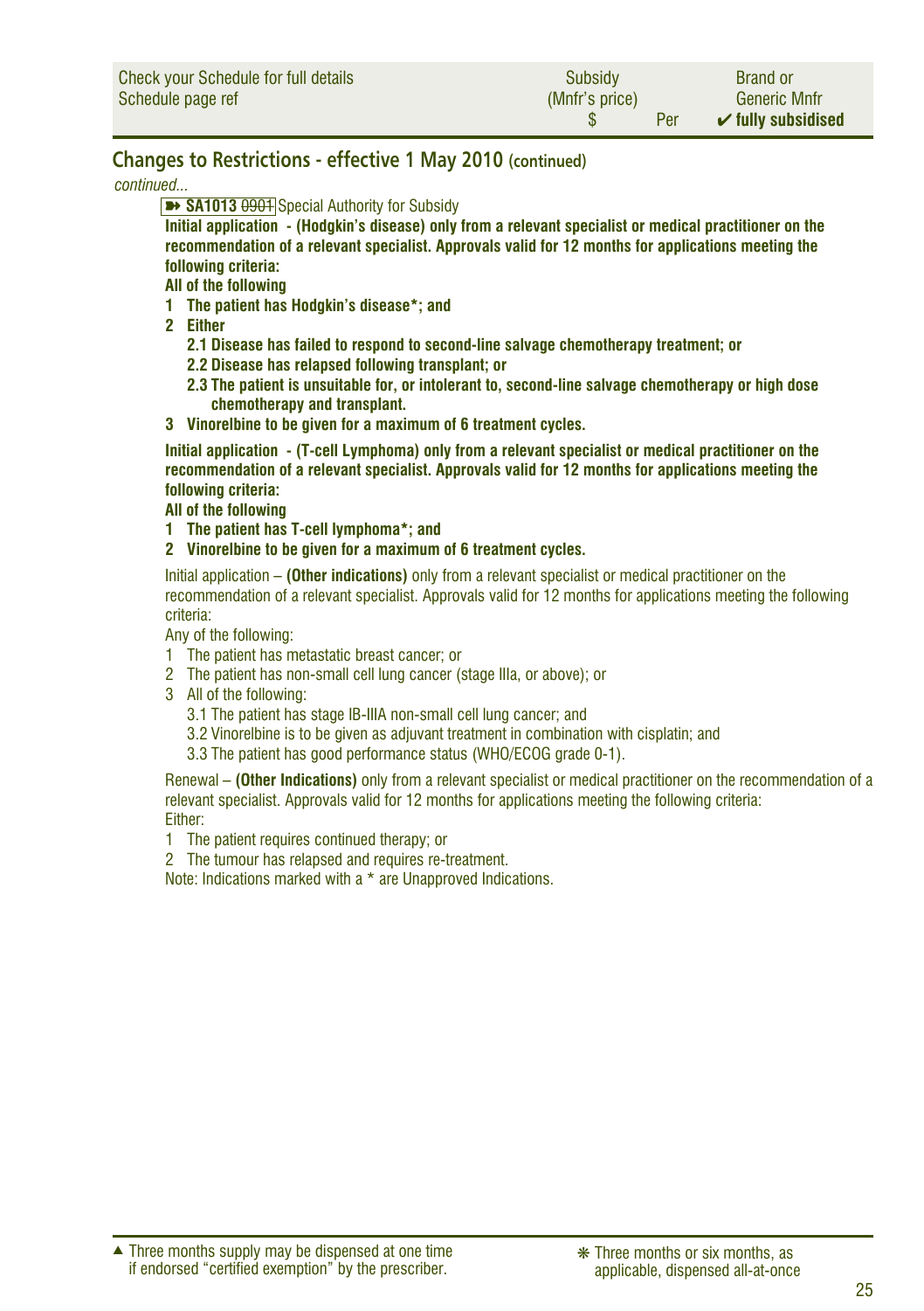## Changes to Restrictions - effective 1 May 2010 (continued)

*continued...*

➽ **SA1013** ~~0901~~ Special Authority for Subsidy

**Initial application - (Hodgkin's disease) only from a relevant specialist or medical practitioner on the recommendation of a relevant specialist. Approvals valid for 12 months for applications meeting the following criteria:**

**All of the following**

1. **The patient has Hodgkin's disease*; and**
2. **Either**
   - **2.1 Disease has failed to respond to second-line salvage chemotherapy treatment; or**
   - **2.2 Disease has relapsed following transplant; or**
   - **2.3 The patient is unsuitable for, or intolerant to, second-line salvage chemotherapy or high dose chemotherapy and transplant.**
3. **Vinorelbine to be given for a maximum of 6 treatment cycles.**

**Initial application - (T-cell Lymphoma) only from a relevant specialist or medical practitioner on the recommendation of a relevant specialist. Approvals valid for 12 months for applications meeting the following criteria:**

**All of the following**

1. **The patient has T-cell lymphoma*; and**
2. **Vinorelbine to be given for a maximum of 6 treatment cycles.**

Initial application – **(Other indications)** only from a relevant specialist or medical practitioner on the recommendation of a relevant specialist. Approvals valid for 12 months for applications meeting the following criteria:

Any of the following:

1. The patient has metastatic breast cancer; or
2. The patient has non-small cell lung cancer (stage IIIa, or above); or
3. All of the following:
   - 3.1 The patient has stage IB-IIIA non-small cell lung cancer; and
   - 3.2 Vinorelbine is to be given as adjuvant treatment in combination with cisplatin; and
   - 3.3 The patient has good performance status (WHO/ECOG grade 0-1).

Renewal – **(Other Indications)** only from a relevant specialist or medical practitioner on the recommendation of a relevant specialist. Approvals valid for 12 months for applications meeting the following criteria:

Either:

1. The patient requires continued therapy; or
2. The tumour has relapsed and requires re-treatment.

Note: Indications marked with a * are Unapproved Indications.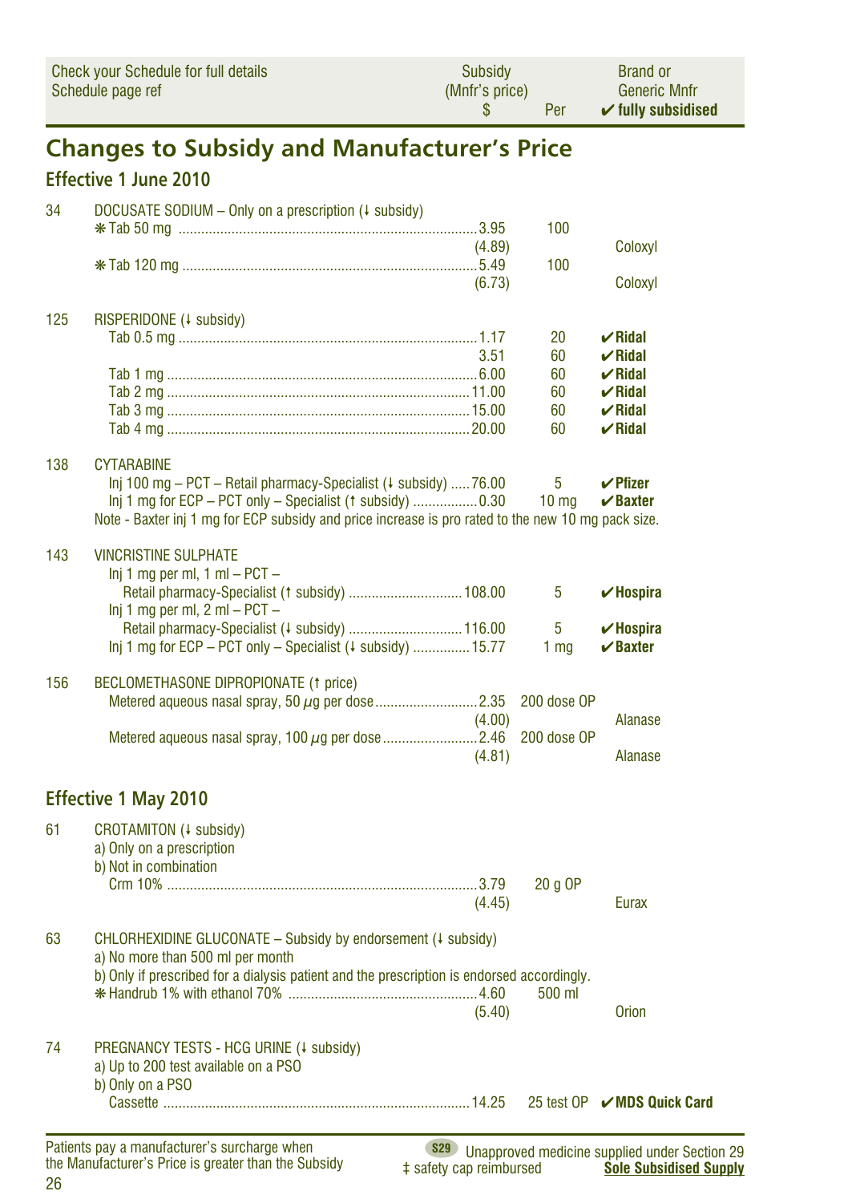| Check your Schedule for full details Schedule page ref | Subsidy (Mnfr's price) $ | Per | Brand or Generic Mnfr ✔ fully subsidised |
|---|---|---|---|

## Changes to Subsidy and Manufacturer's Price

### Effective 1 June 2010

| | | | | |
|---|---|---|---|---|
| 34 | DOCUSATE SODIUM – Only on a prescription (↓ subsidy) | | | |
| | ❋ Tab 50 mg | 3.95 | 100 | |
| | | (4.89) | | Coloxyl |
| | ❋ Tab 120 mg | 5.49 | 100 | |
| | | (6.73) | | Coloxyl |
| 125 | RISPERIDONE (↓ subsidy) | | | |
| | Tab 0.5 mg | 1.17 | 20 | ✔ **Ridal** |
| | | 3.51 | 60 | ✔ **Ridal** |
| | Tab 1 mg | 6.00 | 60 | ✔ **Ridal** |
| | Tab 2 mg | 11.00 | 60 | ✔ **Ridal** |
| | Tab 3 mg | 15.00 | 60 | ✔ **Ridal** |
| | Tab 4 mg | 20.00 | 60 | ✔ **Ridal** |
| 138 | CYTARABINE | | | |
| | Inj 100 mg – PCT – Retail pharmacy-Specialist (↓ subsidy) | 76.00 | 5 | ✔ **Pfizer** |
| | Inj 1 mg for ECP – PCT only – Specialist (↑ subsidy) | 0.30 | 10 mg | ✔ **Baxter** |
| | Note - Baxter inj 1 mg for ECP subsidy and price increase is pro rated to the new 10 mg pack size. | | | |
| 143 | VINCRISTINE SULPHATE | | | |
| | Inj 1 mg per ml, 1 ml – PCT – Retail pharmacy-Specialist (↑ subsidy) | 108.00 | 5 | ✔ **Hospira** |
| | Inj 1 mg per ml, 2 ml – PCT – Retail pharmacy-Specialist (↓ subsidy) | 116.00 | 5 | ✔ **Hospira** |
| | Inj 1 mg for ECP – PCT only – Specialist (↓ subsidy) | 15.77 | 1 mg | ✔ **Baxter** |
| 156 | BECLOMETHASONE DIPROPIONATE (↑ price) | | | |
| | Metered aqueous nasal spray, 50 µg per dose | 2.35 | 200 dose OP | |
| | | (4.00) | | Alanase |
| | Metered aqueous nasal spray, 100 µg per dose | 2.46 | 200 dose OP | |
| | | (4.81) | | Alanase |

### Effective 1 May 2010

| | | | | |
|---|---|---|---|---|
| 61 | CROTAMITON (↓ subsidy) a) Only on a prescription b) Not in combination | | | |
| | Crm 10% | 3.79 | 20 g OP | |
| | | (4.45) | | Eurax |
| 63 | CHLORHEXIDINE GLUCONATE – Subsidy by endorsement (↓ subsidy) a) No more than 500 ml per month b) Only if prescribed for a dialysis patient and the prescription is endorsed accordingly. | | | |
| | ❋ Handrub 1% with ethanol 70% | 4.60 | 500 ml | |
| | | (5.40) | | Orion |
| 74 | PREGNANCY TESTS - HCG URINE (↓ subsidy) a) Up to 200 test available on a PSO b) Only on a PSO | | | |
| | Cassette | 14.25 | 25 test OP | ✔ **MDS Quick Card** |

Patients pay a manufacturer's surcharge when the Manufacturer's Price is greater than the Subsidy

S29 Unapproved medicine supplied under Section 29
‡ safety cap reimbursed
**Sole Subsidised Supply**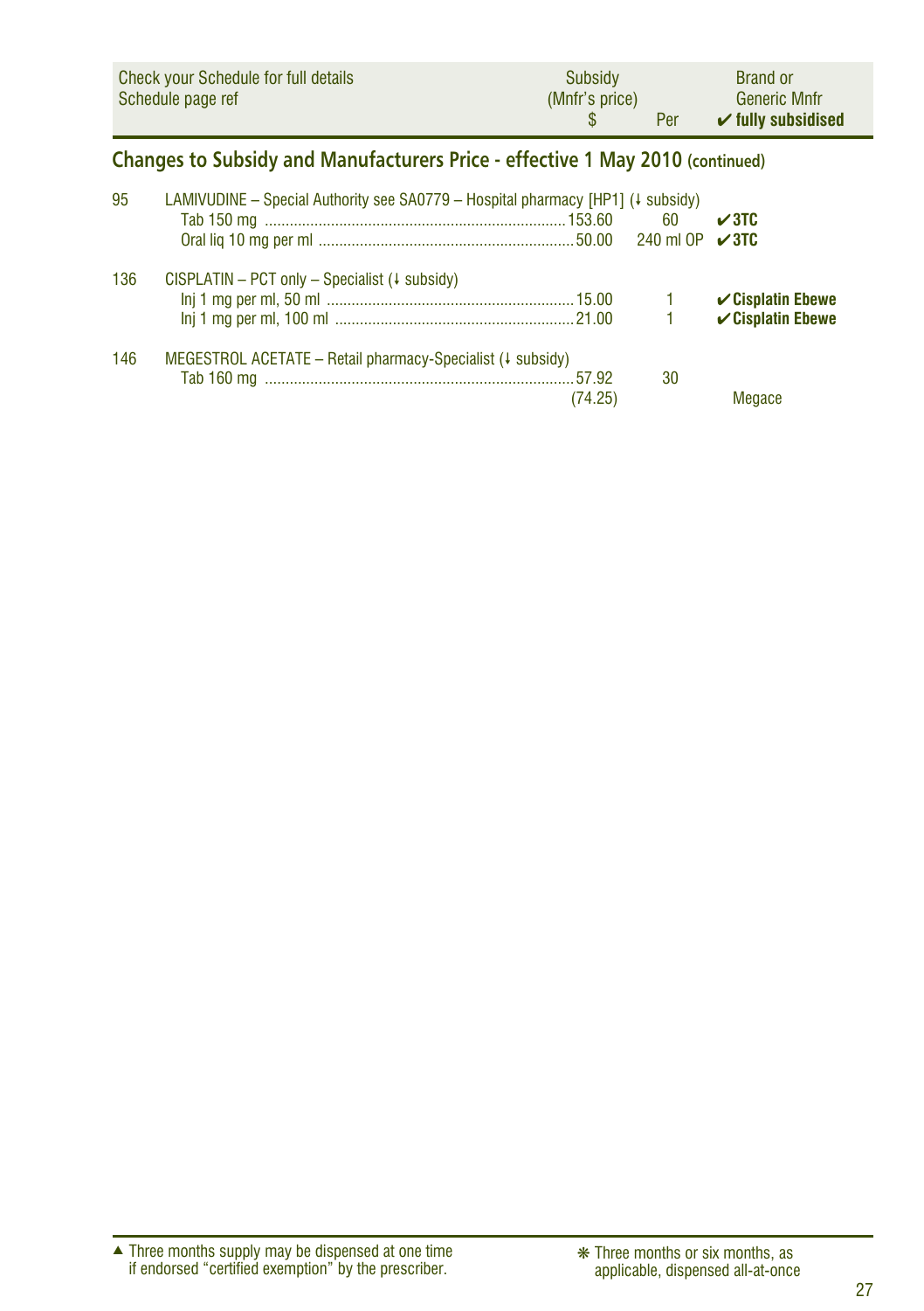| Check your Schedule for full details Schedule page ref | | Subsidy (Mnfr's price) $ | Per | Brand or Generic Mnfr ✔ fully subsidised |
|---|---|---|---|---|

## Changes to Subsidy and Manufacturers Price - effective 1 May 2010 (continued)

| | | | | |
|---|---|---|---|---|
| 95 | LAMIVUDINE – Special Authority see SA0779 – Hospital pharmacy [HP1] (↓ subsidy) | | | |
| | Tab 150 mg | 153.60 | 60 | **✔3TC** |
| | Oral liq 10 mg per ml | 50.00 | 240 ml OP | **✔3TC** |
| 136 | CISPLATIN – PCT only – Specialist (↓ subsidy) | | | |
| | Inj 1 mg per ml, 50 ml | 15.00 | 1 | **✔Cisplatin Ebewe** |
| | Inj 1 mg per ml, 100 ml | 21.00 | 1 | **✔Cisplatin Ebewe** |
| 146 | MEGESTROL ACETATE – Retail pharmacy-Specialist (↓ subsidy) | | | |
| | Tab 160 mg | 57.92 (74.25) | 30 | Megace |

▲ Three months supply may be dispensed at one time if endorsed "certified exemption" by the prescriber.

❋ Three months or six months, as applicable, dispensed all-at-once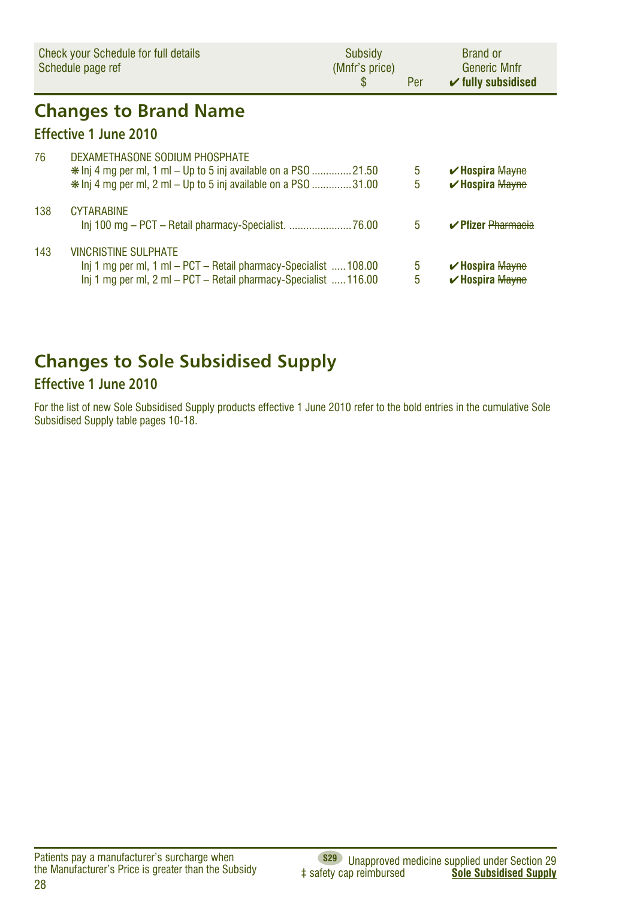| Check your Schedule for full details Schedule page ref | | Subsidy (Mnfr's price) $ | Per | Brand or Generic Mnfr ✔ fully subsidised |
|---|---|---|---|---|

## Changes to Brand Name

### Effective 1 June 2010

| | | | | |
|---|---|---|---|---|
| 76 | DEXAMETHASONE SODIUM PHOSPHATE | | | |
| | ❋ Inj 4 mg per ml, 1 ml – Up to 5 inj available on a PSO | 21.50 | 5 | ✔ **Hospira** ~~Mayne~~ |
| | ❋ Inj 4 mg per ml, 2 ml – Up to 5 inj available on a PSO | 31.00 | 5 | ✔ **Hospira** ~~Mayne~~ |
| 138 | CYTARABINE | | | |
| | Inj 100 mg – PCT – Retail pharmacy-Specialist. | 76.00 | 5 | ✔ **Pfizer** ~~Pharmacia~~ |
| 143 | VINCRISTINE SULPHATE | | | |
| | Inj 1 mg per ml, 1 ml – PCT – Retail pharmacy-Specialist | 108.00 | 5 | ✔ **Hospira** ~~Mayne~~ |
| | Inj 1 mg per ml, 2 ml – PCT – Retail pharmacy-Specialist | 116.00 | 5 | ✔ **Hospira** ~~Mayne~~ |

## Changes to Sole Subsidised Supply

### Effective 1 June 2010

For the list of new Sole Subsidised Supply products effective 1 June 2010 refer to the bold entries in the cumulative Sole Subsidised Supply table pages 10-18.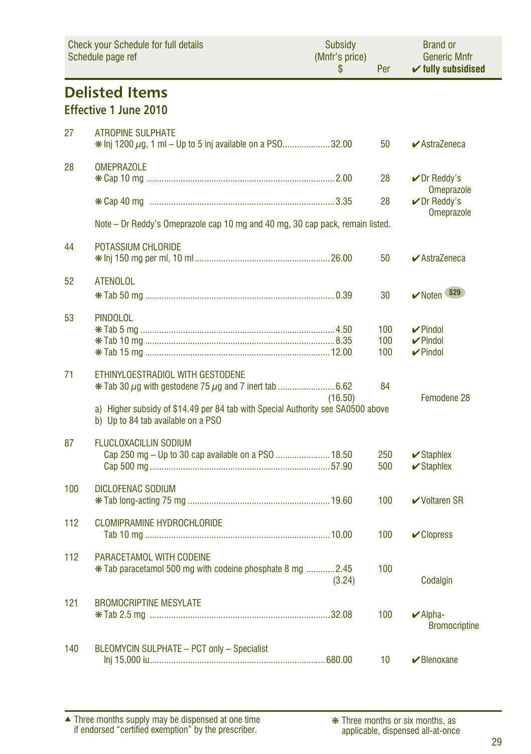| Check your Schedule for full details Schedule page ref | | Subsidy (Mnfr's price) $ | Per | Brand or Generic Mnfr ✔ fully subsidised |
|---|---|---|---|---|

# Delisted Items

## Effective 1 June 2010

| | | | | |
|---|---|---|---|---|
| 27 | ATROPINE SULPHATE | | | |
| | ❋ Inj 1200 $\mu$g, 1 ml – Up to 5 inj available on a PSO | 32.00 | 50 | ✔ AstraZeneca |
| 28 | OMEPRAZOLE | | | |
| | ❋ Cap 10 mg | 2.00 | 28 | ✔ Dr Reddy's Omeprazole |
| | ❋ Cap 40 mg | 3.35 | 28 | ✔ Dr Reddy's Omeprazole |
| | Note – Dr Reddy's Omeprazole cap 10 mg and 40 mg, 30 cap pack, remain listed. | | | |
| 44 | POTASSIUM CHLORIDE | | | |
| | ❋ Inj 150 mg per ml, 10 ml | 26.00 | 50 | ✔ AstraZeneca |
| 52 | ATENOLOL | | | |
| | ❋ Tab 50 mg | 0.39 | 30 | ✔ Noten S29 |
| 53 | PINDOLOL | | | |
| | ❋ Tab 5 mg | 4.50 | 100 | ✔ Pindol |
| | ❋ Tab 10 mg | 8.35 | 100 | ✔ Pindol |
| | ❋ Tab 15 mg | 12.00 | 100 | ✔ Pindol |
| 71 | ETHINYLOESTRADIOL WITH GESTODENE | | | |
| | ❋ Tab 30 $\mu$g with gestodene 75 $\mu$g and 7 inert tab | 6.62 (16.50) | 84 | Femodene 28 |
| | a) Higher subsidy of $14.49 per 84 tab with Special Authority see SA0500 above<br>b) Up to 84 tab available on a PSO | | | |
| 87 | FLUCLOXACILLIN SODIUM | | | |
| | Cap 250 mg – Up to 30 cap available on a PSO | 18.50 | 250 | ✔ Staphlex |
| | Cap 500 mg | 57.90 | 500 | ✔ Staphlex |
| 100 | DICLOFENAC SODIUM | | | |
| | ❋ Tab long-acting 75 mg | 19.60 | 100 | ✔ Voltaren SR |
| 112 | CLOMIPRAMINE HYDROCHLORIDE | | | |
| | Tab 10 mg | 10.00 | 100 | ✔ Clopress |
| 112 | PARACETAMOL WITH CODEINE | | | |
| | ❋ Tab paracetamol 500 mg with codeine phosphate 8 mg | 2.45 (3.24) | 100 | Codalgin |
| 121 | BROMOCRIPTINE MESYLATE | | | |
| | ❋ Tab 2.5 mg | 32.08 | 100 | ✔ Alpha-Bromocriptine |
| 140 | BLEOMYCIN SULPHATE – PCT only – Specialist | | | |
| | Inj 15,000 iu | 680.00 | 10 | ✔ Blenoxane |

▲ Three months supply may be dispensed at one time if endorsed "certified exemption" by the prescriber.

❋ Three months or six months, as applicable, dispensed all-at-once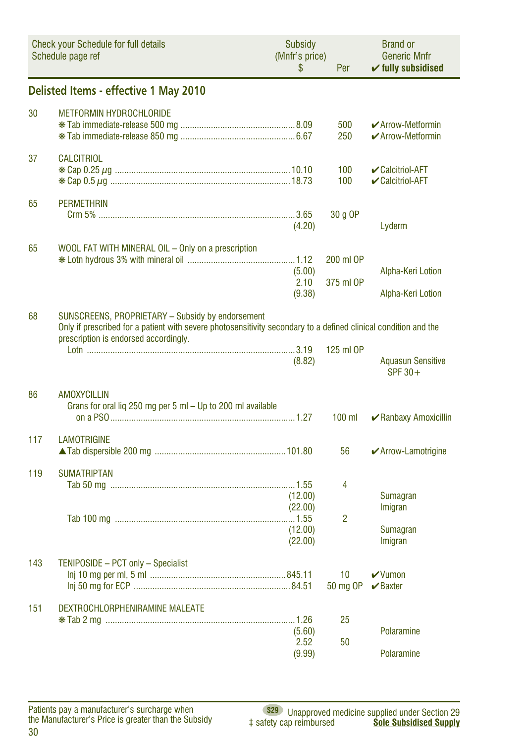| Check your Schedule for full details Schedule page ref | | Subsidy (Mnfr's price) $ | Per | Brand or Generic Mnfr ✔ fully subsidised |
|---|---|---|---|---|

## Delisted Items - effective 1 May 2010

| | | | | |
|---|---|---|---|---|
| 30 | **METFORMIN HYDROCHLORIDE** | | | |
| | ❋ Tab immediate-release 500 mg | 8.09 | 500 | ✔ Arrow-Metformin |
| | ❋ Tab immediate-release 850 mg | 6.67 | 250 | ✔ Arrow-Metformin |
| 37 | **CALCITRIOL** | | | |
| | ❋ Cap 0.25 µg | 10.10 | 100 | ✔ Calcitriol-AFT |
| | ❋ Cap 0.5 µg | 18.73 | 100 | ✔ Calcitriol-AFT |
| 65 | **PERMETHRIN** | | | |
| | Crm 5% | 3.65 | 30 g OP | |
| | | (4.20) | | Lyderm |
| 65 | **WOOL FAT WITH MINERAL OIL** – Only on a prescription | | | |
| | ❋ Lotn hydrous 3% with mineral oil | 1.12 | 200 ml OP | |
| | | (5.00) | | Alpha-Keri Lotion |
| | | 2.10 | 375 ml OP | |
| | | (9.38) | | Alpha-Keri Lotion |
| 68 | **SUNSCREENS, PROPRIETARY** – Subsidy by endorsement Only if prescribed for a patient with severe photosensitivity secondary to a defined clinical condition and the prescription is endorsed accordingly. | | | |
| | Lotn | 3.19 | 125 ml OP | |
| | | (8.82) | | Aquasun Sensitive SPF 30+ |
| 86 | **AMOXYCILLIN** | | | |
| | Grans for oral liq 250 mg per 5 ml – Up to 200 ml available on a PSO | 1.27 | 100 ml | ✔ Ranbaxy Amoxicillin |
| 117 | **LAMOTRIGINE** | | | |
| | ▲Tab dispersible 200 mg | 101.80 | 56 | ✔ Arrow-Lamotrigine |
| 119 | **SUMATRIPTAN** | | | |
| | Tab 50 mg | 1.55 | 4 | |
| | | (12.00) | | Sumagran |
| | | (22.00) | | Imigran |
| | Tab 100 mg | 1.55 | 2 | |
| | | (12.00) | | Sumagran |
| | | (22.00) | | Imigran |
| 143 | **TENIPOSIDE** – PCT only – Specialist | | | |
| | Inj 10 mg per ml, 5 ml | 845.11 | 10 | ✔ Vumon |
| | Inj 50 mg for ECP | 84.51 | 50 mg OP | ✔ Baxter |
| 151 | **DEXTROCHLORPHENIRAMINE MALEATE** | | | |
| | ❋ Tab 2 mg | 1.26 | 25 | |
| | | (5.60) | | Polaramine |
| | | 2.52 | 50 | |
| | | (9.99) | | Polaramine |

Patients pay a manufacturer's surcharge when the Manufacturer's Price is greater than the Subsidy

S29 Unapproved medicine supplied under Section 29
‡ safety cap reimbursed
**Sole Subsidised Supply**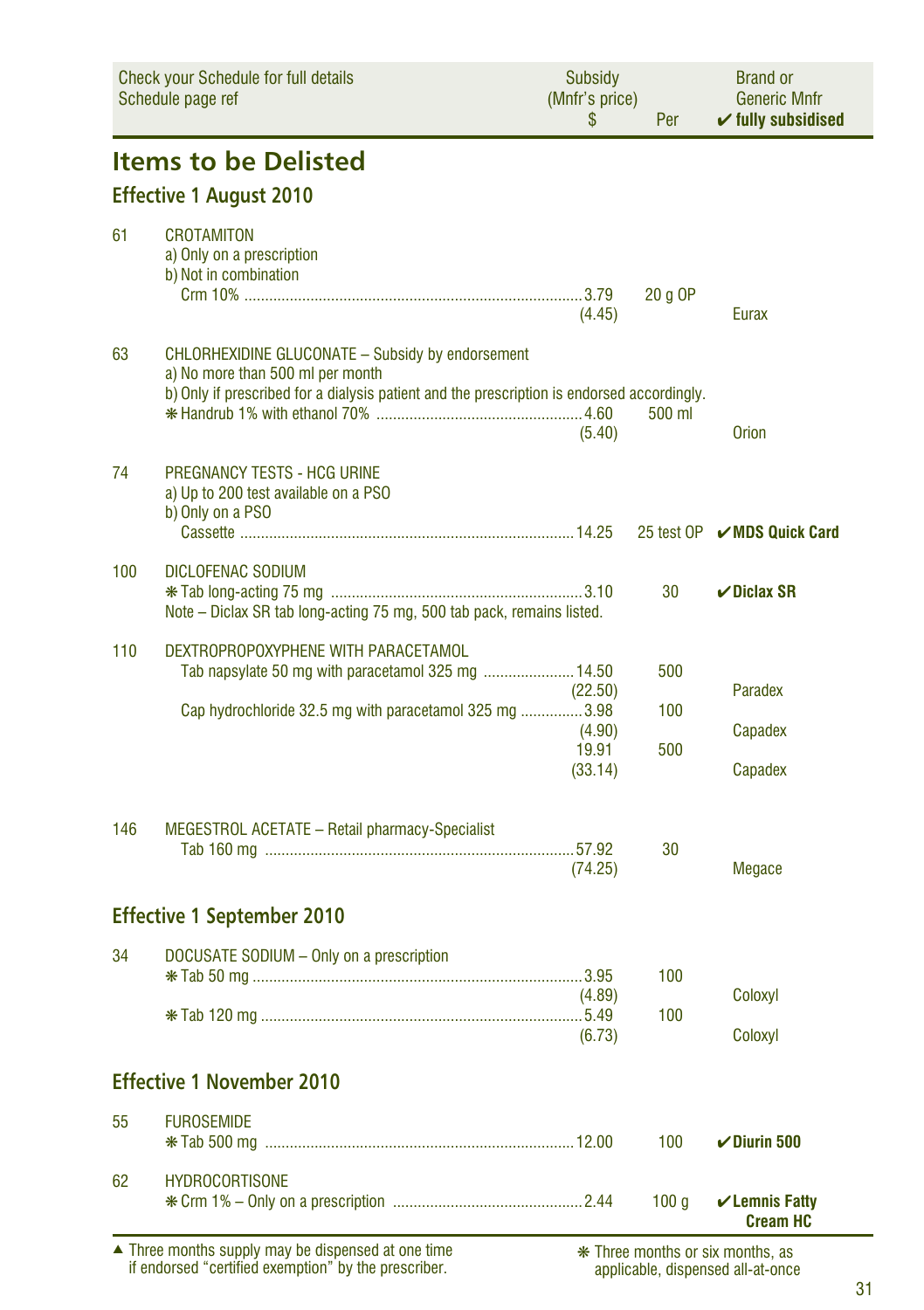| Check your Schedule for full details Schedule page ref | | Subsidy (Mnfr's price) $ | Per | Brand or Generic Mnfr ✔ fully subsidised |
|---|---|---|---|---|

## Items to be Delisted

### Effective 1 August 2010

| | | | | |
|---|---|---|---|---|
| 61 | CROTAMITON<br>a) Only on a prescription<br>b) Not in combination<br>Crm 10% | 3.79<br>(4.45) | 20 g OP | Eurax |
| 63 | CHLORHEXIDINE GLUCONATE – Subsidy by endorsement<br>a) No more than 500 ml per month<br>b) Only if prescribed for a dialysis patient and the prescription is endorsed accordingly.<br>❋ Handrub 1% with ethanol 70% | 4.60<br>(5.40) | 500 ml | Orion |
| 74 | PREGNANCY TESTS - HCG URINE<br>a) Up to 200 test available on a PSO<br>b) Only on a PSO<br>Cassette | 14.25 | 25 test OP | ✔ **MDS Quick Card** |
| 100 | DICLOFENAC SODIUM<br>❋ Tab long-acting 75 mg<br>Note – Diclax SR tab long-acting 75 mg, 500 tab pack, remains listed. | 3.10 | 30 | ✔ **Diclax SR** |
| 110 | DEXTROPROPOXYPHENE WITH PARACETAMOL<br>Tab napsylate 50 mg with paracetamol 325 mg | 14.50<br>(22.50) | 500 | Paradex |
| | Cap hydrochloride 32.5 mg with paracetamol 325 mg | 3.98<br>(4.90) | 100 | Capadex |
| | | 19.91<br>(33.14) | 500 | Capadex |
| 146 | MEGESTROL ACETATE – Retail pharmacy-Specialist<br>Tab 160 mg | 57.92<br>(74.25) | 30 | Megace |

### Effective 1 September 2010

| | | | | |
|---|---|---|---|---|
| 34 | DOCUSATE SODIUM – Only on a prescription<br>❋ Tab 50 mg | 3.95<br>(4.89) | 100 | Coloxyl |
| | ❋ Tab 120 mg | 5.49<br>(6.73) | 100 | Coloxyl |

### Effective 1 November 2010

| | | | | |
|---|---|---|---|---|
| 55 | FUROSEMIDE<br>❋ Tab 500 mg | 12.00 | 100 | ✔ **Diurin 500** |
| 62 | HYDROCORTISONE<br>❋ Crm 1% – Only on a prescription | 2.44 | 100 g | ✔ **Lemnis Fatty Cream HC** |

▲ Three months supply may be dispensed at one time if endorsed "certified exemption" by the prescriber.

❋ Three months or six months, as applicable, dispensed all-at-once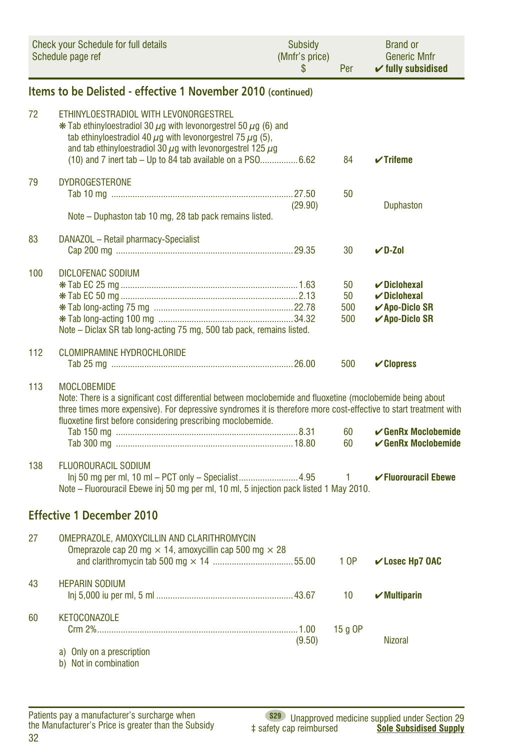| Check your Schedule for full details Schedule page ref | | Subsidy (Mnfr's price) $ | Per | Brand or Generic Mnfr ✔ fully subsidised |
|---|---|---|---|---|

## Items to be Delisted - effective 1 November 2010 (continued)

| | | | | |
|---|---|---|---|---|
| 72 | ETHINYLOESTRADIOL WITH LEVONORGESTREL | | | |
| | ❋ Tab ethinyloestradiol 30 µg with levonorgestrel 50 µg (6) and tab ethinyloestradiol 40 µg with levonorgestrel 75 µg (5), and tab ethinyloestradiol 30 µg with levonorgestrel 125 µg (10) and 7 inert tab – Up to 84 tab available on a PSO | 6.62 | 84 | ✔Trifeme |
| 79 | DYDROGESTERONE | | | |
| | Tab 10 mg | 27.50 (29.90) | 50 | Duphaston |
| | Note – Duphaston tab 10 mg, 28 tab pack remains listed. | | | |
| 83 | DANAZOL – Retail pharmacy-Specialist | | | |
| | Cap 200 mg | 29.35 | 30 | ✔D-Zol |
| 100 | DICLOFENAC SODIUM | | | |
| | ❋ Tab EC 25 mg | 1.63 | 50 | ✔Diclohexal |
| | ❋ Tab EC 50 mg | 2.13 | 50 | ✔Diclohexal |
| | ❋ Tab long-acting 75 mg | 22.78 | 500 | ✔Apo-Diclo SR |
| | ❋ Tab long-acting 100 mg | 34.32 | 500 | ✔Apo-Diclo SR |
| | Note – Diclax SR tab long-acting 75 mg, 500 tab pack, remains listed. | | | |
| 112 | CLOMIPRAMINE HYDROCHLORIDE | | | |
| | Tab 25 mg | 26.00 | 500 | ✔Clopress |
| 113 | MOCLOBEMIDE | | | |
| | Note: There is a significant cost differential between moclobemide and fluoxetine (moclobemide being about three times more expensive). For depressive syndromes it is therefore more cost-effective to start treatment with fluoxetine first before considering prescribing moclobemide. | | | |
| | Tab 150 mg | 8.31 | 60 | ✔GenRx Moclobemide |
| | Tab 300 mg | 18.80 | 60 | ✔GenRx Moclobemide |
| 138 | FLUOROURACIL SODIUM | | | |
| | Inj 50 mg per ml, 10 ml – PCT only – Specialist | 4.95 | 1 | ✔Fluorouracil Ebewe |
| | Note – Fluorouracil Ebewe inj 50 mg per ml, 10 ml, 5 injection pack listed 1 May 2010. | | | |

## Effective 1 December 2010

| | | | | |
|---|---|---|---|---|
| 27 | OMEPRAZOLE, AMOXYCILLIN AND CLARITHROMYCIN | | | |
| | Omeprazole cap 20 mg × 14, amoxycillin cap 500 mg × 28 and clarithromycin tab 500 mg × 14 | 55.00 | 1 OP | ✔Losec Hp7 OAC |
| 43 | HEPARIN SODIUM | | | |
| | Inj 5,000 iu per ml, 5 ml | 43.67 | 10 | ✔Multiparin |
| 60 | KETOCONAZOLE | | | |
| | Crm 2% | 1.00 (9.50) | 15 g OP | Nizoral |
| | a) Only on a prescription<br>b) Not in combination | | | |

Patients pay a manufacturer's surcharge when the Manufacturer's Price is greater than the Subsidy

S29 Unapproved medicine supplied under Section 29
‡ safety cap reimbursed
**Sole Subsidised Supply**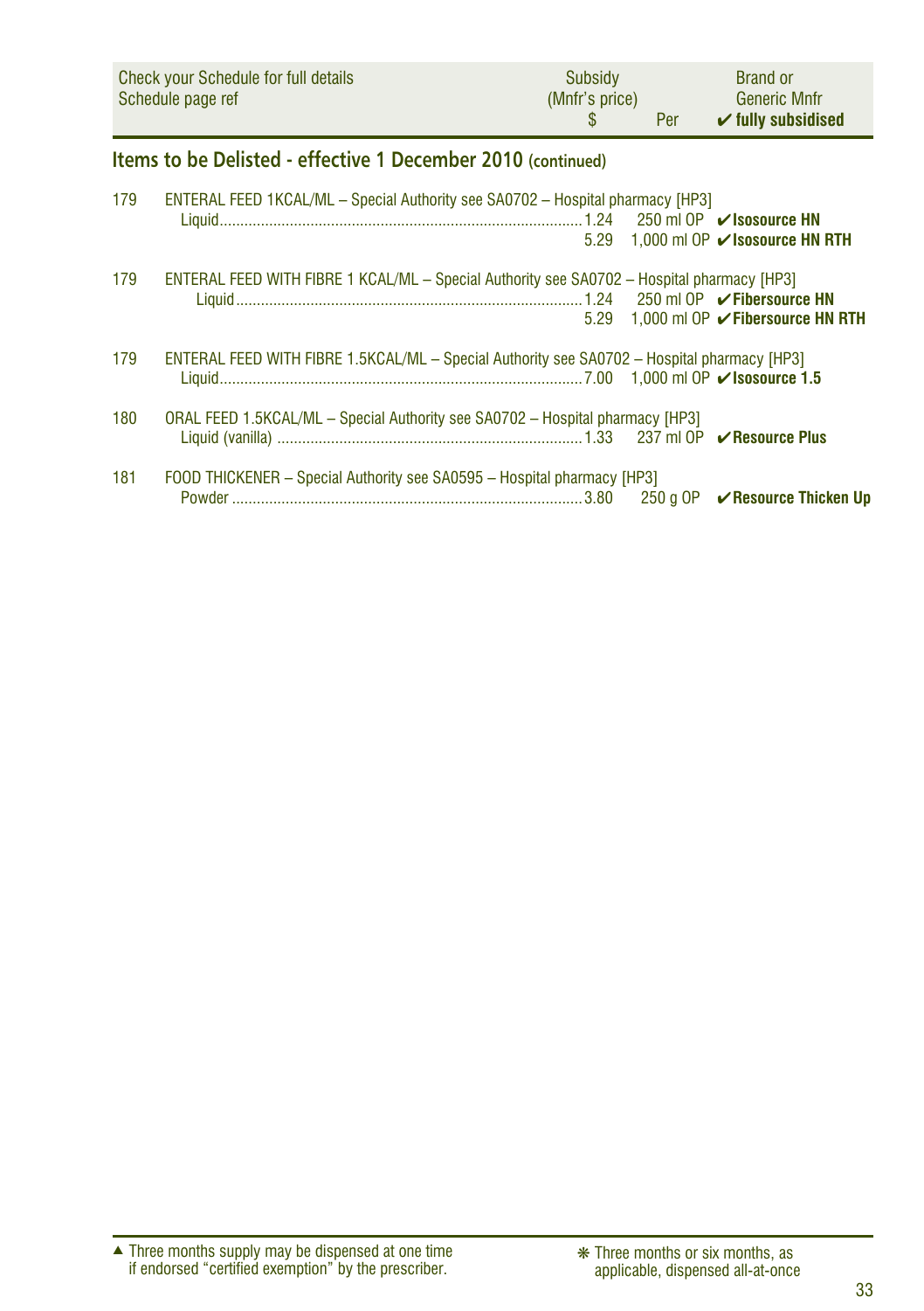| Check your Schedule for full details<br>Schedule page ref | Subsidy<br>(Mnfr's price)<br>$ | Per | Brand or<br>Generic Mnfr<br>✔ fully subsidised |
|---|---|---|---|

## Items to be Delisted - effective 1 December 2010 (continued)

| | | | | |
|---|---|---|---|---|
| 179 | ENTERAL FEED 1KCAL/ML – Special Authority see SA0702 – Hospital pharmacy [HP3] | | | |
| | Liquid | 1.24 | 250 ml OP | ✔**Isosource HN** |
| | | 5.29 | 1,000 ml OP | ✔**Isosource HN RTH** |
| 179 | ENTERAL FEED WITH FIBRE 1 KCAL/ML – Special Authority see SA0702 – Hospital pharmacy [HP3] | | | |
| | Liquid | 1.24 | 250 ml OP | ✔**Fibersource HN** |
| | | 5.29 | 1,000 ml OP | ✔**Fibersource HN RTH** |
| 179 | ENTERAL FEED WITH FIBRE 1.5KCAL/ML – Special Authority see SA0702 – Hospital pharmacy [HP3] | | | |
| | Liquid | 7.00 | 1,000 ml OP | ✔**Isosource 1.5** |
| 180 | ORAL FEED 1.5KCAL/ML – Special Authority see SA0702 – Hospital pharmacy [HP3] | | | |
| | Liquid (vanilla) | 1.33 | 237 ml OP | ✔**Resource Plus** |
| 181 | FOOD THICKENER – Special Authority see SA0595 – Hospital pharmacy [HP3] | | | |
| | Powder | 3.80 | 250 g OP | ✔**Resource Thicken Up** |

▲ Three months supply may be dispensed at one time if endorsed "certified exemption" by the prescriber.

❋ Three months or six months, as applicable, dispensed all-at-once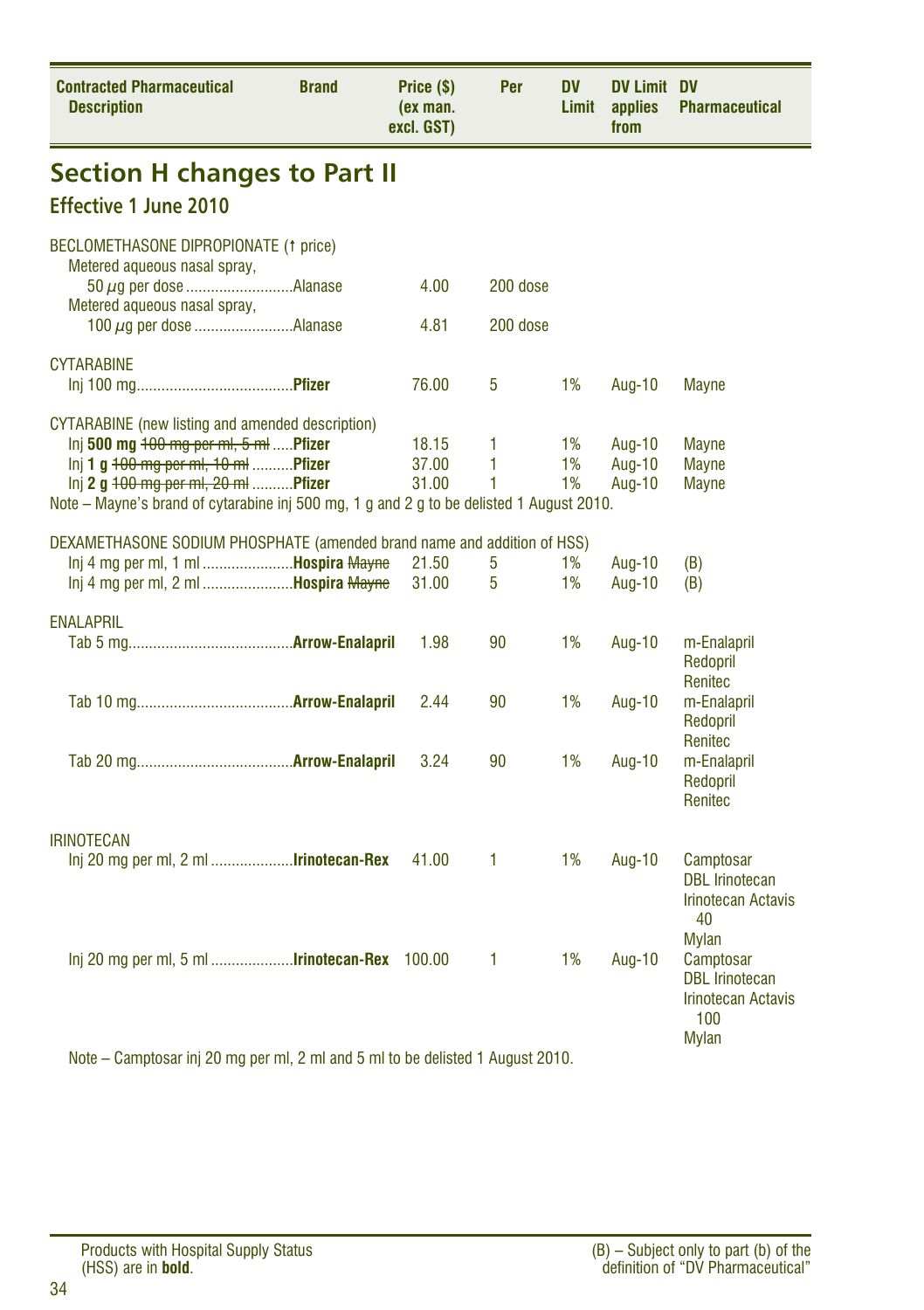| Contracted Pharmaceutical Description | Brand | Price ($) (ex man. excl. GST) | Per | DV Limit | DV Limit applies from | DV Pharmaceutical |
|---|---|---|---|---|---|---|

## Section H changes to Part II

### Effective 1 June 2010

| Contracted Pharmaceutical Description | Brand | Price ($) (ex man. excl. GST) | Per | DV Limit | DV Limit applies from | DV Pharmaceutical |
|---|---|---|---|---|---|---|
| BECLOMETHASONE DIPROPIONATE (↑ price) | | | | | | |
| Metered aqueous nasal spray, 50 µg per dose | Alanase | 4.00 | 200 dose | | | |
| Metered aqueous nasal spray, 100 µg per dose | Alanase | 4.81 | 200 dose | | | |
| CYTARABINE | | | | | | |
| Inj 100 mg | **Pfizer** | 76.00 | 5 | 1% | Aug-10 | Mayne |
| CYTARABINE (new listing and amended description) | | | | | | |
| Inj **500 mg** ~~100 mg per ml, 5 ml~~ | **Pfizer** | 18.15 | 1 | 1% | Aug-10 | Mayne |
| Inj **1 g** ~~100 mg per ml, 10 ml~~ | **Pfizer** | 37.00 | 1 | 1% | Aug-10 | Mayne |
| Inj **2 g** ~~100 mg per ml, 20 ml~~ | **Pfizer** | 31.00 | 1 | 1% | Aug-10 | Mayne |

Note – Mayne's brand of cytarabine inj 500 mg, 1 g and 2 g to be delisted 1 August 2010.

| Contracted Pharmaceutical Description | Brand | Price ($) (ex man. excl. GST) | Per | DV Limit | DV Limit applies from | DV Pharmaceutical |
|---|---|---|---|---|---|---|
| DEXAMETHASONE SODIUM PHOSPHATE (amended brand name and addition of HSS) | | | | | | |
| Inj 4 mg per ml, 1 ml | **Hospira** ~~Mayne~~ | 21.50 | 5 | 1% | Aug-10 | (B) |
| Inj 4 mg per ml, 2 ml | **Hospira** ~~Mayne~~ | 31.00 | 5 | 1% | Aug-10 | (B) |
| ENALAPRIL | | | | | | |
| Tab 5 mg | **Arrow-Enalapril** | 1.98 | 90 | 1% | Aug-10 | m-Enalapril<br>Redopril<br>Renitec |
| Tab 10 mg | **Arrow-Enalapril** | 2.44 | 90 | 1% | Aug-10 | m-Enalapril<br>Redopril<br>Renitec |
| Tab 20 mg | **Arrow-Enalapril** | 3.24 | 90 | 1% | Aug-10 | m-Enalapril<br>Redopril<br>Renitec |
| IRINOTECAN | | | | | | |
| Inj 20 mg per ml, 2 ml | **Irinotecan-Rex** | 41.00 | 1 | 1% | Aug-10 | Camptosar<br>DBL Irinotecan<br>Irinotecan Actavis 40<br>Mylan |
| Inj 20 mg per ml, 5 ml | **Irinotecan-Rex** | 100.00 | 1 | 1% | Aug-10 | Camptosar<br>DBL Irinotecan<br>Irinotecan Actavis 100<br>Mylan |

Note – Camptosar inj 20 mg per ml, 2 ml and 5 ml to be delisted 1 August 2010.

Products with Hospital Supply Status (HSS) are in **bold**.

(B) – Subject only to part (b) of the definition of "DV Pharmaceutical"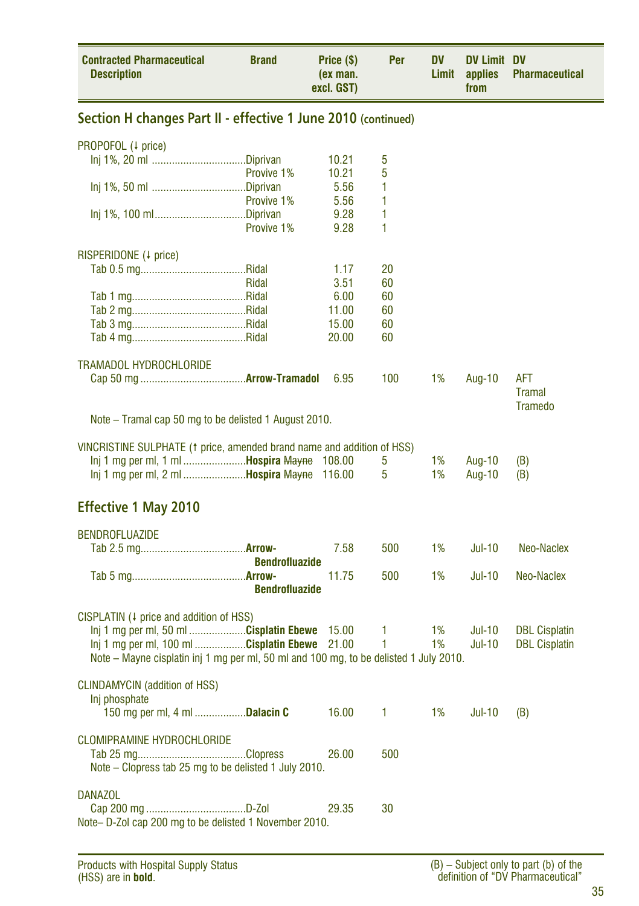| Contracted Pharmaceutical Description | Brand | Price ($) (ex man. excl. GST) | Per | DV Limit | DV Limit applies from | DV Pharmaceutical |
|---|---|---|---|---|---|---|

## Section H changes Part II - effective 1 June 2010 (continued)

| Contracted Pharmaceutical Description | Brand | Price ($) (ex man. excl. GST) | Per | DV Limit | DV Limit applies from | DV Pharmaceutical |
|---|---|---|---|---|---|---|
| PROPOFOL (↓ price) | | | | | | |
| Inj 1%, 20 ml | Diprivan | 10.21 | 5 | | | |
| | Provive 1% | 10.21 | 5 | | | |
| Inj 1%, 50 ml | Diprivan | 5.56 | 1 | | | |
| | Provive 1% | 5.56 | 1 | | | |
| Inj 1%, 100 ml | Diprivan | 9.28 | 1 | | | |
| | Provive 1% | 9.28 | 1 | | | |
| RISPERIDONE (↓ price) | | | | | | |
| Tab 0.5 mg | Ridal | 1.17 | 20 | | | |
| | Ridal | 3.51 | 60 | | | |
| Tab 1 mg | Ridal | 6.00 | 60 | | | |
| Tab 2 mg | Ridal | 11.00 | 60 | | | |
| Tab 3 mg | Ridal | 15.00 | 60 | | | |
| Tab 4 mg | Ridal | 20.00 | 60 | | | |
| TRAMADOL HYDROCHLORIDE | | | | | | |
| Cap 50 mg | **Arrow-Tramadol** | 6.95 | 100 | 1% | Aug-10 | AFT Tramal Tramedo |
| Note – Tramal cap 50 mg to be delisted 1 August 2010. | | | | | | |
| VINCRISTINE SULPHATE (↑ price, amended brand name and addition of HSS) | | | | | | |
| Inj 1 mg per ml, 1 ml | **Hospira** ~~Mayne~~ | 108.00 | 5 | 1% | Aug-10 | (B) |
| Inj 1 mg per ml, 2 ml | **Hospira** ~~Mayne~~ | 116.00 | 5 | 1% | Aug-10 | (B) |

## Effective 1 May 2010

| Contracted Pharmaceutical Description | Brand | Price ($) (ex man. excl. GST) | Per | DV Limit | DV Limit applies from | DV Pharmaceutical |
|---|---|---|---|---|---|---|
| BENDROFLUAZIDE | | | | | | |
| Tab 2.5 mg | **Arrow-Bendrofluazide** | 7.58 | 500 | 1% | Jul-10 | Neo-Naclex |
| Tab 5 mg | **Arrow-Bendrofluazide** | 11.75 | 500 | 1% | Jul-10 | Neo-Naclex |
| CISPLATIN (↓ price and addition of HSS) | | | | | | |
| Inj 1 mg per ml, 50 ml | **Cisplatin Ebewe** | 15.00 | 1 | 1% | Jul-10 | DBL Cisplatin |
| Inj 1 mg per ml, 100 ml | **Cisplatin Ebewe** | 21.00 | 1 | 1% | Jul-10 | DBL Cisplatin |
| Note – Mayne cisplatin inj 1 mg per ml, 50 ml and 100 mg, to be delisted 1 July 2010. | | | | | | |
| CLINDAMYCIN (addition of HSS) | | | | | | |
| Inj phosphate 150 mg per ml, 4 ml | **Dalacin C** | 16.00 | 1 | 1% | Jul-10 | (B) |
| CLOMIPRAMINE HYDROCHLORIDE | | | | | | |
| Tab 25 mg | Clopress | 26.00 | 500 | | | |
| Note – Clopress tab 25 mg to be delisted 1 July 2010. | | | | | | |
| DANAZOL | | | | | | |
| Cap 200 mg | D-Zol | 29.35 | 30 | | | |
| Note– D-Zol cap 200 mg to be delisted 1 November 2010. | | | | | | |

Products with Hospital Supply Status (HSS) are in **bold**.

(B) – Subject only to part (b) of the definition of "DV Pharmaceutical"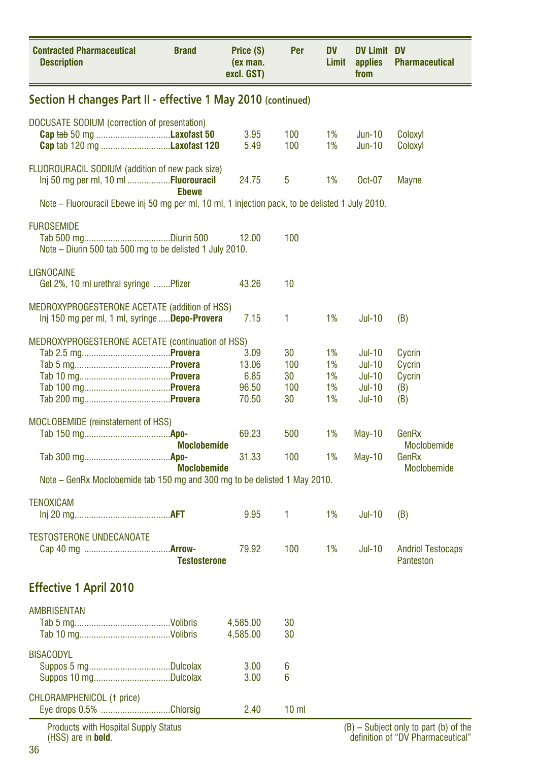| Contracted Pharmaceutical Description | Brand | Price ($) (ex man. excl. GST) | Per | DV Limit | DV Limit applies from | DV Pharmaceutical |
|---|---|---|---|---|---|---|

## Section H changes Part II - effective 1 May 2010 (continued)

| Contracted Pharmaceutical Description | Brand | Price ($) (ex man. excl. GST) | Per | DV Limit | DV Limit applies from | DV Pharmaceutical |
|---|---|---|---|---|---|---|
| DOCUSATE SODIUM (correction of presentation) | | | | | | |
| **Cap** ~~tab~~ 50 mg | **Laxofast 50** | 3.95 | 100 | 1% | Jun-10 | Coloxyl |
| **Cap** ~~tab~~ 120 mg | **Laxofast 120** | 5.49 | 100 | 1% | Jun-10 | Coloxyl |
| FLUOROURACIL SODIUM (addition of new pack size) | | | | | | |
| Inj 50 mg per ml, 10 ml | **Fluorouracil Ebewe** | 24.75 | 5 | 1% | Oct-07 | Mayne |
| Note – Fluorouracil Ebewe inj 50 mg per ml, 10 ml, 1 injection pack, to be delisted 1 July 2010. | | | | | | |
| FUROSEMIDE | | | | | | |
| Tab 500 mg | Diurin 500 | 12.00 | 100 | | | |
| Note – Diurin 500 tab 500 mg to be delisted 1 July 2010. | | | | | | |
| LIGNOCAINE | | | | | | |
| Gel 2%, 10 ml urethral syringe | Pfizer | 43.26 | 10 | | | |
| MEDROXYPROGESTERONE ACETATE (addition of HSS) | | | | | | |
| Inj 150 mg per ml, 1 ml, syringe | **Depo-Provera** | 7.15 | 1 | 1% | Jul-10 | (B) |
| MEDROXYPROGESTERONE ACETATE (continuation of HSS) | | | | | | |
| Tab 2.5 mg | **Provera** | 3.09 | 30 | 1% | Jul-10 | Cycrin |
| Tab 5 mg | **Provera** | 13.06 | 100 | 1% | Jul-10 | Cycrin |
| Tab 10 mg | **Provera** | 6.85 | 30 | 1% | Jul-10 | Cycrin |
| Tab 100 mg | **Provera** | 96.50 | 100 | 1% | Jul-10 | (B) |
| Tab 200 mg | **Provera** | 70.50 | 30 | 1% | Jul-10 | (B) |
| MOCLOBEMIDE (reinstatement of HSS) | | | | | | |
| Tab 150 mg | **Apo-Moclobemide** | 69.23 | 500 | 1% | May-10 | GenRx Moclobemide |
| Tab 300 mg | **Apo-Moclobemide** | 31.33 | 100 | 1% | May-10 | GenRx Moclobemide |
| Note – GenRx Moclobemide tab 150 mg and 300 mg to be delisted 1 May 2010. | | | | | | |
| TENOXICAM | | | | | | |
| Inj 20 mg | **AFT** | 9.95 | 1 | 1% | Jul-10 | (B) |
| TESTOSTERONE UNDECANOATE | | | | | | |
| Cap 40 mg | **Arrow-Testosterone** | 79.92 | 100 | 1% | Jul-10 | Andriol Testocaps Panteston |

## Effective 1 April 2010

| Contracted Pharmaceutical Description | Brand | Price ($) (ex man. excl. GST) | Per | DV Limit | DV Limit applies from | DV Pharmaceutical |
|---|---|---|---|---|---|---|
| AMBRISENTAN | | | | | | |
| Tab 5 mg | Volibris | 4,585.00 | 30 | | | |
| Tab 10 mg | Volibris | 4,585.00 | 30 | | | |
| BISACODYL | | | | | | |
| Suppos 5 mg | Dulcolax | 3.00 | 6 | | | |
| Suppos 10 mg | Dulcolax | 3.00 | 6 | | | |
| CHLORAMPHENICOL (↑ price) | | | | | | |
| Eye drops 0.5% | Chlorsig | 2.40 | 10 ml | | | |

Products with Hospital Supply Status (HSS) are in **bold**.

(B) – Subject only to part (b) of the definition of "DV Pharmaceutical"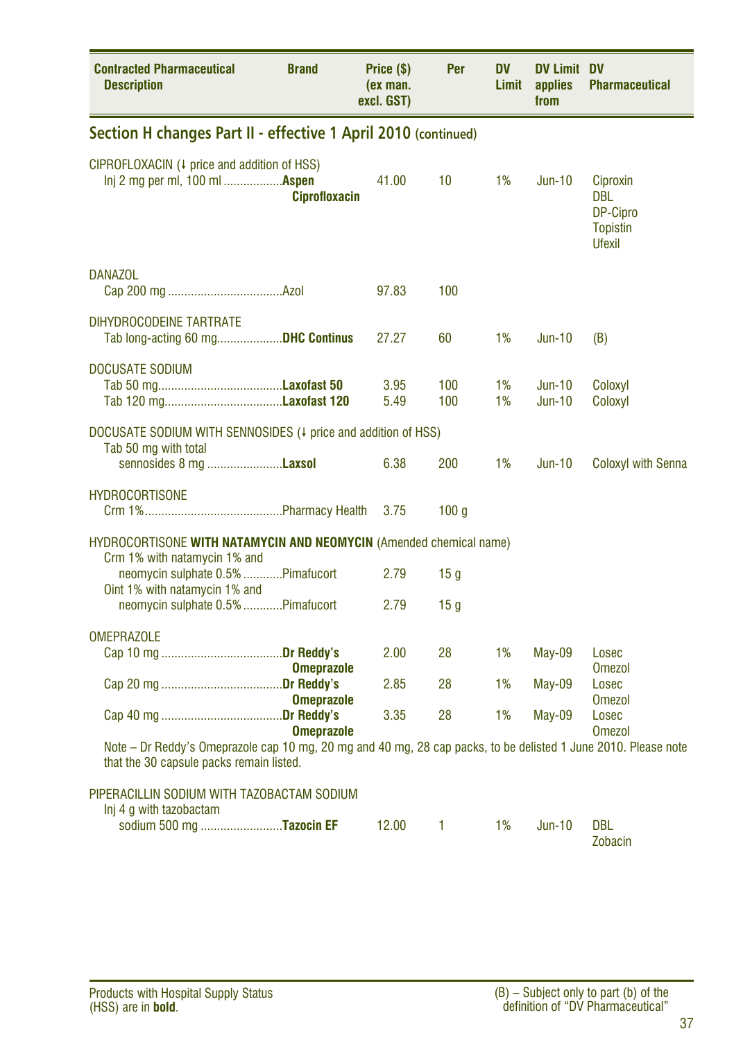| Contracted Pharmaceutical Description | Brand | Price ($) (ex man. excl. GST) | Per | DV Limit | DV Limit applies from | DV Pharmaceutical |
|---|---|---|---|---|---|---|

## Section H changes Part II - effective 1 April 2010 (continued)

| Contracted Pharmaceutical Description | Brand | Price ($) (ex man. excl. GST) | Per | DV Limit | DV Limit applies from | DV Pharmaceutical |
|---|---|---|---|---|---|---|
| CIPROFLOXACIN (↓ price and addition of HSS) | | | | | | |
| Inj 2 mg per ml, 100 ml | **Aspen Ciprofloxacin** | 41.00 | 10 | 1% | Jun-10 | Ciproxin, DBL, DP-Cipro, Topistin, Ufexil |
| DANAZOL | | | | | | |
| Cap 200 mg | Azol | 97.83 | 100 | | | |
| DIHYDROCODEINE TARTRATE | | | | | | |
| Tab long-acting 60 mg | **DHC Continus** | 27.27 | 60 | 1% | Jun-10 | (B) |
| DOCUSATE SODIUM | | | | | | |
| Tab 50 mg | **Laxofast 50** | 3.95 | 100 | 1% | Jun-10 | Coloxyl |
| Tab 120 mg | **Laxofast 120** | 5.49 | 100 | 1% | Jun-10 | Coloxyl |
| DOCUSATE SODIUM WITH SENNOSIDES (↓ price and addition of HSS) | | | | | | |
| Tab 50 mg with total sennosides 8 mg | **Laxsol** | 6.38 | 200 | 1% | Jun-10 | Coloxyl with Senna |
| HYDROCORTISONE | | | | | | |
| Crm 1% | Pharmacy Health | 3.75 | 100 g | | | |
| HYDROCORTISONE **WITH NATAMYCIN AND NEOMYCIN** (Amended chemical name) | | | | | | |
| Crm 1% with natamycin 1% and neomycin sulphate 0.5% | Pimafucort | 2.79 | 15 g | | | |
| Oint 1% with natamycin 1% and neomycin sulphate 0.5% | Pimafucort | 2.79 | 15 g | | | |
| OMEPRAZOLE | | | | | | |
| Cap 10 mg | **Dr Reddy's Omeprazole** | 2.00 | 28 | 1% | May-09 | Losec, Omezol |
| Cap 20 mg | **Dr Reddy's Omeprazole** | 2.85 | 28 | 1% | May-09 | Losec, Omezol |
| Cap 40 mg | **Dr Reddy's Omeprazole** | 3.35 | 28 | 1% | May-09 | Losec, Omezol |

Note – Dr Reddy's Omeprazole cap 10 mg, 20 mg and 40 mg, 28 cap packs, to be delisted 1 June 2010. Please note that the 30 capsule packs remain listed.

| Contracted Pharmaceutical Description | Brand | Price ($) (ex man. excl. GST) | Per | DV Limit | DV Limit applies from | DV Pharmaceutical |
|---|---|---|---|---|---|---|
| PIPERACILLIN SODIUM WITH TAZOBACTAM SODIUM | | | | | | |
| Inj 4 g with tazobactam sodium 500 mg | **Tazocin EF** | 12.00 | 1 | 1% | Jun-10 | DBL, Zobacin |

Products with Hospital Supply Status (HSS) are in **bold**.

(B) – Subject only to part (b) of the definition of "DV Pharmaceutical"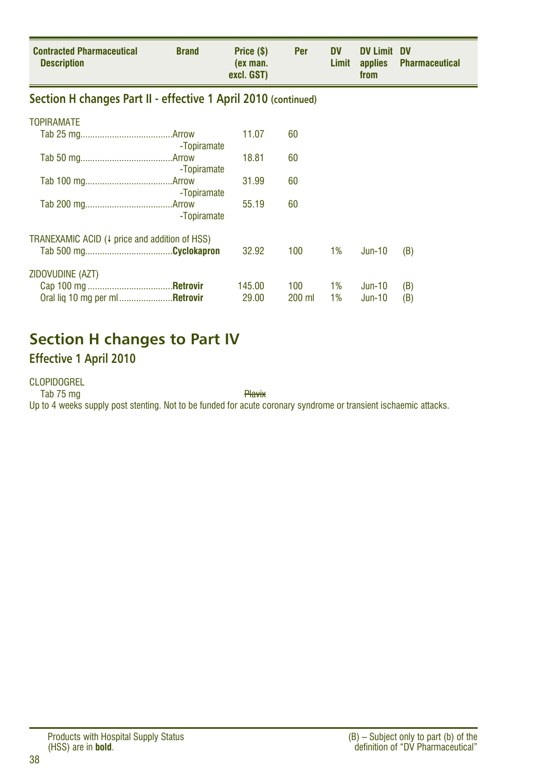| Contracted Pharmaceutical Description | Brand | Price ($) (ex man. excl. GST) | Per | DV Limit | DV Limit applies from | DV Pharmaceutical |
|---|---|---|---|---|---|---|

## Section H changes Part II - effective 1 April 2010 (continued)

| Contracted Pharmaceutical Description | Brand | Price ($) (ex man. excl. GST) | Per | DV Limit | DV Limit applies from | DV Pharmaceutical |
|---|---|---|---|---|---|---|
| TOPIRAMATE | | | | | | |
| Tab 25 mg | Arrow -Topiramate | 11.07 | 60 | | | |
| Tab 50 mg | Arrow -Topiramate | 18.81 | 60 | | | |
| Tab 100 mg | Arrow -Topiramate | 31.99 | 60 | | | |
| Tab 200 mg | Arrow -Topiramate | 55.19 | 60 | | | |
| TRANEXAMIC ACID (↓ price and addition of HSS) | | | | | | |
| Tab 500 mg | **Cyclokapron** | 32.92 | 100 | 1% | Jun-10 | (B) |
| ZIDOVUDINE (AZT) | | | | | | |
| Cap 100 mg | **Retrovir** | 145.00 | 100 | 1% | Jun-10 | (B) |
| Oral liq 10 mg per ml | **Retrovir** | 29.00 | 200 ml | 1% | Jun-10 | (B) |

# Section H changes to Part IV

## Effective 1 April 2010

CLOPIDOGREL

Tab 75 mg ~~Plavix~~

Up to 4 weeks supply post stenting. Not to be funded for acute coronary syndrome or transient ischaemic attacks.

Products with Hospital Supply Status (HSS) are in **bold**.

(B) – Subject only to part (b) of the definition of "DV Pharmaceutical"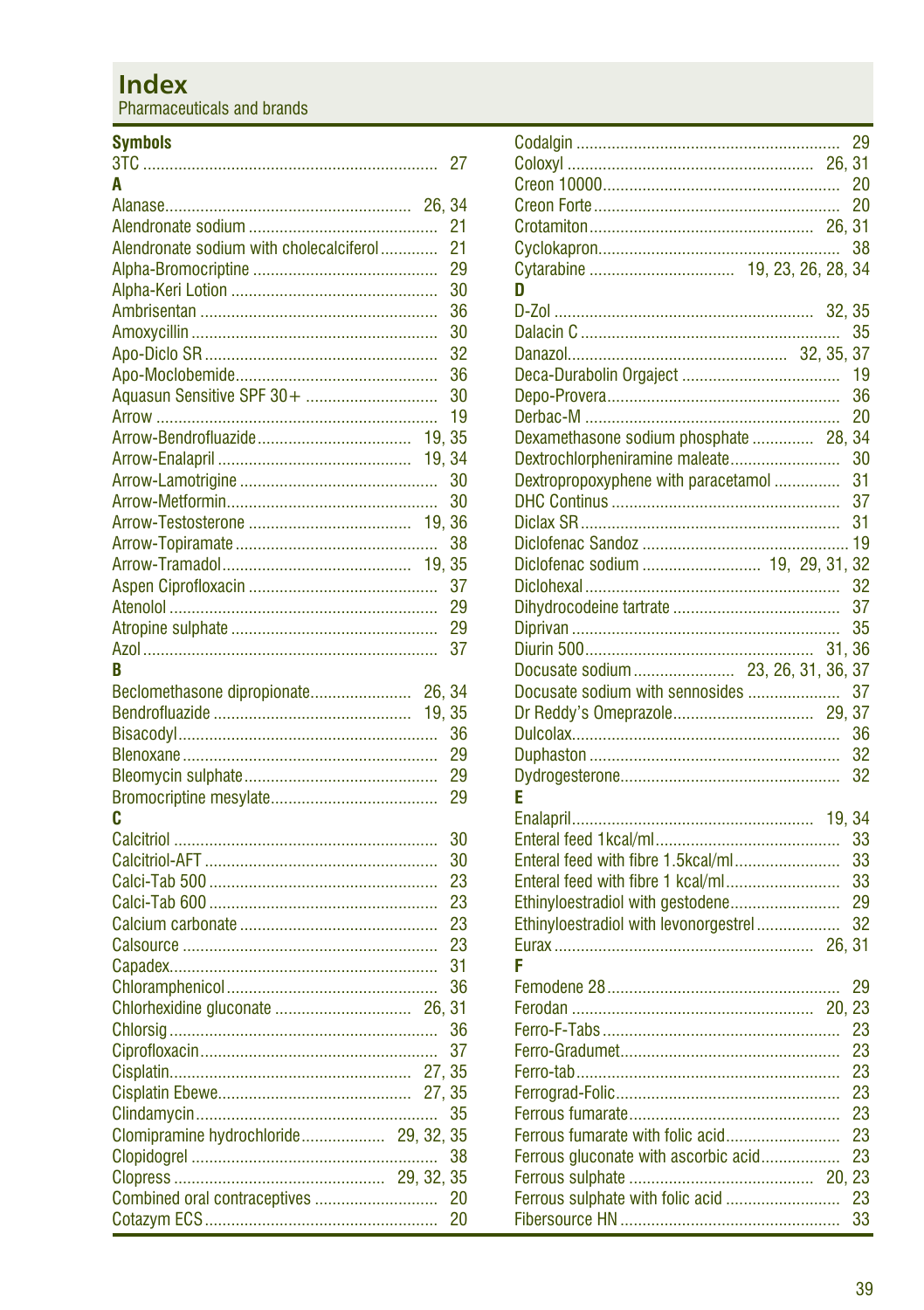# Index

Pharmaceuticals and brands

### Symbols

3TC ..... 27

### A

Alanase ..... 26, 34
Alendronate sodium ..... 21
Alendronate sodium with cholecalciferol ..... 21
Alpha-Bromocriptine ..... 29
Alpha-Keri Lotion ..... 30
Ambrisentan ..... 36
Amoxycillin ..... 30
Apo-Diclo SR ..... 32
Apo-Moclobemide ..... 36
Aquasun Sensitive SPF 30+ ..... 30
Arrow ..... 19
Arrow-Bendrofluazide ..... 19, 35
Arrow-Enalapril ..... 19, 34
Arrow-Lamotrigine ..... 30
Arrow-Metformin ..... 30
Arrow-Testosterone ..... 19, 36
Arrow-Topiramate ..... 38
Arrow-Tramadol ..... 19, 35
Aspen Ciprofloxacin ..... 37
Atenolol ..... 29
Atropine sulphate ..... 29
Azol ..... 37

### B

Beclomethasone dipropionate ..... 26, 34
Bendrofluazide ..... 19, 35
Bisacodyl ..... 36
Blenoxane ..... 29
Bleomycin sulphate ..... 29
Bromocriptine mesylate ..... 29

### C

Calcitriol ..... 30
Calcitriol-AFT ..... 30
Calci-Tab 500 ..... 23
Calci-Tab 600 ..... 23
Calcium carbonate ..... 23
Calsource ..... 23
Capadex ..... 31
Chloramphenicol ..... 36
Chlorhexidine gluconate ..... 26, 31
Chlorsig ..... 36
Ciprofloxacin ..... 37
Cisplatin ..... 27, 35
Cisplatin Ebewe ..... 27, 35
Clindamycin ..... 35
Clomipramine hydrochloride ..... 29, 32, 35
Clopidogrel ..... 38
Clopress ..... 29, 32, 35
Combined oral contraceptives ..... 20
Cotazym ECS ..... 20
Codalgin ..... 29
Coloxyl ..... 26, 31
Creon 10000 ..... 20
Creon Forte ..... 20
Crotamiton ..... 26, 31
Cyclokapron ..... 38
Cytarabine ..... 19, 23, 26, 28, 34

### D

D-Zol ..... 32, 35
Dalacin C ..... 35
Danazol ..... 32, 35, 37
Deca-Durabolin Orgaject ..... 19
Depo-Provera ..... 36
Derbac-M ..... 20
Dexamethasone sodium phosphate ..... 28, 34
Dextrochlorpheniramine maleate ..... 30
Dextropropoxyphene with paracetamol ..... 31
DHC Continus ..... 37
Diclax SR ..... 31
Diclofenac Sandoz ..... 19
Diclofenac sodium ..... 19, 29, 31, 32
Diclohexal ..... 32
Dihydrocodeine tartrate ..... 37
Diprivan ..... 35
Diurin 500 ..... 31, 36
Docusate sodium ..... 23, 26, 31, 36, 37
Docusate sodium with sennosides ..... 37
Dr Reddy's Omeprazole ..... 29, 37
Dulcolax ..... 36
Duphaston ..... 32
Dydrogesterone ..... 32

### E

Enalapril ..... 19, 34
Enteral feed 1kcal/ml ..... 33
Enteral feed with fibre 1.5kcal/ml ..... 33
Enteral feed with fibre 1 kcal/ml ..... 33
Ethinyloestradiol with gestodene ..... 29
Ethinyloestradiol with levonorgestrel ..... 32
Eurax ..... 26, 31

### F

Femodene 28 ..... 29
Ferodan ..... 20, 23
Ferro-F-Tabs ..... 23
Ferro-Gradumet ..... 23
Ferro-tab ..... 23
Ferrograd-Folic ..... 23
Ferrous fumarate ..... 23
Ferrous fumarate with folic acid ..... 23
Ferrous gluconate with ascorbic acid ..... 23
Ferrous sulphate ..... 20, 23
Ferrous sulphate with folic acid ..... 23
Fibersource HN ..... 33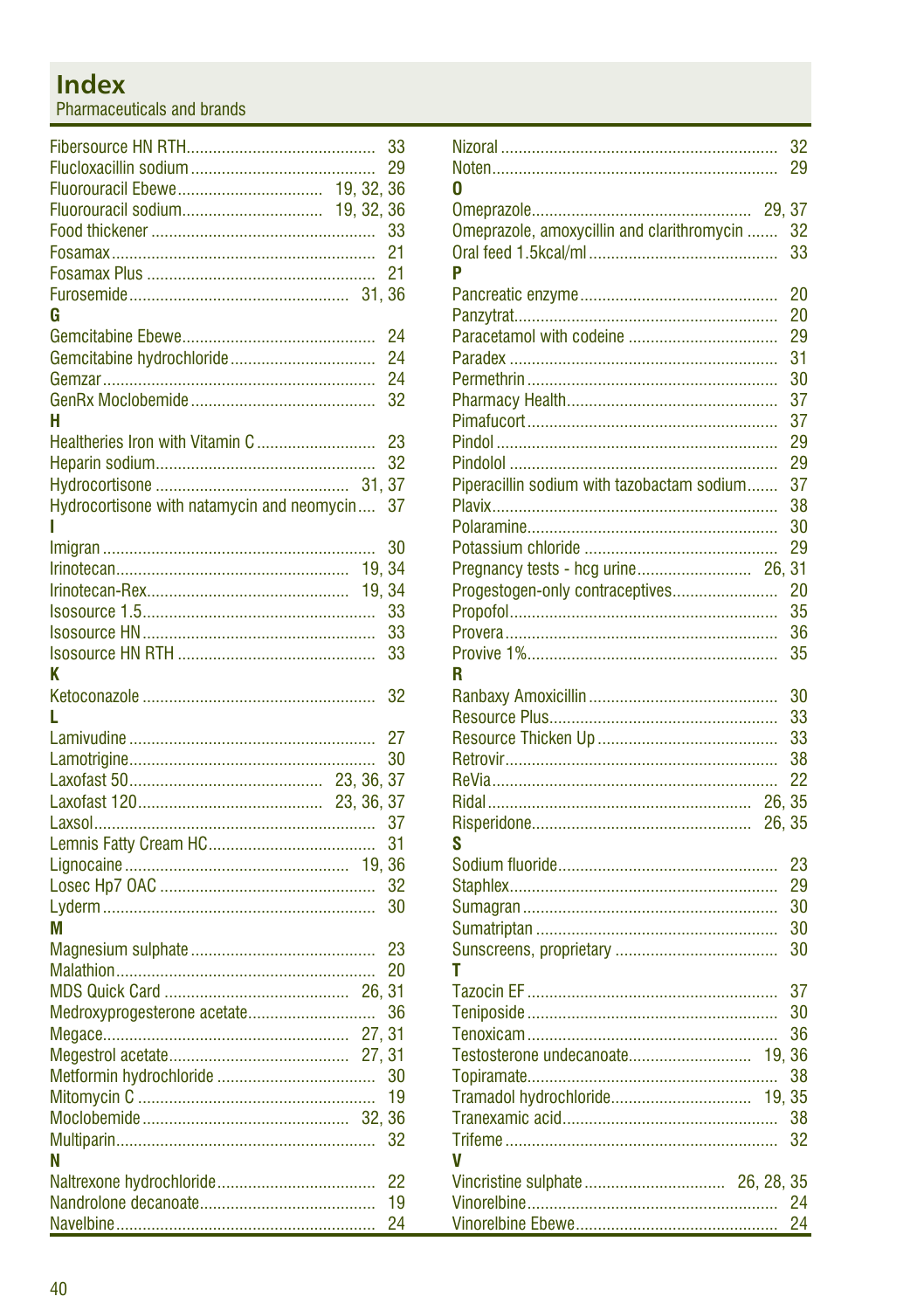# Index

Pharmaceuticals and brands

Fibersource HN RTH ........ 33
Flucloxacillin sodium ........ 29
Fluorouracil Ebewe ........ 19, 32, 36
Fluorouracil sodium ........ 19, 32, 36
Food thickener ........ 33
Fosamax ........ 21
Fosamax Plus ........ 21
Furosemide ........ 31, 36

**G**

Gemcitabine Ebewe ........ 24
Gemcitabine hydrochloride ........ 24
Gemzar ........ 24
GenRx Moclobemide ........ 32

**H**

Healtheries Iron with Vitamin C ........ 23
Heparin sodium ........ 32
Hydrocortisone ........ 31, 37
Hydrocortisone with natamycin and neomycin ........ 37

**I**

Imigran ........ 30
Irinotecan ........ 19, 34
Irinotecan-Rex ........ 19, 34
Isosource 1.5 ........ 33
Isosource HN ........ 33
Isosource HN RTH ........ 33

**K**

Ketoconazole ........ 32

**L**

Lamivudine ........ 27
Lamotrigine ........ 30
Laxofast 50 ........ 23, 36, 37
Laxofast 120 ........ 23, 36, 37
Laxsol ........ 37
Lemnis Fatty Cream HC ........ 31
Lignocaine ........ 19, 36
Losec Hp7 OAC ........ 32
Lyderm ........ 30

**M**

Magnesium sulphate ........ 23
Malathion ........ 20
MDS Quick Card ........ 26, 31
Medroxyprogesterone acetate ........ 36
Megace ........ 27, 31
Megestrol acetate ........ 27, 31
Metformin hydrochloride ........ 30
Mitomycin C ........ 19
Moclobemide ........ 32, 36
Multiparin ........ 32

**N**

Naltrexone hydrochloride ........ 22
Nandrolone decanoate ........ 19
Navelbine ........ 24
Nizoral ........ 32
Noten ........ 29

**O**

Omeprazole ........ 29, 37
Omeprazole, amoxycillin and clarithromycin ........ 32
Oral feed 1.5kcal/ml ........ 33

**P**

Pancreatic enzyme ........ 20
Panzytrat ........ 20
Paracetamol with codeine ........ 29
Paradex ........ 31
Permethrin ........ 30
Pharmacy Health ........ 37
Pimafucort ........ 37
Pindol ........ 29
Pindolol ........ 29
Piperacillin sodium with tazobactam sodium ........ 37
Plavix ........ 38
Polaramine ........ 30
Potassium chloride ........ 29
Pregnancy tests - hcg urine ........ 26, 31
Progestogen-only contraceptives ........ 20
Propofol ........ 35
Provera ........ 36
Provive 1% ........ 35

**R**

Ranbaxy Amoxicillin ........ 30
Resource Plus ........ 33
Resource Thicken Up ........ 33
Retrovir ........ 38
ReVia ........ 22
Ridal ........ 26, 35
Risperidone ........ 26, 35

**S**

Sodium fluoride ........ 23
Staphlex ........ 29
Sumagran ........ 30
Sumatriptan ........ 30
Sunscreens, proprietary ........ 30

**T**

Tazocin EF ........ 37
Teniposide ........ 30
Tenoxicam ........ 36
Testosterone undecanoate ........ 19, 36
Topiramate ........ 38
Tramadol hydrochloride ........ 19, 35
Tranexamic acid ........ 38
Trifeme ........ 32

**V**

Vincristine sulphate ........ 26, 28, 35
Vinorelbine ........ 24
Vinorelbine Ebewe ........ 24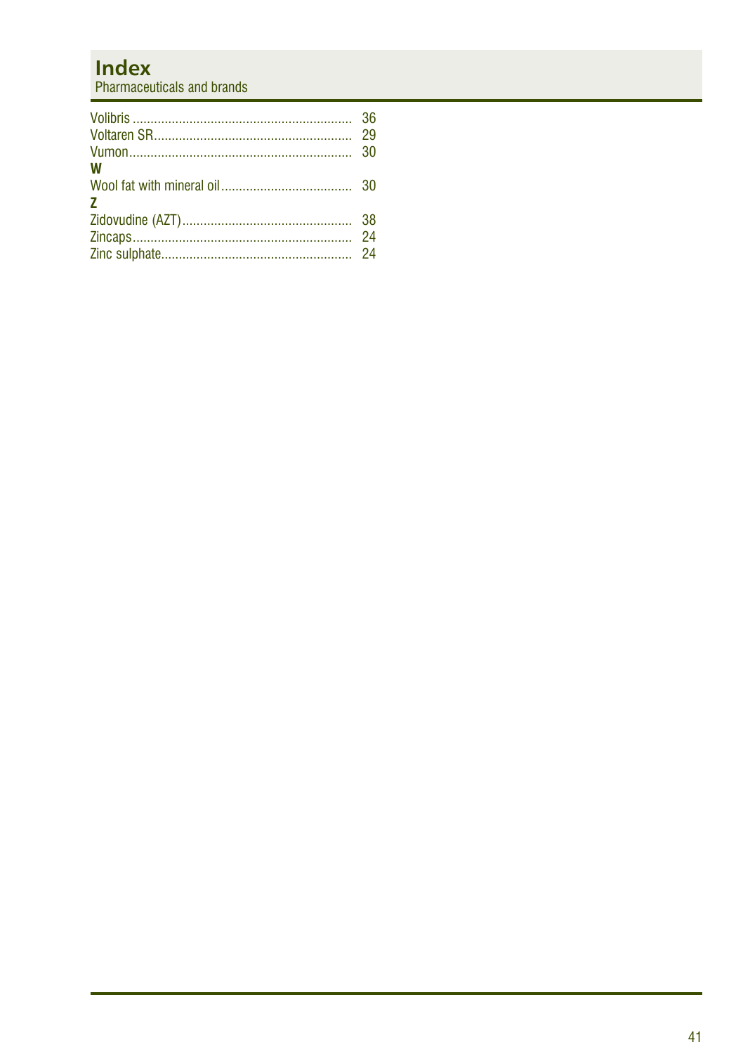# Index

Pharmaceuticals and brands

Volibris ............................................................. 36
Voltaren SR....................................................... 29
Vumon............................................................... 30

**W**

Wool fat with mineral oil .................................... 30

**Z**

Zidovudine (AZT)................................................ 38
Zincaps............................................................... 24
Zinc sulphate...................................................... 24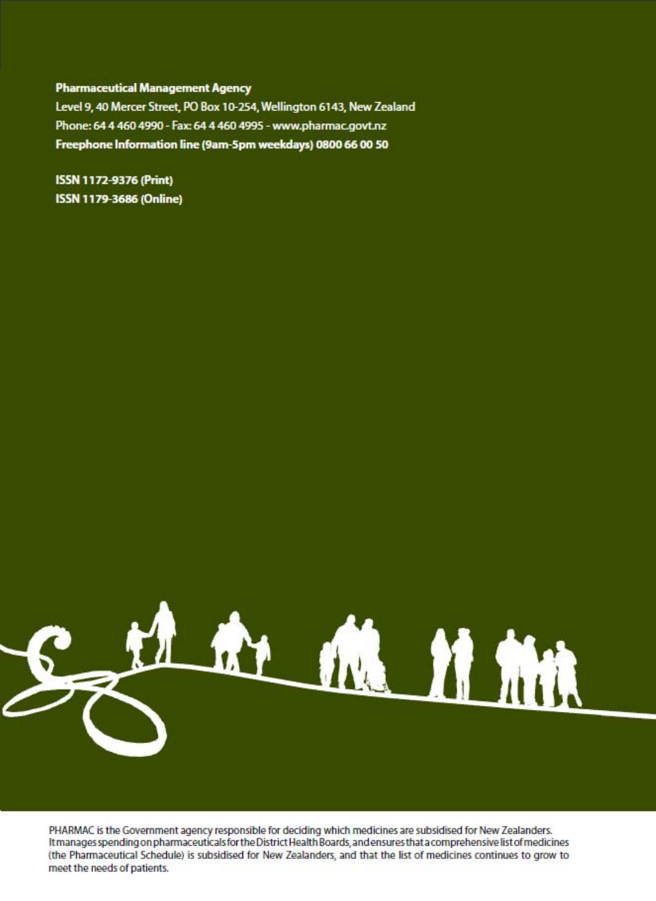**Pharmaceutical Management Agency**

Level 9, 40 Mercer Street, PO Box 10-254, Wellington 6143, New Zealand

Phone: 64 4 460 4990 - Fax: 64 4 460 4995 - www.pharmac.govt.nz

**Freephone Information line (9am-5pm weekdays) 0800 66 00 50**

**ISSN 1172-9376 (Print)**

**ISSN 1179-3686 (Online)**

PHARMAC is the Government agency responsible for deciding which medicines are subsidised for New Zealanders. It manages spending on pharmaceuticals for the District Health Boards, and ensures that a comprehensive list of medicines (the Pharmaceutical Schedule) is subsidised for New Zealanders, and that the list of medicines continues to grow to meet the needs of patients.